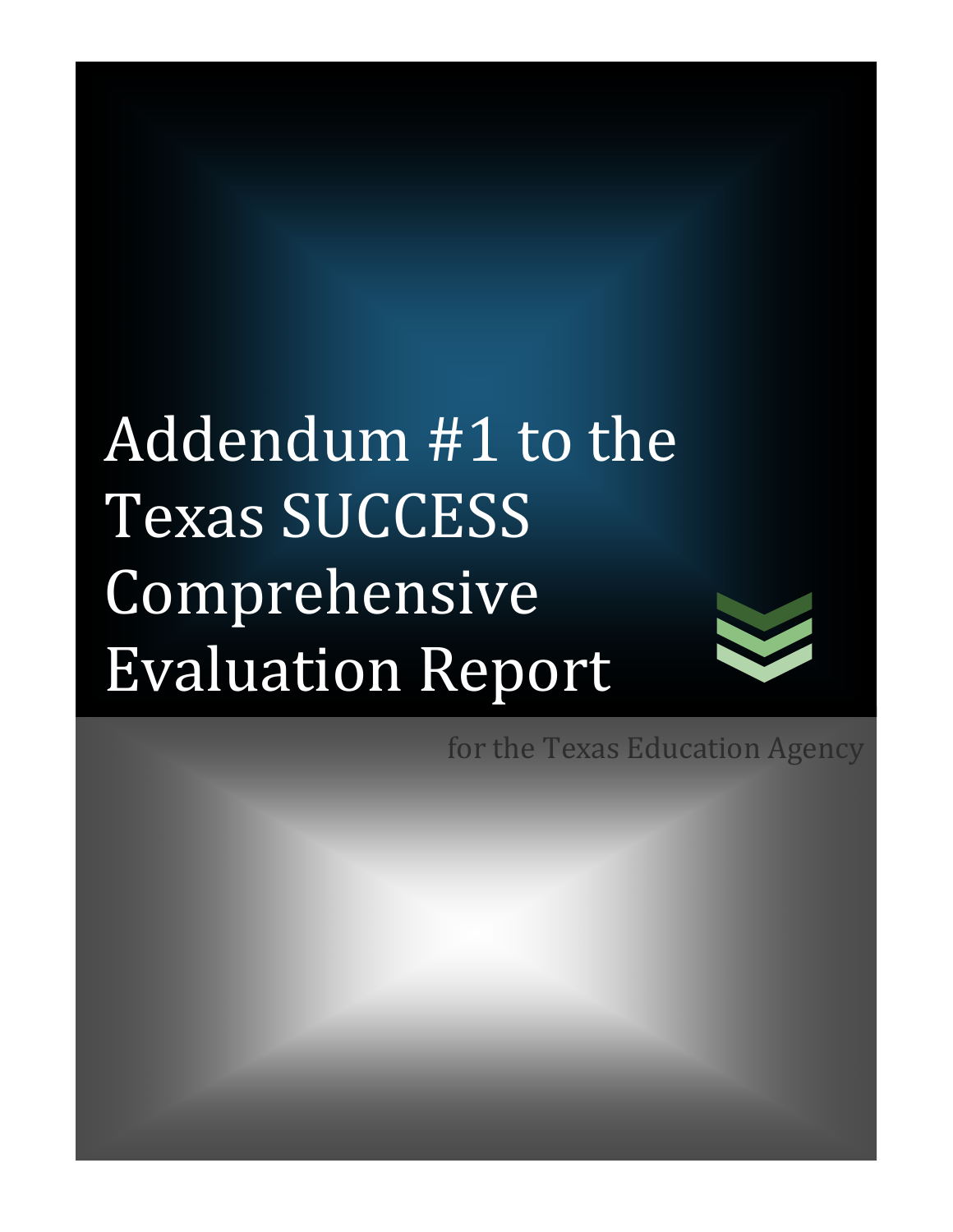# Addendum #1 to the Texas SUCCESS Comprehensive Evaluation Report

for the Texas Education Agency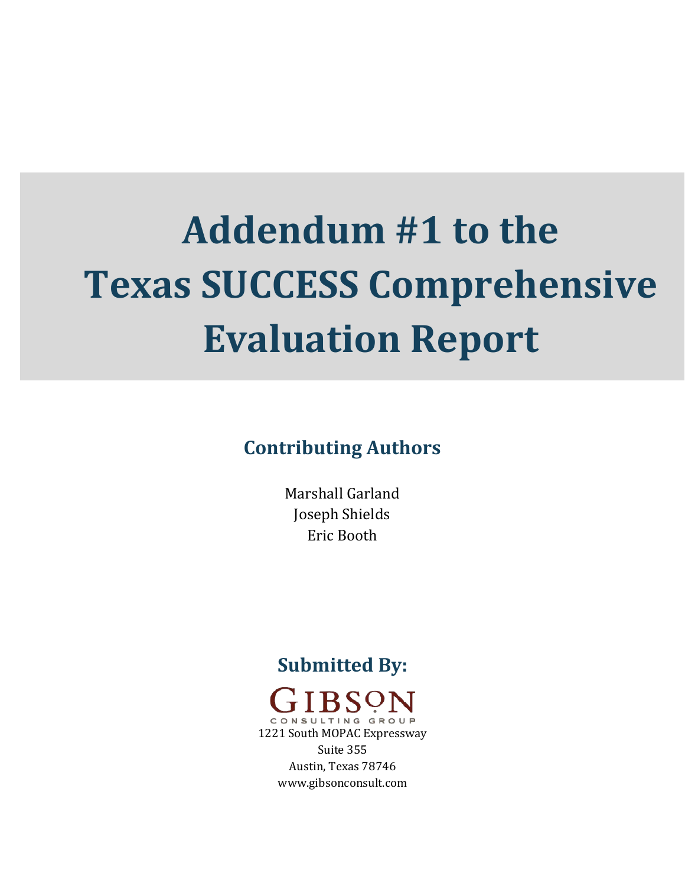# Addendum #1 to the Texas SUCCESS Comprehensive Evaluation Report

## Contributing Authors

Marshall Garland
Joseph Shields
Eric Booth

## Submitted By:

GIBSON
CONSULTING GROUP
1221 South MOPAC Expressway
Suite 355
Austin, Texas 78746
www.gibsonconsult.com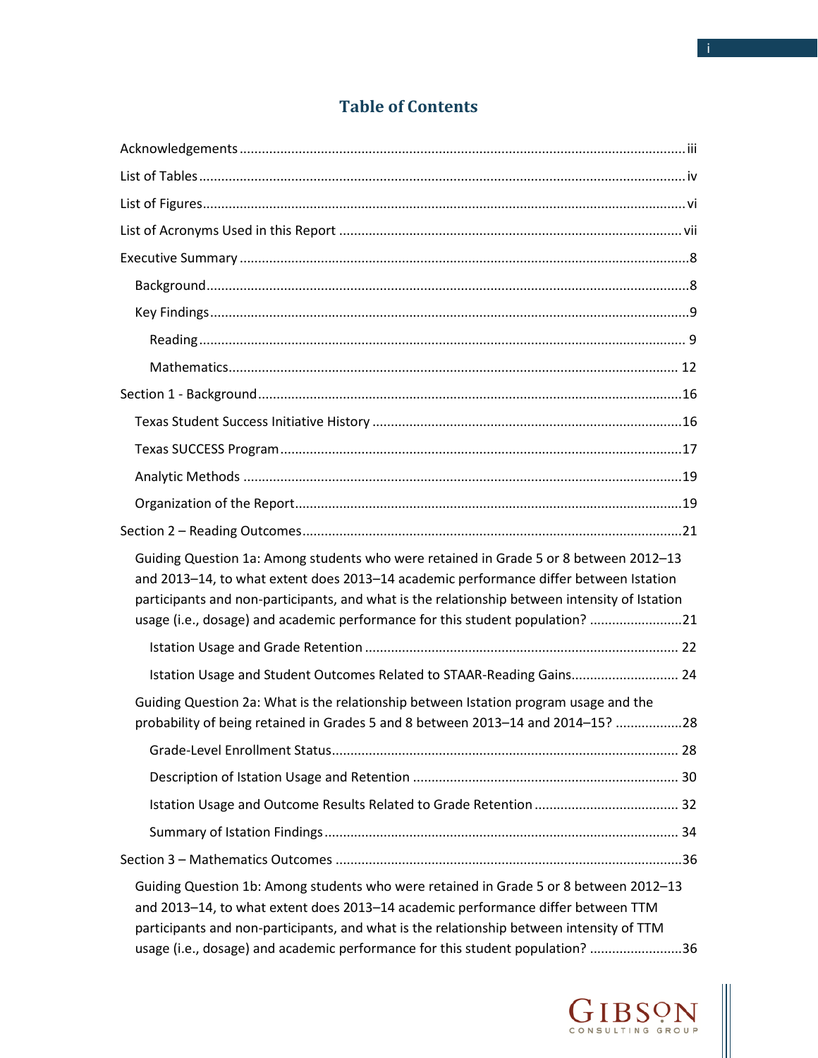# Table of Contents

- Acknowledgements .......... iii
- List of Tables .......... iv
- List of Figures .......... vi
- List of Acronyms Used in this Report .......... vii
- Executive Summary .......... 8
  - Background .......... 8
  - Key Findings .......... 9
    - Reading .......... 9
    - Mathematics .......... 12
- Section 1 - Background .......... 16
  - Texas Student Success Initiative History .......... 16
  - Texas SUCCESS Program .......... 17
  - Analytic Methods .......... 19
  - Organization of the Report .......... 19
- Section 2 – Reading Outcomes .......... 21
  - Guiding Question 1a: Among students who were retained in Grade 5 or 8 between 2012–13 and 2013–14, to what extent does 2013–14 academic performance differ between Istation participants and non-participants, and what is the relationship between intensity of Istation usage (i.e., dosage) and academic performance for this student population? .......... 21
    - Istation Usage and Grade Retention .......... 22
    - Istation Usage and Student Outcomes Related to STAAR-Reading Gains .......... 24
  - Guiding Question 2a: What is the relationship between Istation program usage and the probability of being retained in Grades 5 and 8 between 2013–14 and 2014–15? .......... 28
    - Grade-Level Enrollment Status .......... 28
    - Description of Istation Usage and Retention .......... 30
    - Istation Usage and Outcome Results Related to Grade Retention .......... 32
    - Summary of Istation Findings .......... 34
- Section 3 – Mathematics Outcomes .......... 36
  - Guiding Question 1b: Among students who were retained in Grade 5 or 8 between 2012–13 and 2013–14, to what extent does 2013–14 academic performance differ between TTM participants and non-participants, and what is the relationship between intensity of TTM usage (i.e., dosage) and academic performance for this student population? .......... 36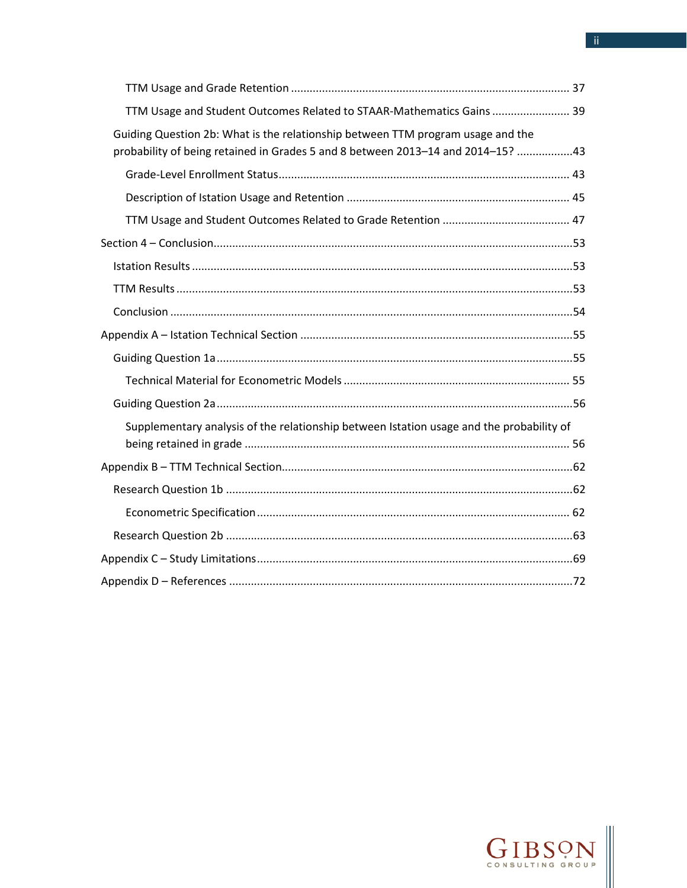- TTM Usage and Grade Retention ........................................................................................ 37
- TTM Usage and Student Outcomes Related to STAAR-Mathematics Gains ......................... 39

Guiding Question 2b: What is the relationship between TTM program usage and the probability of being retained in Grades 5 and 8 between 2013–14 and 2014–15? ..................43

- Grade-Level Enrollment Status............................................................................................ 43
- Description of Istation Usage and Retention ....................................................................... 45
- TTM Usage and Student Outcomes Related to Grade Retention ......................................... 47

Section 4 – Conclusion...................................................................................................................53

- Istation Results .........................................................................................................................53
- TTM Results ..............................................................................................................................53
- Conclusion ................................................................................................................................54

Appendix A – Istation Technical Section .......................................................................................55

- Guiding Question 1a ..................................................................................................................55
  - Technical Material for Econometric Models ........................................................................ 55
- Guiding Question 2a ..................................................................................................................56
  - Supplementary analysis of the relationship between Istation usage and the probability of being retained in grade ........................................................................................................ 56

Appendix B – TTM Technical Section.............................................................................................62

- Research Question 1b ...............................................................................................................62
  - Econometric Specification.................................................................................................... 62
- Research Question 2b ...............................................................................................................63

Appendix C – Study Limitations.....................................................................................................69

Appendix D – References ..............................................................................................................72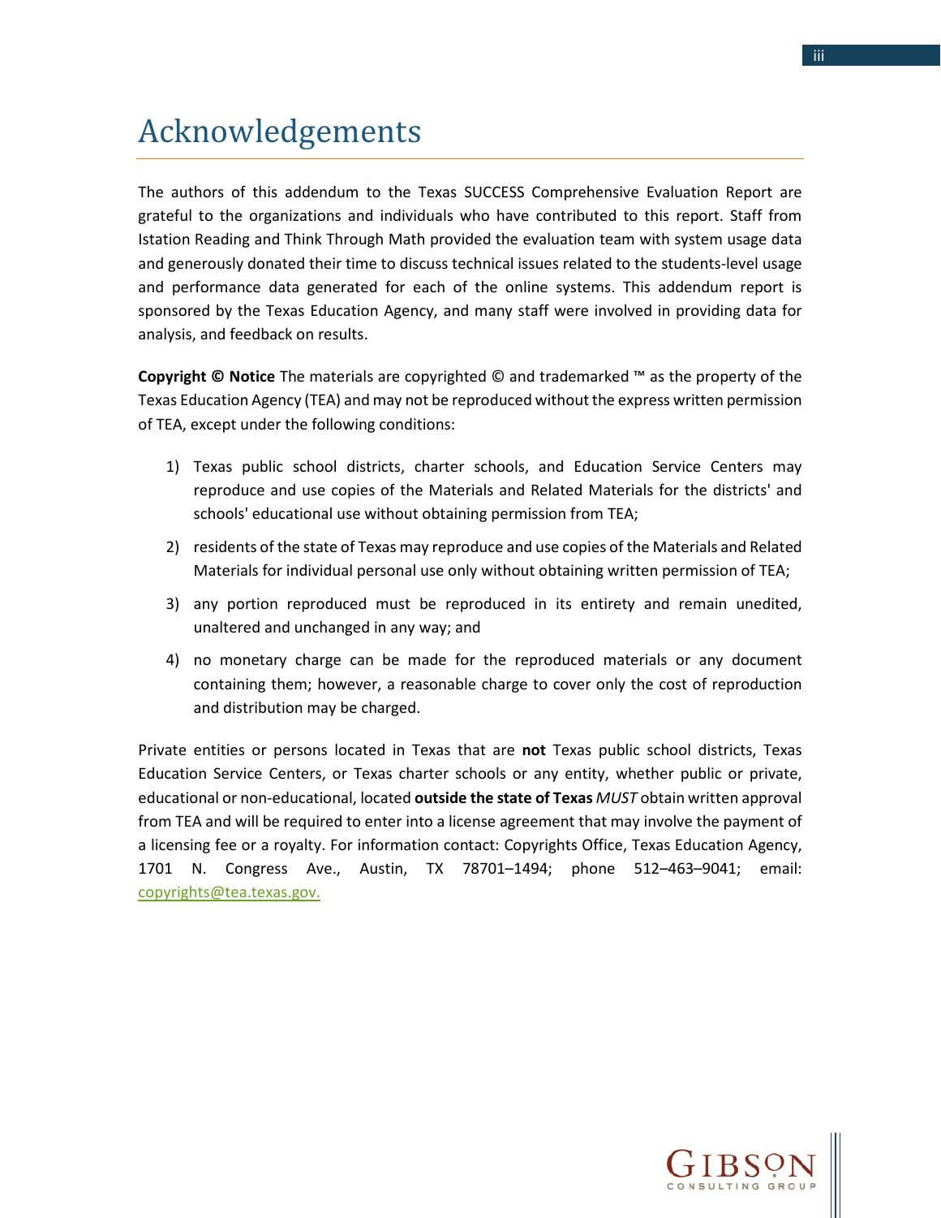# Acknowledgements

The authors of this addendum to the Texas SUCCESS Comprehensive Evaluation Report are grateful to the organizations and individuals who have contributed to this report. Staff from Istation Reading and Think Through Math provided the evaluation team with system usage data and generously donated their time to discuss technical issues related to the students-level usage and performance data generated for each of the online systems. This addendum report is sponsored by the Texas Education Agency, and many staff were involved in providing data for analysis, and feedback on results.

**Copyright © Notice** The materials are copyrighted © and trademarked ™ as the property of the Texas Education Agency (TEA) and may not be reproduced without the express written permission of TEA, except under the following conditions:

1) Texas public school districts, charter schools, and Education Service Centers may reproduce and use copies of the Materials and Related Materials for the districts' and schools' educational use without obtaining permission from TEA;
2) residents of the state of Texas may reproduce and use copies of the Materials and Related Materials for individual personal use only without obtaining written permission of TEA;
3) any portion reproduced must be reproduced in its entirety and remain unedited, unaltered and unchanged in any way; and
4) no monetary charge can be made for the reproduced materials or any document containing them; however, a reasonable charge to cover only the cost of reproduction and distribution may be charged.

Private entities or persons located in Texas that are **not** Texas public school districts, Texas Education Service Centers, or Texas charter schools or any entity, whether public or private, educational or non-educational, located **outside the state of Texas** *MUST* obtain written approval from TEA and will be required to enter into a license agreement that may involve the payment of a licensing fee or a royalty. For information contact: Copyrights Office, Texas Education Agency, 1701 N. Congress Ave., Austin, TX 78701–1494; phone 512–463–9041; email: copyrights@tea.texas.gov.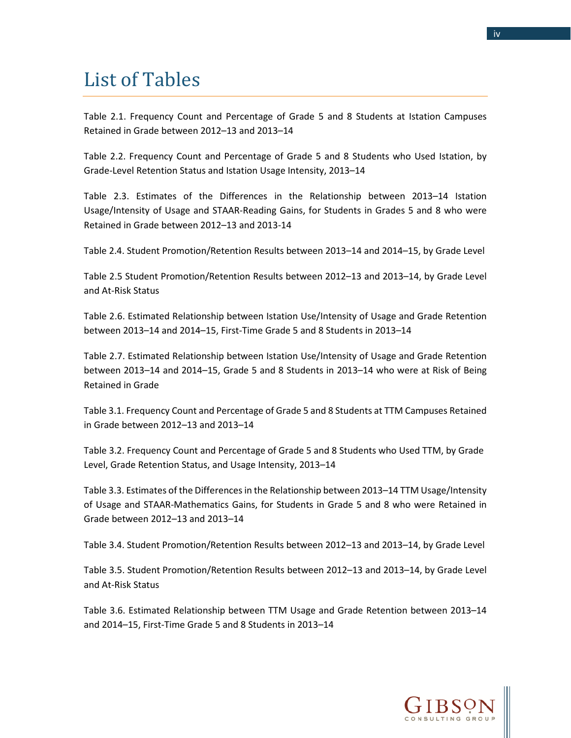# List of Tables

Table 2.1. Frequency Count and Percentage of Grade 5 and 8 Students at Istation Campuses Retained in Grade between 2012–13 and 2013–14

Table 2.2. Frequency Count and Percentage of Grade 5 and 8 Students who Used Istation, by Grade-Level Retention Status and Istation Usage Intensity, 2013–14

Table 2.3. Estimates of the Differences in the Relationship between 2013–14 Istation Usage/Intensity of Usage and STAAR-Reading Gains, for Students in Grades 5 and 8 who were Retained in Grade between 2012–13 and 2013-14

Table 2.4. Student Promotion/Retention Results between 2013–14 and 2014–15, by Grade Level

Table 2.5 Student Promotion/Retention Results between 2012–13 and 2013–14, by Grade Level and At-Risk Status

Table 2.6. Estimated Relationship between Istation Use/Intensity of Usage and Grade Retention between 2013–14 and 2014–15, First-Time Grade 5 and 8 Students in 2013–14

Table 2.7. Estimated Relationship between Istation Use/Intensity of Usage and Grade Retention between 2013–14 and 2014–15, Grade 5 and 8 Students in 2013–14 who were at Risk of Being Retained in Grade

Table 3.1. Frequency Count and Percentage of Grade 5 and 8 Students at TTM Campuses Retained in Grade between 2012–13 and 2013–14

Table 3.2. Frequency Count and Percentage of Grade 5 and 8 Students who Used TTM, by Grade Level, Grade Retention Status, and Usage Intensity, 2013–14

Table 3.3. Estimates of the Differences in the Relationship between 2013–14 TTM Usage/Intensity of Usage and STAAR-Mathematics Gains, for Students in Grade 5 and 8 who were Retained in Grade between 2012–13 and 2013–14

Table 3.4. Student Promotion/Retention Results between 2012–13 and 2013–14, by Grade Level

Table 3.5. Student Promotion/Retention Results between 2012–13 and 2013–14, by Grade Level and At-Risk Status

Table 3.6. Estimated Relationship between TTM Usage and Grade Retention between 2013–14 and 2014–15, First-Time Grade 5 and 8 Students in 2013–14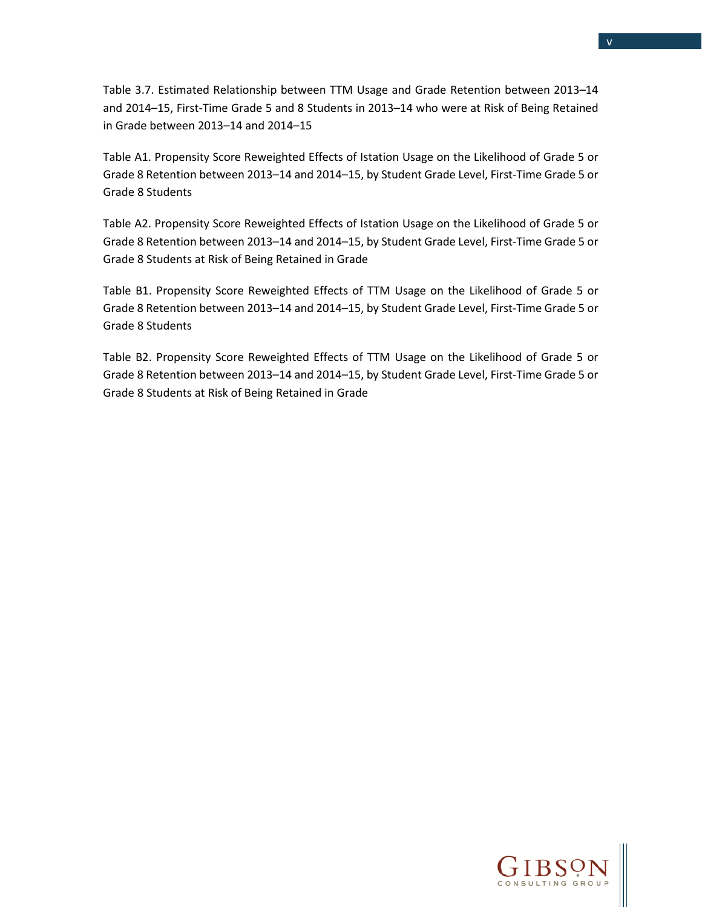Table 3.7. Estimated Relationship between TTM Usage and Grade Retention between 2013–14 and 2014–15, First-Time Grade 5 and 8 Students in 2013–14 who were at Risk of Being Retained in Grade between 2013–14 and 2014–15

Table A1. Propensity Score Reweighted Effects of Istation Usage on the Likelihood of Grade 5 or Grade 8 Retention between 2013–14 and 2014–15, by Student Grade Level, First-Time Grade 5 or Grade 8 Students

Table A2. Propensity Score Reweighted Effects of Istation Usage on the Likelihood of Grade 5 or Grade 8 Retention between 2013–14 and 2014–15, by Student Grade Level, First-Time Grade 5 or Grade 8 Students at Risk of Being Retained in Grade

Table B1. Propensity Score Reweighted Effects of TTM Usage on the Likelihood of Grade 5 or Grade 8 Retention between 2013–14 and 2014–15, by Student Grade Level, First-Time Grade 5 or Grade 8 Students

Table B2. Propensity Score Reweighted Effects of TTM Usage on the Likelihood of Grade 5 or Grade 8 Retention between 2013–14 and 2014–15, by Student Grade Level, First-Time Grade 5 or Grade 8 Students at Risk of Being Retained in Grade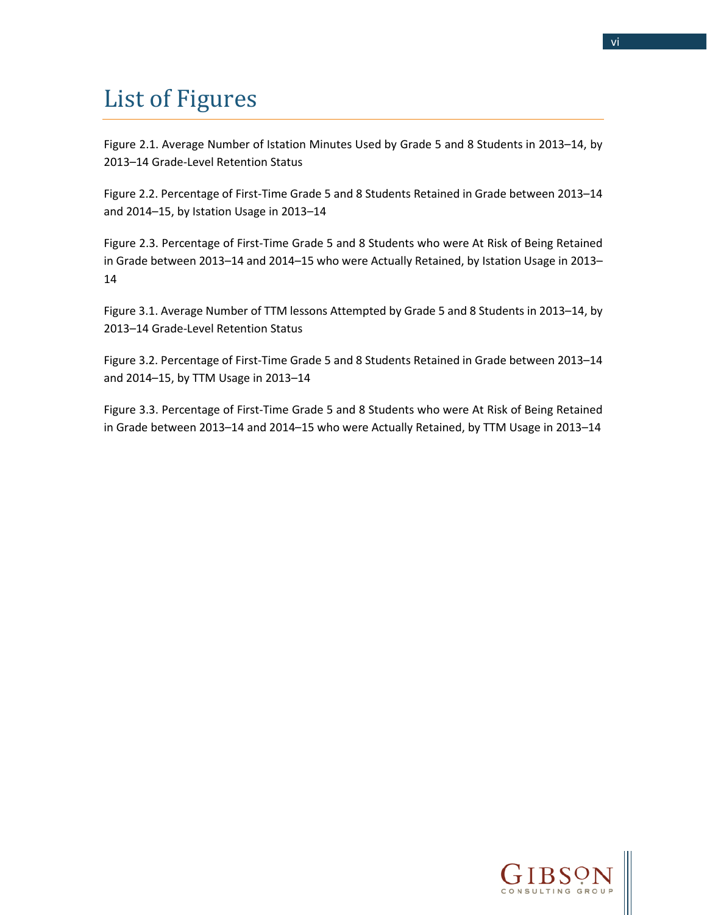# List of Figures

Figure 2.1. Average Number of Istation Minutes Used by Grade 5 and 8 Students in 2013–14, by 2013–14 Grade-Level Retention Status

Figure 2.2. Percentage of First-Time Grade 5 and 8 Students Retained in Grade between 2013–14 and 2014–15, by Istation Usage in 2013–14

Figure 2.3. Percentage of First-Time Grade 5 and 8 Students who were At Risk of Being Retained in Grade between 2013–14 and 2014–15 who were Actually Retained, by Istation Usage in 2013–14

Figure 3.1. Average Number of TTM lessons Attempted by Grade 5 and 8 Students in 2013–14, by 2013–14 Grade-Level Retention Status

Figure 3.2. Percentage of First-Time Grade 5 and 8 Students Retained in Grade between 2013–14 and 2014–15, by TTM Usage in 2013–14

Figure 3.3. Percentage of First-Time Grade 5 and 8 Students who were At Risk of Being Retained in Grade between 2013–14 and 2014–15 who were Actually Retained, by TTM Usage in 2013–14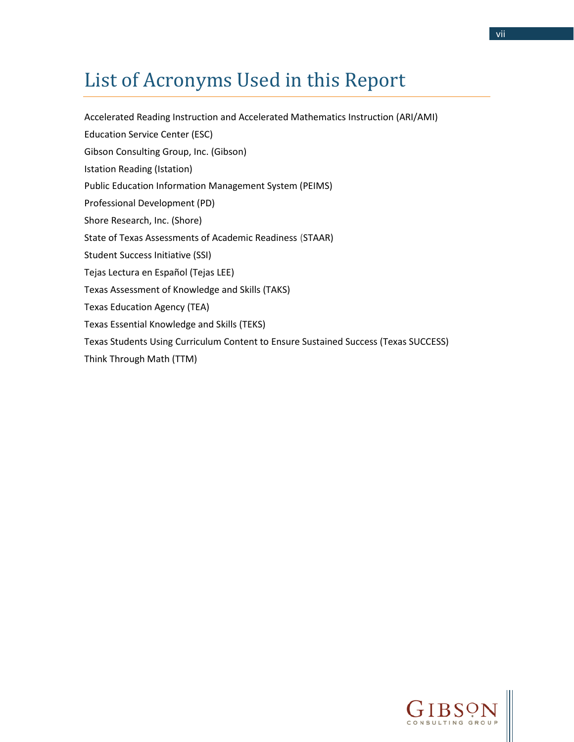# List of Acronyms Used in this Report

Accelerated Reading Instruction and Accelerated Mathematics Instruction (ARI/AMI)

Education Service Center (ESC)

Gibson Consulting Group, Inc. (Gibson)

Istation Reading (Istation)

Public Education Information Management System (PEIMS)

Professional Development (PD)

Shore Research, Inc. (Shore)

State of Texas Assessments of Academic Readiness (STAAR)

Student Success Initiative (SSI)

Tejas Lectura en Español (Tejas LEE)

Texas Assessment of Knowledge and Skills (TAKS)

Texas Education Agency (TEA)

Texas Essential Knowledge and Skills (TEKS)

Texas Students Using Curriculum Content to Ensure Sustained Success (Texas SUCCESS)

Think Through Math (TTM)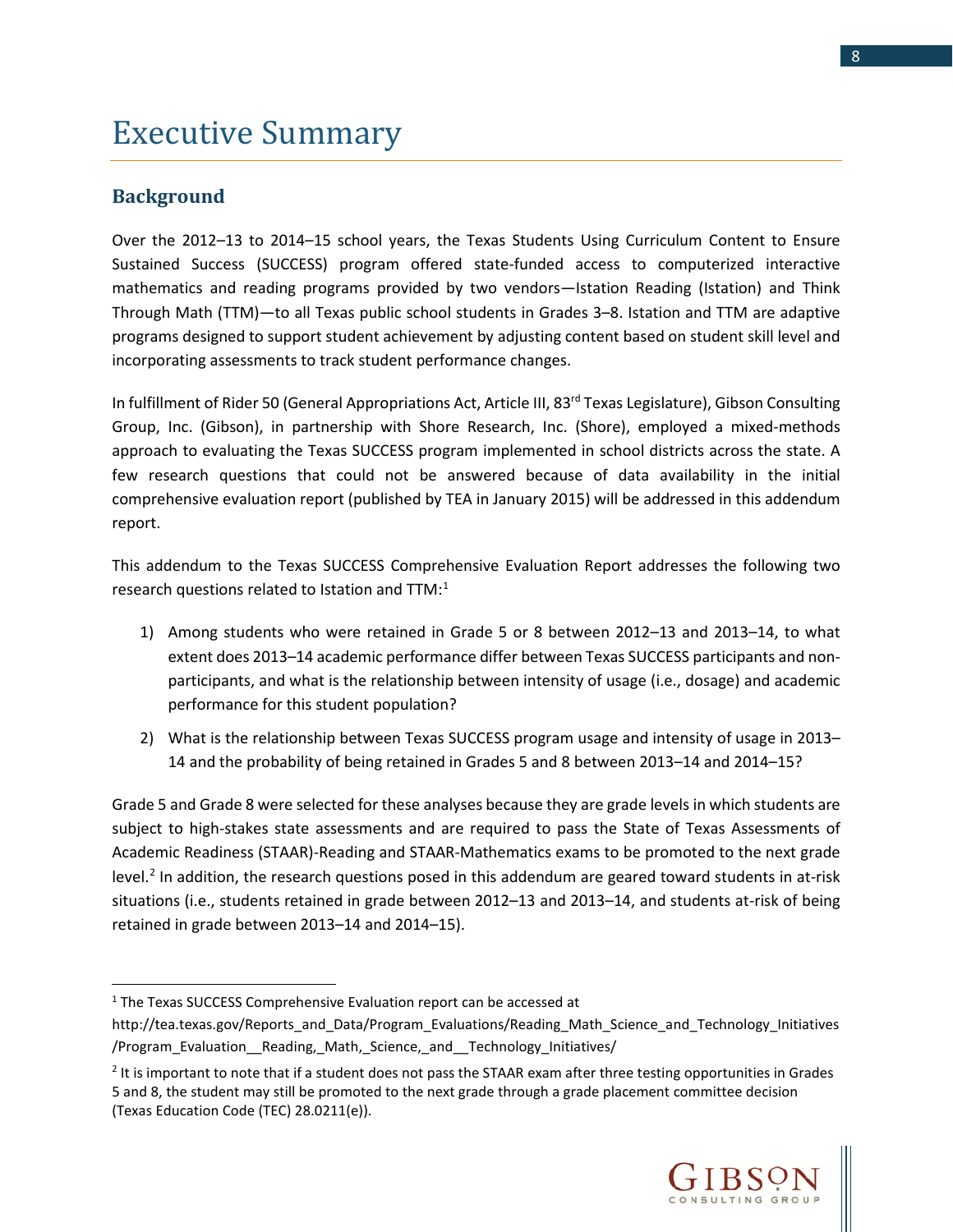# Executive Summary

## Background

Over the 2012–13 to 2014–15 school years, the Texas Students Using Curriculum Content to Ensure Sustained Success (SUCCESS) program offered state-funded access to computerized interactive mathematics and reading programs provided by two vendors—Istation Reading (Istation) and Think Through Math (TTM)—to all Texas public school students in Grades 3–8. Istation and TTM are adaptive programs designed to support student achievement by adjusting content based on student skill level and incorporating assessments to track student performance changes.

In fulfillment of Rider 50 (General Appropriations Act, Article III, 83rd Texas Legislature), Gibson Consulting Group, Inc. (Gibson), in partnership with Shore Research, Inc. (Shore), employed a mixed-methods approach to evaluating the Texas SUCCESS program implemented in school districts across the state. A few research questions that could not be answered because of data availability in the initial comprehensive evaluation report (published by TEA in January 2015) will be addressed in this addendum report.

This addendum to the Texas SUCCESS Comprehensive Evaluation Report addresses the following two research questions related to Istation and TTM:[1]

1) Among students who were retained in Grade 5 or 8 between 2012–13 and 2013–14, to what extent does 2013–14 academic performance differ between Texas SUCCESS participants and non-participants, and what is the relationship between intensity of usage (i.e., dosage) and academic performance for this student population?
2) What is the relationship between Texas SUCCESS program usage and intensity of usage in 2013–14 and the probability of being retained in Grades 5 and 8 between 2013–14 and 2014–15?

Grade 5 and Grade 8 were selected for these analyses because they are grade levels in which students are subject to high-stakes state assessments and are required to pass the State of Texas Assessments of Academic Readiness (STAAR)-Reading and STAAR-Mathematics exams to be promoted to the next grade level.[2] In addition, the research questions posed in this addendum are geared toward students in at-risk situations (i.e., students retained in grade between 2012–13 and 2013–14, and students at-risk of being retained in grade between 2013–14 and 2014–15).

---

[1] The Texas SUCCESS Comprehensive Evaluation report can be accessed at http://tea.texas.gov/Reports_and_Data/Program_Evaluations/Reading_Math_Science_and_Technology_Initiatives/Program_Evaluation__Reading,_Math,_Science,_and__Technology_Initiatives/

[2] It is important to note that if a student does not pass the STAAR exam after three testing opportunities in Grades 5 and 8, the student may still be promoted to the next grade through a grade placement committee decision (Texas Education Code (TEC) 28.0211(e)).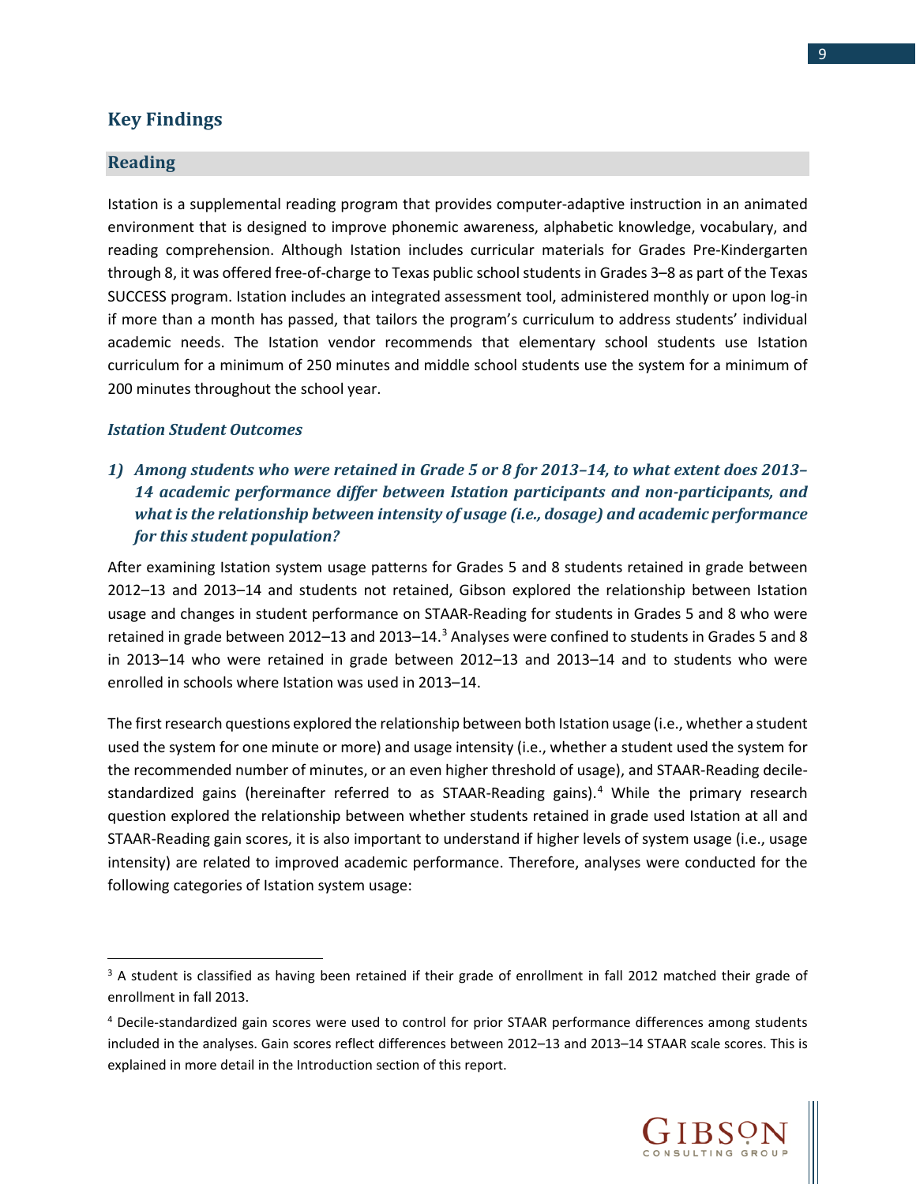## Key Findings

### Reading

Istation is a supplemental reading program that provides computer-adaptive instruction in an animated environment that is designed to improve phonemic awareness, alphabetic knowledge, vocabulary, and reading comprehension. Although Istation includes curricular materials for Grades Pre-Kindergarten through 8, it was offered free-of-charge to Texas public school students in Grades 3–8 as part of the Texas SUCCESS program. Istation includes an integrated assessment tool, administered monthly or upon log-in if more than a month has passed, that tailors the program's curriculum to address students' individual academic needs. The Istation vendor recommends that elementary school students use Istation curriculum for a minimum of 250 minutes and middle school students use the system for a minimum of 200 minutes throughout the school year.

#### *Istation Student Outcomes*

***1) Among students who were retained in Grade 5 or 8 for 2013–14, to what extent does 2013–14 academic performance differ between Istation participants and non-participants, and what is the relationship between intensity of usage (i.e., dosage) and academic performance for this student population?***

After examining Istation system usage patterns for Grades 5 and 8 students retained in grade between 2012–13 and 2013–14 and students not retained, Gibson explored the relationship between Istation usage and changes in student performance on STAAR-Reading for students in Grades 5 and 8 who were retained in grade between 2012–13 and 2013–14.[3] Analyses were confined to students in Grades 5 and 8 in 2013–14 who were retained in grade between 2012–13 and 2013–14 and to students who were enrolled in schools where Istation was used in 2013–14.

The first research questions explored the relationship between both Istation usage (i.e., whether a student used the system for one minute or more) and usage intensity (i.e., whether a student used the system for the recommended number of minutes, or an even higher threshold of usage), and STAAR-Reading decile-standardized gains (hereinafter referred to as STAAR-Reading gains).[4] While the primary research question explored the relationship between whether students retained in grade used Istation at all and STAAR-Reading gain scores, it is also important to understand if higher levels of system usage (i.e., usage intensity) are related to improved academic performance. Therefore, analyses were conducted for the following categories of Istation system usage:

---

[3] A student is classified as having been retained if their grade of enrollment in fall 2012 matched their grade of enrollment in fall 2013.

[4] Decile-standardized gain scores were used to control for prior STAAR performance differences among students included in the analyses. Gain scores reflect differences between 2012–13 and 2013–14 STAAR scale scores. This is explained in more detail in the Introduction section of this report.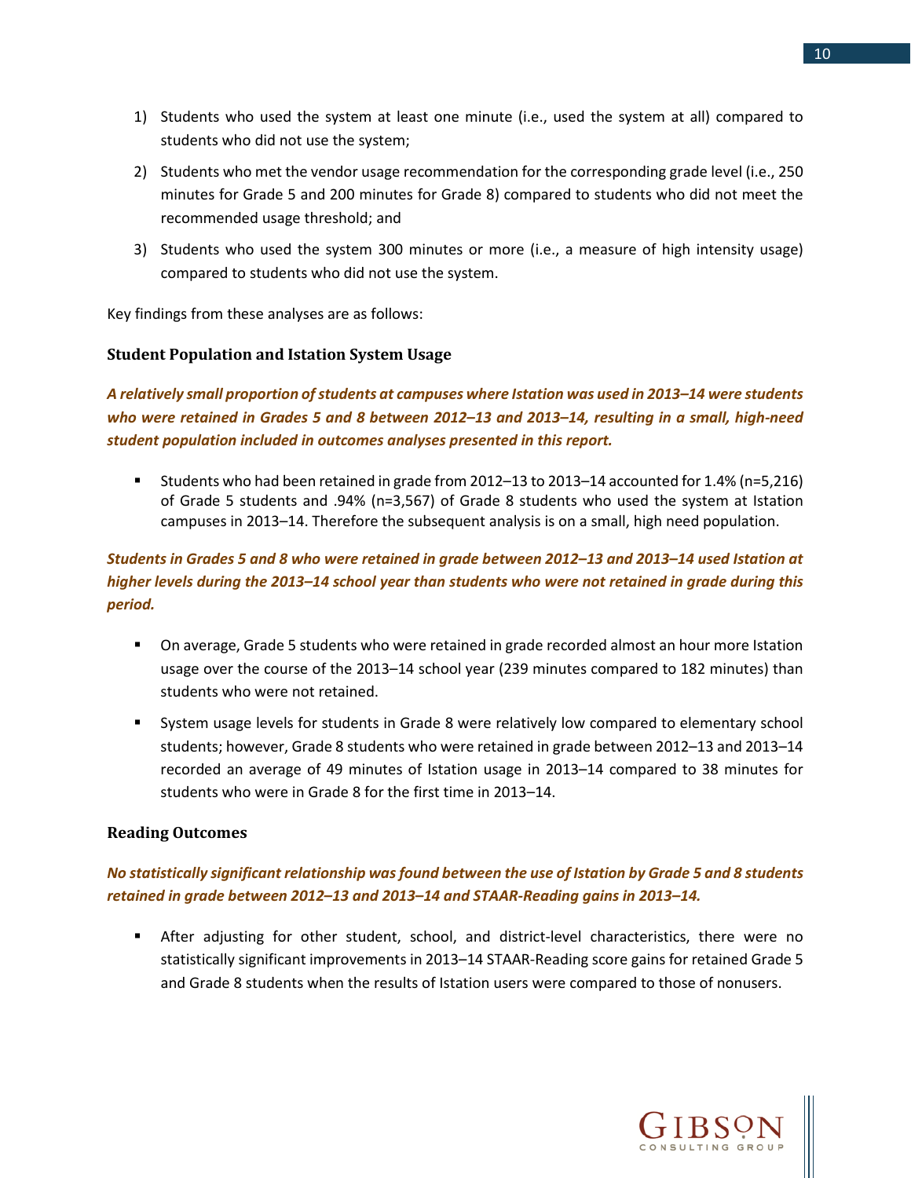1) Students who used the system at least one minute (i.e., used the system at all) compared to students who did not use the system;

2) Students who met the vendor usage recommendation for the corresponding grade level (i.e., 250 minutes for Grade 5 and 200 minutes for Grade 8) compared to students who did not meet the recommended usage threshold; and

3) Students who used the system 300 minutes or more (i.e., a measure of high intensity usage) compared to students who did not use the system.

Key findings from these analyses are as follows:

### Student Population and Istation System Usage

***A relatively small proportion of students at campuses where Istation was used in 2013–14 were students who were retained in Grades 5 and 8 between 2012–13 and 2013–14, resulting in a small, high-need student population included in outcomes analyses presented in this report.***

- Students who had been retained in grade from 2012–13 to 2013–14 accounted for 1.4% (n=5,216) of Grade 5 students and .94% (n=3,567) of Grade 8 students who used the system at Istation campuses in 2013–14. Therefore the subsequent analysis is on a small, high need population.

***Students in Grades 5 and 8 who were retained in grade between 2012–13 and 2013–14 used Istation at higher levels during the 2013–14 school year than students who were not retained in grade during this period.***

- On average, Grade 5 students who were retained in grade recorded almost an hour more Istation usage over the course of the 2013–14 school year (239 minutes compared to 182 minutes) than students who were not retained.
- System usage levels for students in Grade 8 were relatively low compared to elementary school students; however, Grade 8 students who were retained in grade between 2012–13 and 2013–14 recorded an average of 49 minutes of Istation usage in 2013–14 compared to 38 minutes for students who were in Grade 8 for the first time in 2013–14.

### Reading Outcomes

***No statistically significant relationship was found between the use of Istation by Grade 5 and 8 students retained in grade between 2012–13 and 2013–14 and STAAR-Reading gains in 2013–14.***

- After adjusting for other student, school, and district-level characteristics, there were no statistically significant improvements in 2013–14 STAAR-Reading score gains for retained Grade 5 and Grade 8 students when the results of Istation users were compared to those of nonusers.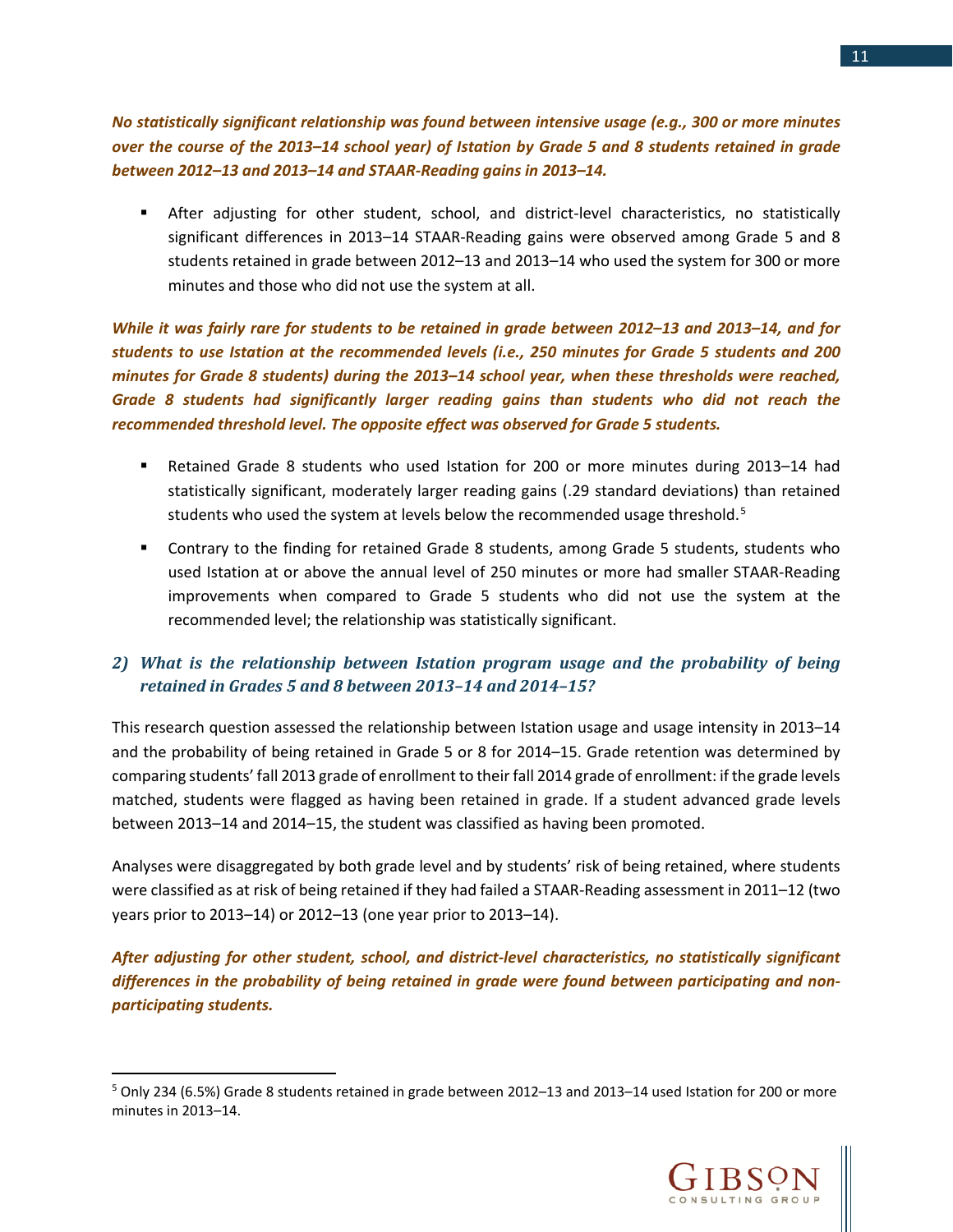***No statistically significant relationship was found between intensive usage (e.g., 300 or more minutes over the course of the 2013–14 school year) of Istation by Grade 5 and 8 students retained in grade between 2012–13 and 2013–14 and STAAR-Reading gains in 2013–14.***

- After adjusting for other student, school, and district-level characteristics, no statistically significant differences in 2013–14 STAAR-Reading gains were observed among Grade 5 and 8 students retained in grade between 2012–13 and 2013–14 who used the system for 300 or more minutes and those who did not use the system at all.

***While it was fairly rare for students to be retained in grade between 2012–13 and 2013–14, and for students to use Istation at the recommended levels (i.e., 250 minutes for Grade 5 students and 200 minutes for Grade 8 students) during the 2013–14 school year, when these thresholds were reached, Grade 8 students had significantly larger reading gains than students who did not reach the recommended threshold level. The opposite effect was observed for Grade 5 students.***

- Retained Grade 8 students who used Istation for 200 or more minutes during 2013–14 had statistically significant, moderately larger reading gains (.29 standard deviations) than retained students who used the system at levels below the recommended usage threshold.[5]
- Contrary to the finding for retained Grade 8 students, among Grade 5 students, students who used Istation at or above the annual level of 250 minutes or more had smaller STAAR-Reading improvements when compared to Grade 5 students who did not use the system at the recommended level; the relationship was statistically significant.

### *2) What is the relationship between Istation program usage and the probability of being retained in Grades 5 and 8 between 2013–14 and 2014–15?*

This research question assessed the relationship between Istation usage and usage intensity in 2013–14 and the probability of being retained in Grade 5 or 8 for 2014–15. Grade retention was determined by comparing students' fall 2013 grade of enrollment to their fall 2014 grade of enrollment: if the grade levels matched, students were flagged as having been retained in grade. If a student advanced grade levels between 2013–14 and 2014–15, the student was classified as having been promoted.

Analyses were disaggregated by both grade level and by students' risk of being retained, where students were classified as at risk of being retained if they had failed a STAAR-Reading assessment in 2011–12 (two years prior to 2013–14) or 2012–13 (one year prior to 2013–14).

***After adjusting for other student, school, and district-level characteristics, no statistically significant differences in the probability of being retained in grade were found between participating and non-participating students.***

[5] Only 234 (6.5%) Grade 8 students retained in grade between 2012–13 and 2013–14 used Istation for 200 or more minutes in 2013–14.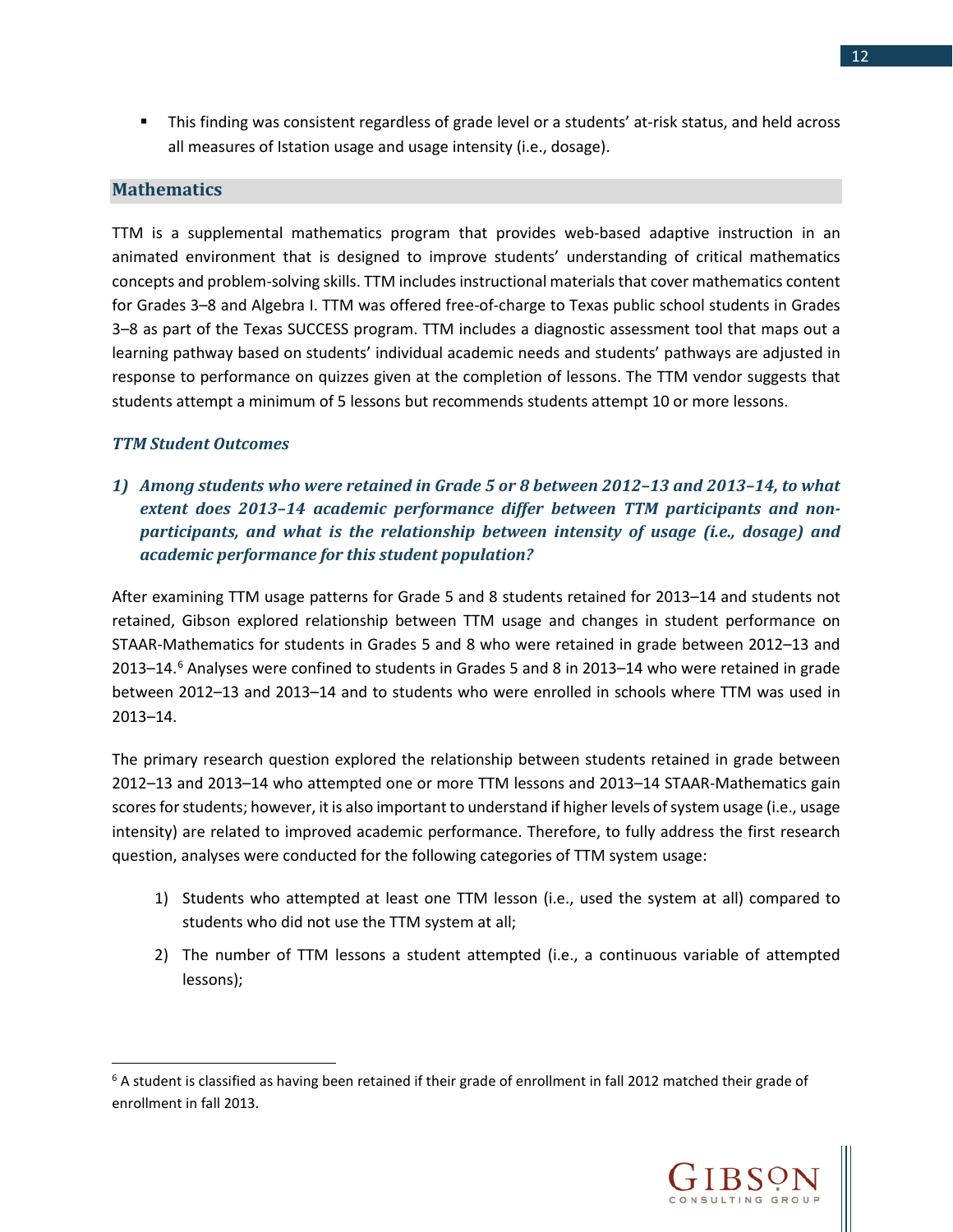- This finding was consistent regardless of grade level or a students' at-risk status, and held across all measures of Istation usage and usage intensity (i.e., dosage).

## Mathematics

TTM is a supplemental mathematics program that provides web-based adaptive instruction in an animated environment that is designed to improve students' understanding of critical mathematics concepts and problem-solving skills. TTM includes instructional materials that cover mathematics content for Grades 3–8 and Algebra I. TTM was offered free-of-charge to Texas public school students in Grades 3–8 as part of the Texas SUCCESS program. TTM includes a diagnostic assessment tool that maps out a learning pathway based on students' individual academic needs and students' pathways are adjusted in response to performance on quizzes given at the completion of lessons. The TTM vendor suggests that students attempt a minimum of 5 lessons but recommends students attempt 10 or more lessons.

### *TTM Student Outcomes*

***1) Among students who were retained in Grade 5 or 8 between 2012–13 and 2013–14, to what extent does 2013–14 academic performance differ between TTM participants and non-participants, and what is the relationship between intensity of usage (i.e., dosage) and academic performance for this student population?***

After examining TTM usage patterns for Grade 5 and 8 students retained for 2013–14 and students not retained, Gibson explored relationship between TTM usage and changes in student performance on STAAR-Mathematics for students in Grades 5 and 8 who were retained in grade between 2012–13 and 2013–14.[6] Analyses were confined to students in Grades 5 and 8 in 2013–14 who were retained in grade between 2012–13 and 2013–14 and to students who were enrolled in schools where TTM was used in 2013–14.

The primary research question explored the relationship between students retained in grade between 2012–13 and 2013–14 who attempted one or more TTM lessons and 2013–14 STAAR-Mathematics gain scores for students; however, it is also important to understand if higher levels of system usage (i.e., usage intensity) are related to improved academic performance. Therefore, to fully address the first research question, analyses were conducted for the following categories of TTM system usage:

1) Students who attempted at least one TTM lesson (i.e., used the system at all) compared to students who did not use the TTM system at all;
2) The number of TTM lessons a student attempted (i.e., a continuous variable of attempted lessons);

[6] A student is classified as having been retained if their grade of enrollment in fall 2012 matched their grade of enrollment in fall 2013.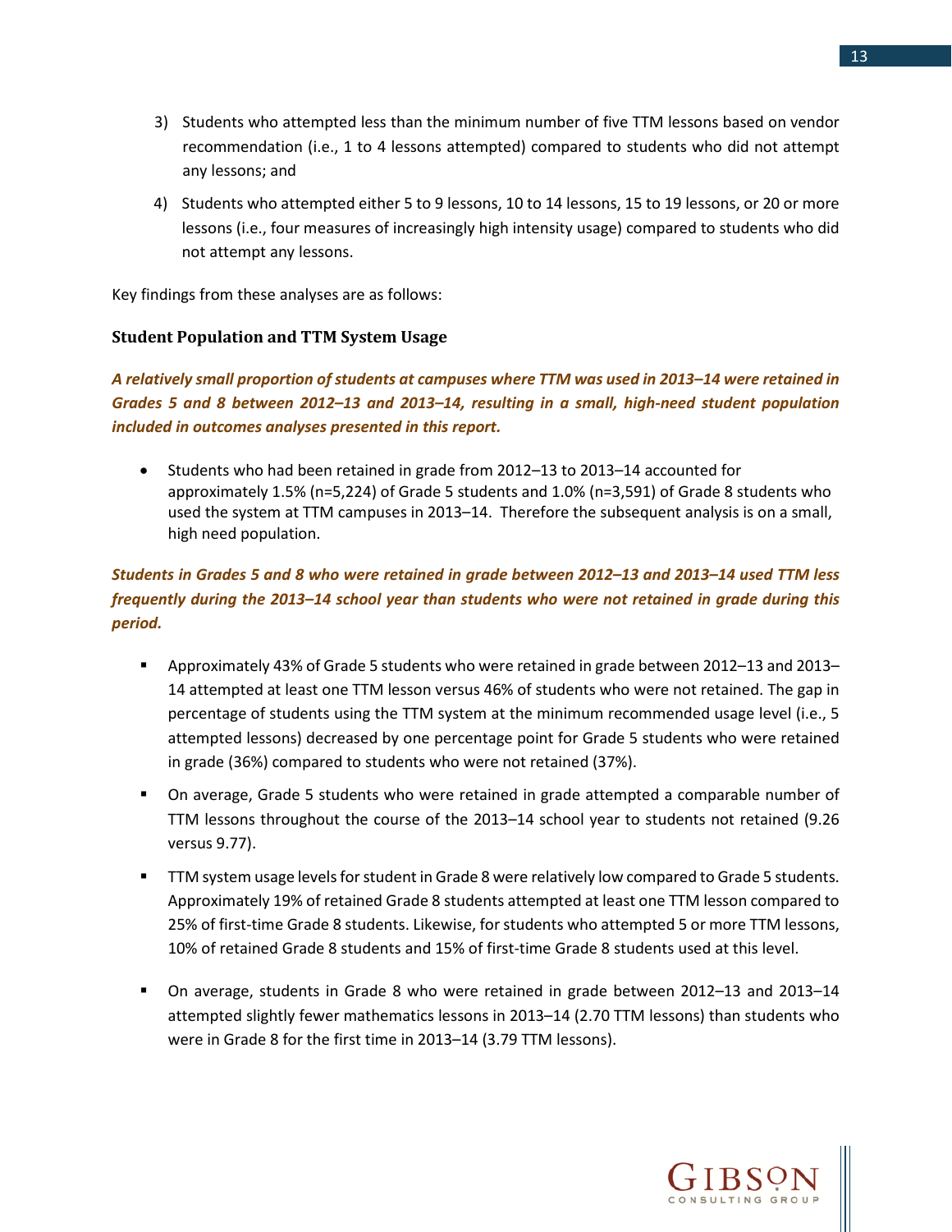3) Students who attempted less than the minimum number of five TTM lessons based on vendor recommendation (i.e., 1 to 4 lessons attempted) compared to students who did not attempt any lessons; and

4) Students who attempted either 5 to 9 lessons, 10 to 14 lessons, 15 to 19 lessons, or 20 or more lessons (i.e., four measures of increasingly high intensity usage) compared to students who did not attempt any lessons.

Key findings from these analyses are as follows:

### Student Population and TTM System Usage

***A relatively small proportion of students at campuses where TTM was used in 2013–14 were retained in Grades 5 and 8 between 2012–13 and 2013–14, resulting in a small, high-need student population included in outcomes analyses presented in this report.***

- Students who had been retained in grade from 2012–13 to 2013–14 accounted for approximately 1.5% (n=5,224) of Grade 5 students and 1.0% (n=3,591) of Grade 8 students who used the system at TTM campuses in 2013–14. Therefore the subsequent analysis is on a small, high need population.

***Students in Grades 5 and 8 who were retained in grade between 2012–13 and 2013–14 used TTM less frequently during the 2013–14 school year than students who were not retained in grade during this period.***

- Approximately 43% of Grade 5 students who were retained in grade between 2012–13 and 2013–14 attempted at least one TTM lesson versus 46% of students who were not retained. The gap in percentage of students using the TTM system at the minimum recommended usage level (i.e., 5 attempted lessons) decreased by one percentage point for Grade 5 students who were retained in grade (36%) compared to students who were not retained (37%).
- On average, Grade 5 students who were retained in grade attempted a comparable number of TTM lessons throughout the course of the 2013–14 school year to students not retained (9.26 versus 9.77).
- TTM system usage levels for student in Grade 8 were relatively low compared to Grade 5 students. Approximately 19% of retained Grade 8 students attempted at least one TTM lesson compared to 25% of first-time Grade 8 students. Likewise, for students who attempted 5 or more TTM lessons, 10% of retained Grade 8 students and 15% of first-time Grade 8 students used at this level.
- On average, students in Grade 8 who were retained in grade between 2012–13 and 2013–14 attempted slightly fewer mathematics lessons in 2013–14 (2.70 TTM lessons) than students who were in Grade 8 for the first time in 2013–14 (3.79 TTM lessons).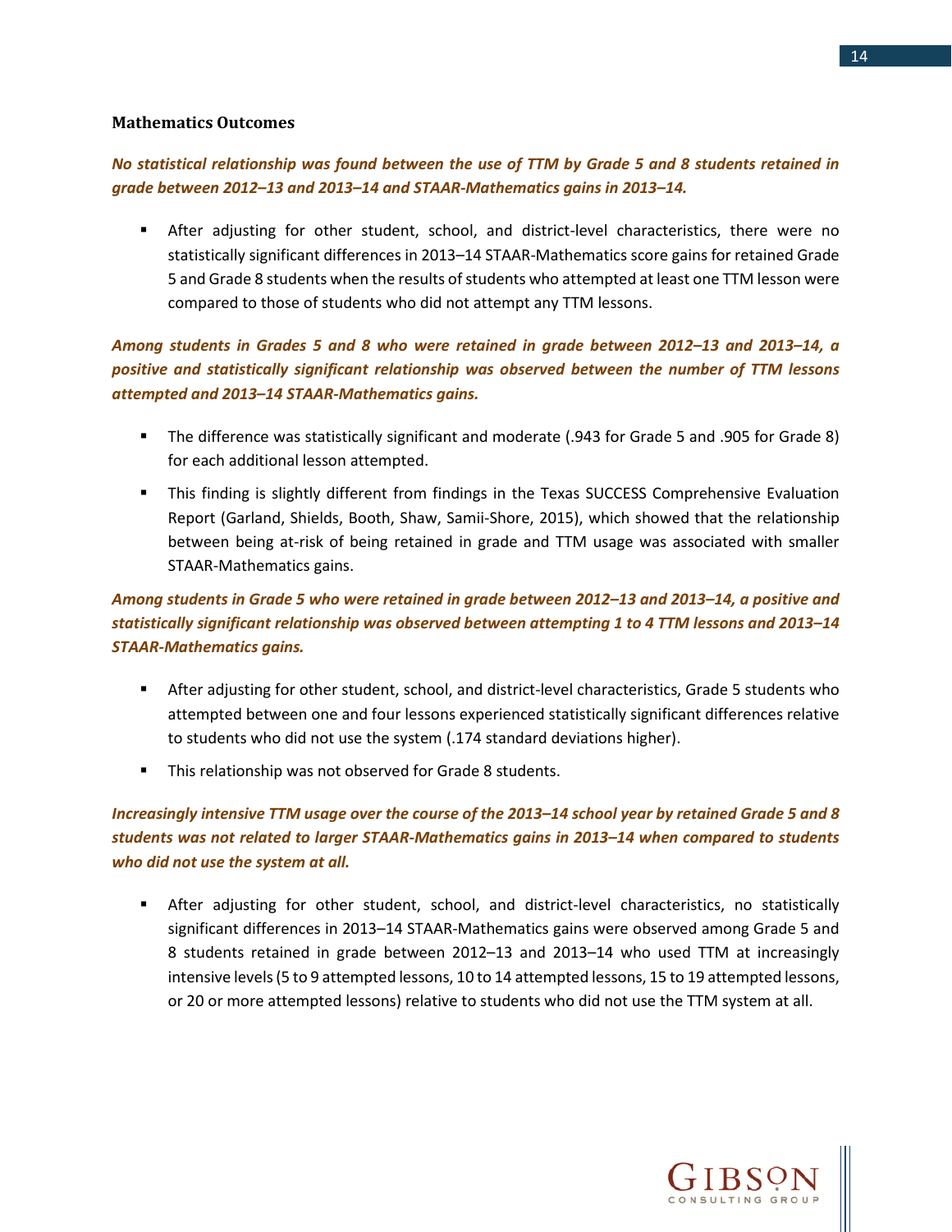### Mathematics Outcomes

***No statistical relationship was found between the use of TTM by Grade 5 and 8 students retained in grade between 2012–13 and 2013–14 and STAAR-Mathematics gains in 2013–14.***

- After adjusting for other student, school, and district-level characteristics, there were no statistically significant differences in 2013–14 STAAR-Mathematics score gains for retained Grade 5 and Grade 8 students when the results of students who attempted at least one TTM lesson were compared to those of students who did not attempt any TTM lessons.

***Among students in Grades 5 and 8 who were retained in grade between 2012–13 and 2013–14, a positive and statistically significant relationship was observed between the number of TTM lessons attempted and 2013–14 STAAR-Mathematics gains.***

- The difference was statistically significant and moderate (.943 for Grade 5 and .905 for Grade 8) for each additional lesson attempted.
- This finding is slightly different from findings in the Texas SUCCESS Comprehensive Evaluation Report (Garland, Shields, Booth, Shaw, Samii-Shore, 2015), which showed that the relationship between being at-risk of being retained in grade and TTM usage was associated with smaller STAAR-Mathematics gains.

***Among students in Grade 5 who were retained in grade between 2012–13 and 2013–14, a positive and statistically significant relationship was observed between attempting 1 to 4 TTM lessons and 2013–14 STAAR-Mathematics gains.***

- After adjusting for other student, school, and district-level characteristics, Grade 5 students who attempted between one and four lessons experienced statistically significant differences relative to students who did not use the system (.174 standard deviations higher).
- This relationship was not observed for Grade 8 students.

***Increasingly intensive TTM usage over the course of the 2013–14 school year by retained Grade 5 and 8 students was not related to larger STAAR-Mathematics gains in 2013–14 when compared to students who did not use the system at all.***

- After adjusting for other student, school, and district-level characteristics, no statistically significant differences in 2013–14 STAAR-Mathematics gains were observed among Grade 5 and 8 students retained in grade between 2012–13 and 2013–14 who used TTM at increasingly intensive levels (5 to 9 attempted lessons, 10 to 14 attempted lessons, 15 to 19 attempted lessons, or 20 or more attempted lessons) relative to students who did not use the TTM system at all.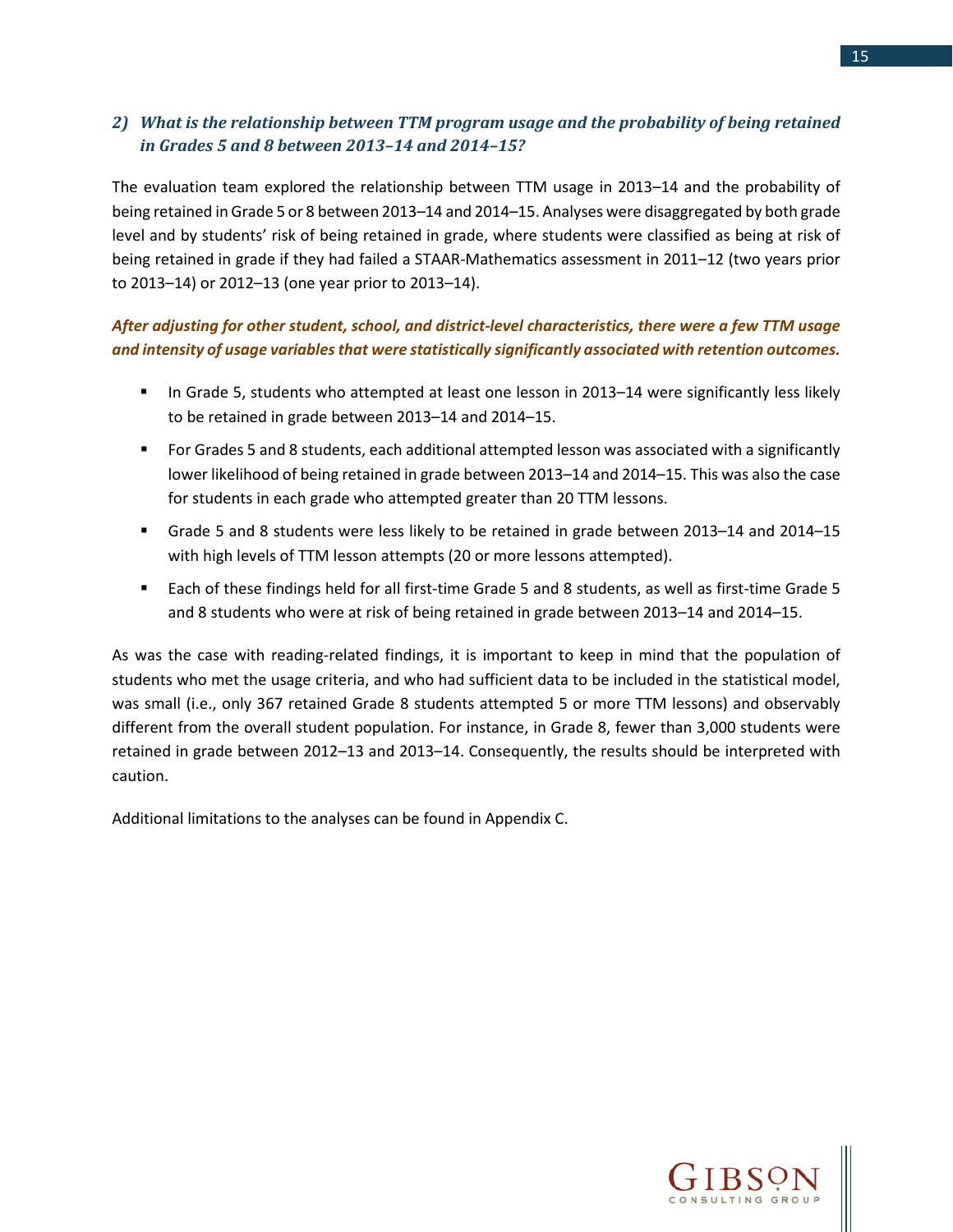### 2) *What is the relationship between TTM program usage and the probability of being retained in Grades 5 and 8 between 2013–14 and 2014–15?*

The evaluation team explored the relationship between TTM usage in 2013–14 and the probability of being retained in Grade 5 or 8 between 2013–14 and 2014–15. Analyses were disaggregated by both grade level and by students' risk of being retained in grade, where students were classified as being at risk of being retained in grade if they had failed a STAAR-Mathematics assessment in 2011–12 (two years prior to 2013–14) or 2012–13 (one year prior to 2013–14).

***After adjusting for other student, school, and district-level characteristics, there were a few TTM usage and intensity of usage variables that were statistically significantly associated with retention outcomes.***

- In Grade 5, students who attempted at least one lesson in 2013–14 were significantly less likely to be retained in grade between 2013–14 and 2014–15.
- For Grades 5 and 8 students, each additional attempted lesson was associated with a significantly lower likelihood of being retained in grade between 2013–14 and 2014–15. This was also the case for students in each grade who attempted greater than 20 TTM lessons.
- Grade 5 and 8 students were less likely to be retained in grade between 2013–14 and 2014–15 with high levels of TTM lesson attempts (20 or more lessons attempted).
- Each of these findings held for all first-time Grade 5 and 8 students, as well as first-time Grade 5 and 8 students who were at risk of being retained in grade between 2013–14 and 2014–15.

As was the case with reading-related findings, it is important to keep in mind that the population of students who met the usage criteria, and who had sufficient data to be included in the statistical model, was small (i.e., only 367 retained Grade 8 students attempted 5 or more TTM lessons) and observably different from the overall student population. For instance, in Grade 8, fewer than 3,000 students were retained in grade between 2012–13 and 2013–14. Consequently, the results should be interpreted with caution.

Additional limitations to the analyses can be found in Appendix C.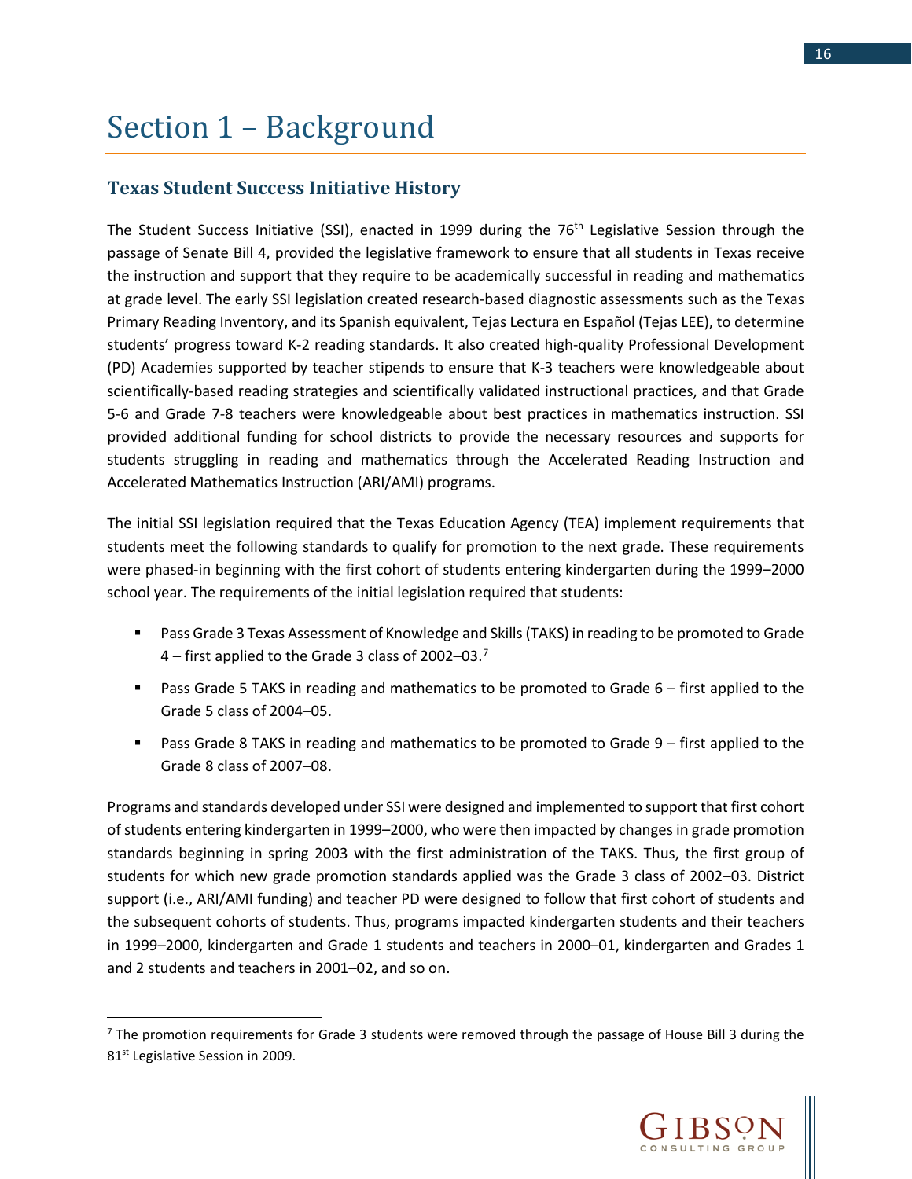# Section 1 – Background

## Texas Student Success Initiative History

The Student Success Initiative (SSI), enacted in 1999 during the 76th Legislative Session through the passage of Senate Bill 4, provided the legislative framework to ensure that all students in Texas receive the instruction and support that they require to be academically successful in reading and mathematics at grade level. The early SSI legislation created research-based diagnostic assessments such as the Texas Primary Reading Inventory, and its Spanish equivalent, Tejas Lectura en Español (Tejas LEE), to determine students' progress toward K-2 reading standards. It also created high-quality Professional Development (PD) Academies supported by teacher stipends to ensure that K-3 teachers were knowledgeable about scientifically-based reading strategies and scientifically validated instructional practices, and that Grade 5-6 and Grade 7-8 teachers were knowledgeable about best practices in mathematics instruction. SSI provided additional funding for school districts to provide the necessary resources and supports for students struggling in reading and mathematics through the Accelerated Reading Instruction and Accelerated Mathematics Instruction (ARI/AMI) programs.

The initial SSI legislation required that the Texas Education Agency (TEA) implement requirements that students meet the following standards to qualify for promotion to the next grade. These requirements were phased-in beginning with the first cohort of students entering kindergarten during the 1999–2000 school year. The requirements of the initial legislation required that students:

- Pass Grade 3 Texas Assessment of Knowledge and Skills (TAKS) in reading to be promoted to Grade 4 – first applied to the Grade 3 class of 2002–03.[7]
- Pass Grade 5 TAKS in reading and mathematics to be promoted to Grade 6 – first applied to the Grade 5 class of 2004–05.
- Pass Grade 8 TAKS in reading and mathematics to be promoted to Grade 9 – first applied to the Grade 8 class of 2007–08.

Programs and standards developed under SSI were designed and implemented to support that first cohort of students entering kindergarten in 1999–2000, who were then impacted by changes in grade promotion standards beginning in spring 2003 with the first administration of the TAKS. Thus, the first group of students for which new grade promotion standards applied was the Grade 3 class of 2002–03. District support (i.e., ARI/AMI funding) and teacher PD were designed to follow that first cohort of students and the subsequent cohorts of students. Thus, programs impacted kindergarten students and their teachers in 1999–2000, kindergarten and Grade 1 students and teachers in 2000–01, kindergarten and Grades 1 and 2 students and teachers in 2001–02, and so on.

---

[7] The promotion requirements for Grade 3 students were removed through the passage of House Bill 3 during the 81st Legislative Session in 2009.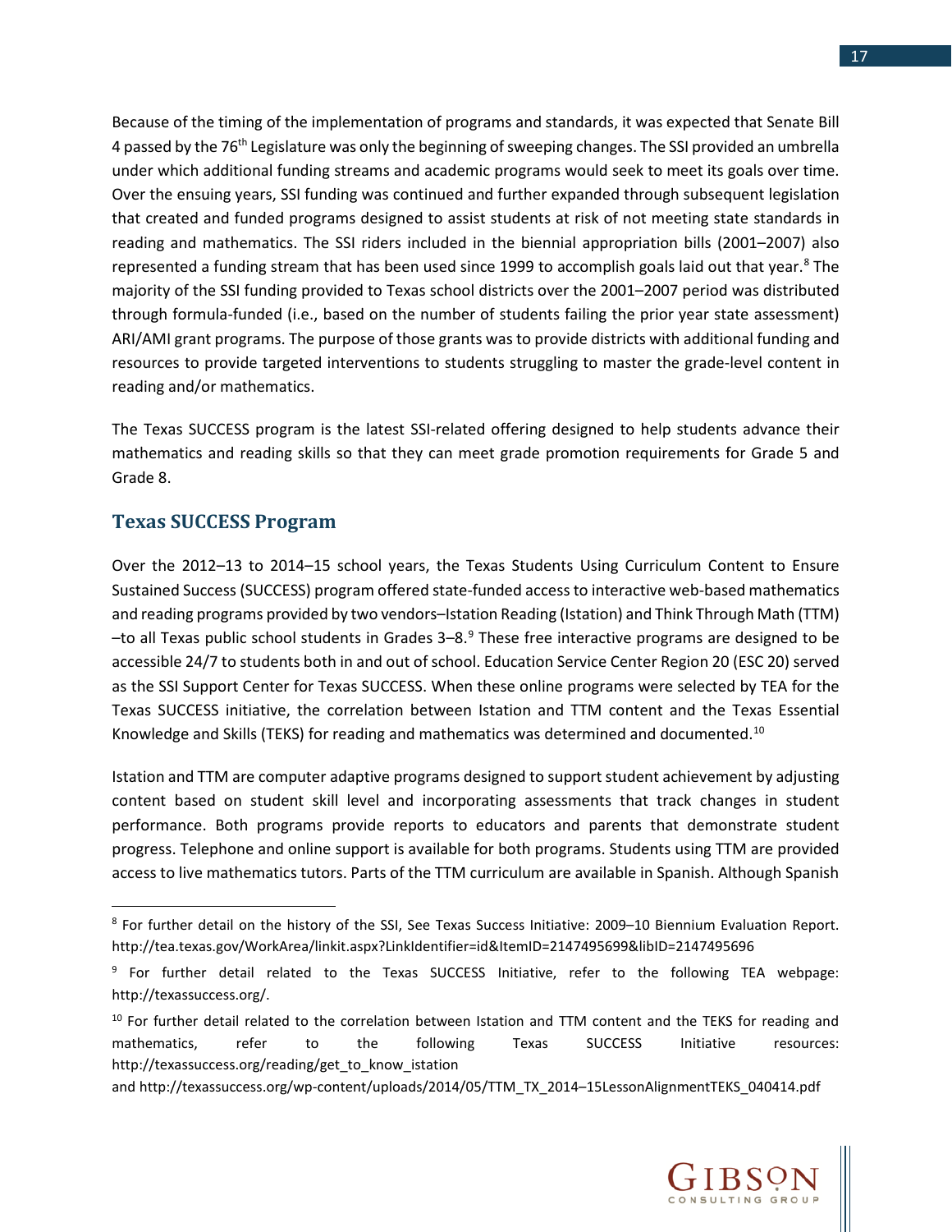Because of the timing of the implementation of programs and standards, it was expected that Senate Bill 4 passed by the 76th Legislature was only the beginning of sweeping changes. The SSI provided an umbrella under which additional funding streams and academic programs would seek to meet its goals over time. Over the ensuing years, SSI funding was continued and further expanded through subsequent legislation that created and funded programs designed to assist students at risk of not meeting state standards in reading and mathematics. The SSI riders included in the biennial appropriation bills (2001–2007) also represented a funding stream that has been used since 1999 to accomplish goals laid out that year.[8] The majority of the SSI funding provided to Texas school districts over the 2001–2007 period was distributed through formula-funded (i.e., based on the number of students failing the prior year state assessment) ARI/AMI grant programs. The purpose of those grants was to provide districts with additional funding and resources to provide targeted interventions to students struggling to master the grade-level content in reading and/or mathematics.

The Texas SUCCESS program is the latest SSI-related offering designed to help students advance their mathematics and reading skills so that they can meet grade promotion requirements for Grade 5 and Grade 8.

## Texas SUCCESS Program

Over the 2012–13 to 2014–15 school years, the Texas Students Using Curriculum Content to Ensure Sustained Success (SUCCESS) program offered state-funded access to interactive web-based mathematics and reading programs provided by two vendors–Istation Reading (Istation) and Think Through Math (TTM) –to all Texas public school students in Grades 3–8.[9] These free interactive programs are designed to be accessible 24/7 to students both in and out of school. Education Service Center Region 20 (ESC 20) served as the SSI Support Center for Texas SUCCESS. When these online programs were selected by TEA for the Texas SUCCESS initiative, the correlation between Istation and TTM content and the Texas Essential Knowledge and Skills (TEKS) for reading and mathematics was determined and documented.[10]

Istation and TTM are computer adaptive programs designed to support student achievement by adjusting content based on student skill level and incorporating assessments that track changes in student performance. Both programs provide reports to educators and parents that demonstrate student progress. Telephone and online support is available for both programs. Students using TTM are provided access to live mathematics tutors. Parts of the TTM curriculum are available in Spanish. Although Spanish

---

[8] For further detail on the history of the SSI, See Texas Success Initiative: 2009–10 Biennium Evaluation Report. http://tea.texas.gov/WorkArea/linkit.aspx?LinkIdentifier=id&ItemID=2147495699&libID=2147495696

[9] For further detail related to the Texas SUCCESS Initiative, refer to the following TEA webpage: http://texassuccess.org/.

[10] For further detail related to the correlation between Istation and TTM content and the TEKS for reading and mathematics, refer to the following Texas SUCCESS Initiative resources: http://texassuccess.org/reading/get_to_know_istation and http://texassuccess.org/wp-content/uploads/2014/05/TTM_TX_2014–15LessonAlignmentTEKS_040414.pdf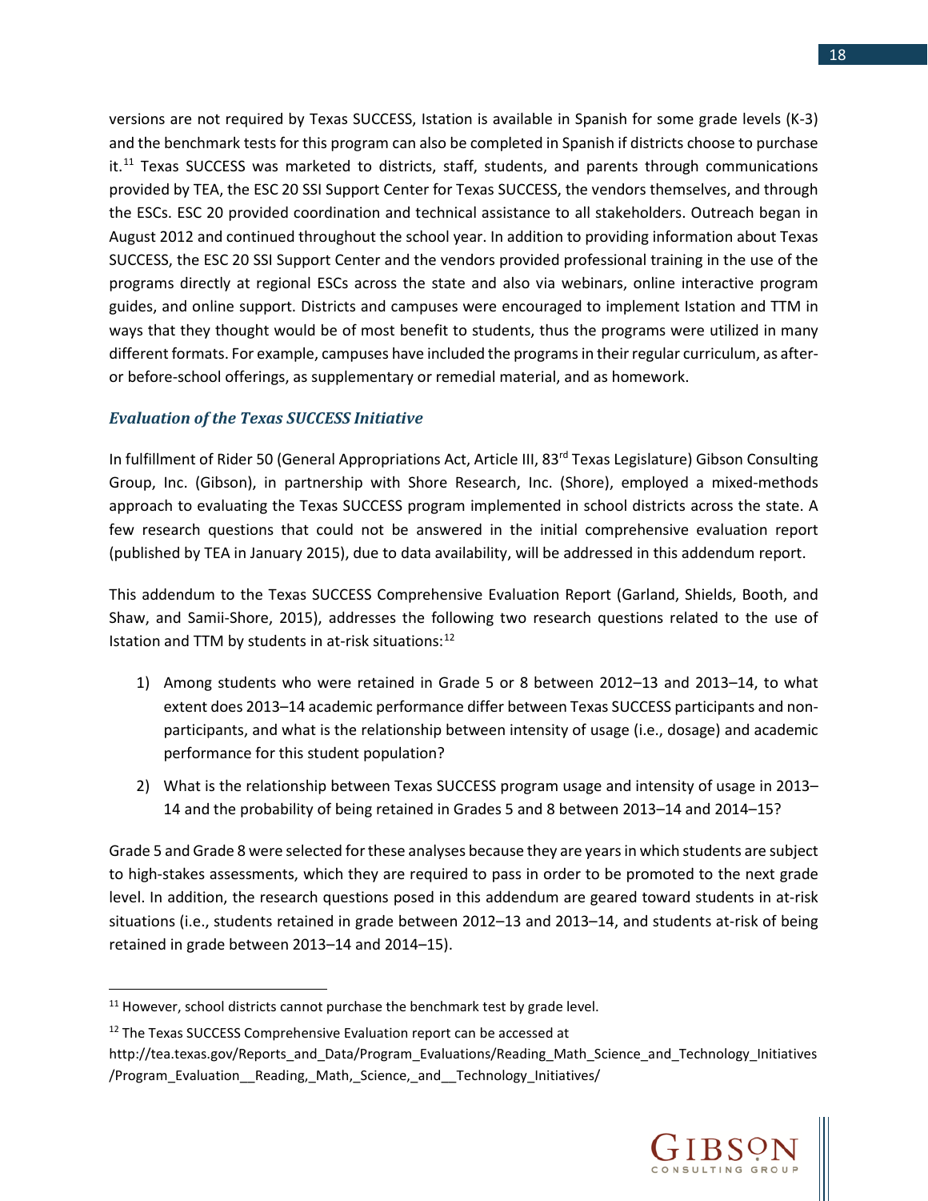versions are not required by Texas SUCCESS, Istation is available in Spanish for some grade levels (K-3) and the benchmark tests for this program can also be completed in Spanish if districts choose to purchase it.[11] Texas SUCCESS was marketed to districts, staff, students, and parents through communications provided by TEA, the ESC 20 SSI Support Center for Texas SUCCESS, the vendors themselves, and through the ESCs. ESC 20 provided coordination and technical assistance to all stakeholders. Outreach began in August 2012 and continued throughout the school year. In addition to providing information about Texas SUCCESS, the ESC 20 SSI Support Center and the vendors provided professional training in the use of the programs directly at regional ESCs across the state and also via webinars, online interactive program guides, and online support. Districts and campuses were encouraged to implement Istation and TTM in ways that they thought would be of most benefit to students, thus the programs were utilized in many different formats. For example, campuses have included the programs in their regular curriculum, as after- or before-school offerings, as supplementary or remedial material, and as homework.

### *Evaluation of the Texas SUCCESS Initiative*

In fulfillment of Rider 50 (General Appropriations Act, Article III, 83rd Texas Legislature) Gibson Consulting Group, Inc. (Gibson), in partnership with Shore Research, Inc. (Shore), employed a mixed-methods approach to evaluating the Texas SUCCESS program implemented in school districts across the state. A few research questions that could not be answered in the initial comprehensive evaluation report (published by TEA in January 2015), due to data availability, will be addressed in this addendum report.

This addendum to the Texas SUCCESS Comprehensive Evaluation Report (Garland, Shields, Booth, and Shaw, and Samii-Shore, 2015), addresses the following two research questions related to the use of Istation and TTM by students in at-risk situations:[12]

1) Among students who were retained in Grade 5 or 8 between 2012–13 and 2013–14, to what extent does 2013–14 academic performance differ between Texas SUCCESS participants and non-participants, and what is the relationship between intensity of usage (i.e., dosage) and academic performance for this student population?
2) What is the relationship between Texas SUCCESS program usage and intensity of usage in 2013–14 and the probability of being retained in Grades 5 and 8 between 2013–14 and 2014–15?

Grade 5 and Grade 8 were selected for these analyses because they are years in which students are subject to high-stakes assessments, which they are required to pass in order to be promoted to the next grade level. In addition, the research questions posed in this addendum are geared toward students in at-risk situations (i.e., students retained in grade between 2012–13 and 2013–14, and students at-risk of being retained in grade between 2013–14 and 2014–15).

---

[11] However, school districts cannot purchase the benchmark test by grade level.

[12] The Texas SUCCESS Comprehensive Evaluation report can be accessed at http://tea.texas.gov/Reports_and_Data/Program_Evaluations/Reading_Math_Science_and_Technology_Initiatives/Program_Evaluation__Reading,_Math,_Science,_and__Technology_Initiatives/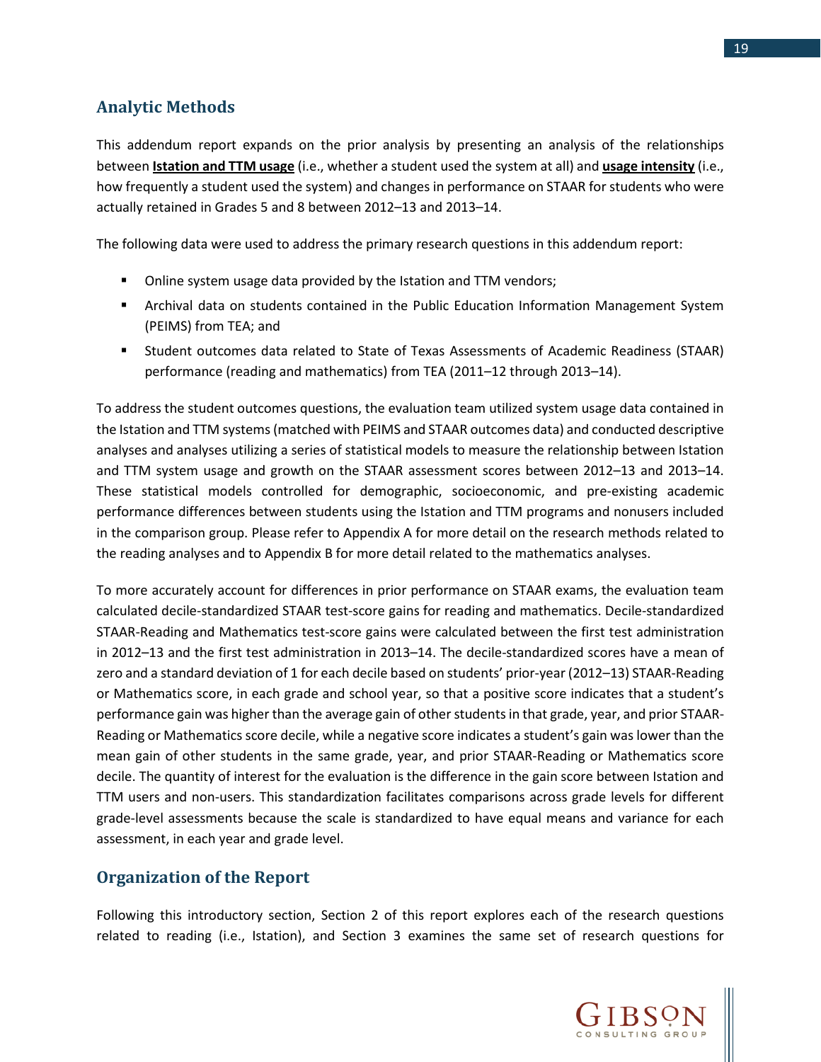## Analytic Methods

This addendum report expands on the prior analysis by presenting an analysis of the relationships between **Istation and TTM usage** (i.e., whether a student used the system at all) and **usage intensity** (i.e., how frequently a student used the system) and changes in performance on STAAR for students who were actually retained in Grades 5 and 8 between 2012–13 and 2013–14.

The following data were used to address the primary research questions in this addendum report:

- Online system usage data provided by the Istation and TTM vendors;
- Archival data on students contained in the Public Education Information Management System (PEIMS) from TEA; and
- Student outcomes data related to State of Texas Assessments of Academic Readiness (STAAR) performance (reading and mathematics) from TEA (2011–12 through 2013–14).

To address the student outcomes questions, the evaluation team utilized system usage data contained in the Istation and TTM systems (matched with PEIMS and STAAR outcomes data) and conducted descriptive analyses and analyses utilizing a series of statistical models to measure the relationship between Istation and TTM system usage and growth on the STAAR assessment scores between 2012–13 and 2013–14. These statistical models controlled for demographic, socioeconomic, and pre-existing academic performance differences between students using the Istation and TTM programs and nonusers included in the comparison group. Please refer to Appendix A for more detail on the research methods related to the reading analyses and to Appendix B for more detail related to the mathematics analyses.

To more accurately account for differences in prior performance on STAAR exams, the evaluation team calculated decile-standardized STAAR test-score gains for reading and mathematics. Decile-standardized STAAR-Reading and Mathematics test-score gains were calculated between the first test administration in 2012–13 and the first test administration in 2013–14. The decile-standardized scores have a mean of zero and a standard deviation of 1 for each decile based on students' prior-year (2012–13) STAAR-Reading or Mathematics score, in each grade and school year, so that a positive score indicates that a student's performance gain was higher than the average gain of other students in that grade, year, and prior STAAR-Reading or Mathematics score decile, while a negative score indicates a student's gain was lower than the mean gain of other students in the same grade, year, and prior STAAR-Reading or Mathematics score decile. The quantity of interest for the evaluation is the difference in the gain score between Istation and TTM users and non-users. This standardization facilitates comparisons across grade levels for different grade-level assessments because the scale is standardized to have equal means and variance for each assessment, in each year and grade level.

## Organization of the Report

Following this introductory section, Section 2 of this report explores each of the research questions related to reading (i.e., Istation), and Section 3 examines the same set of research questions for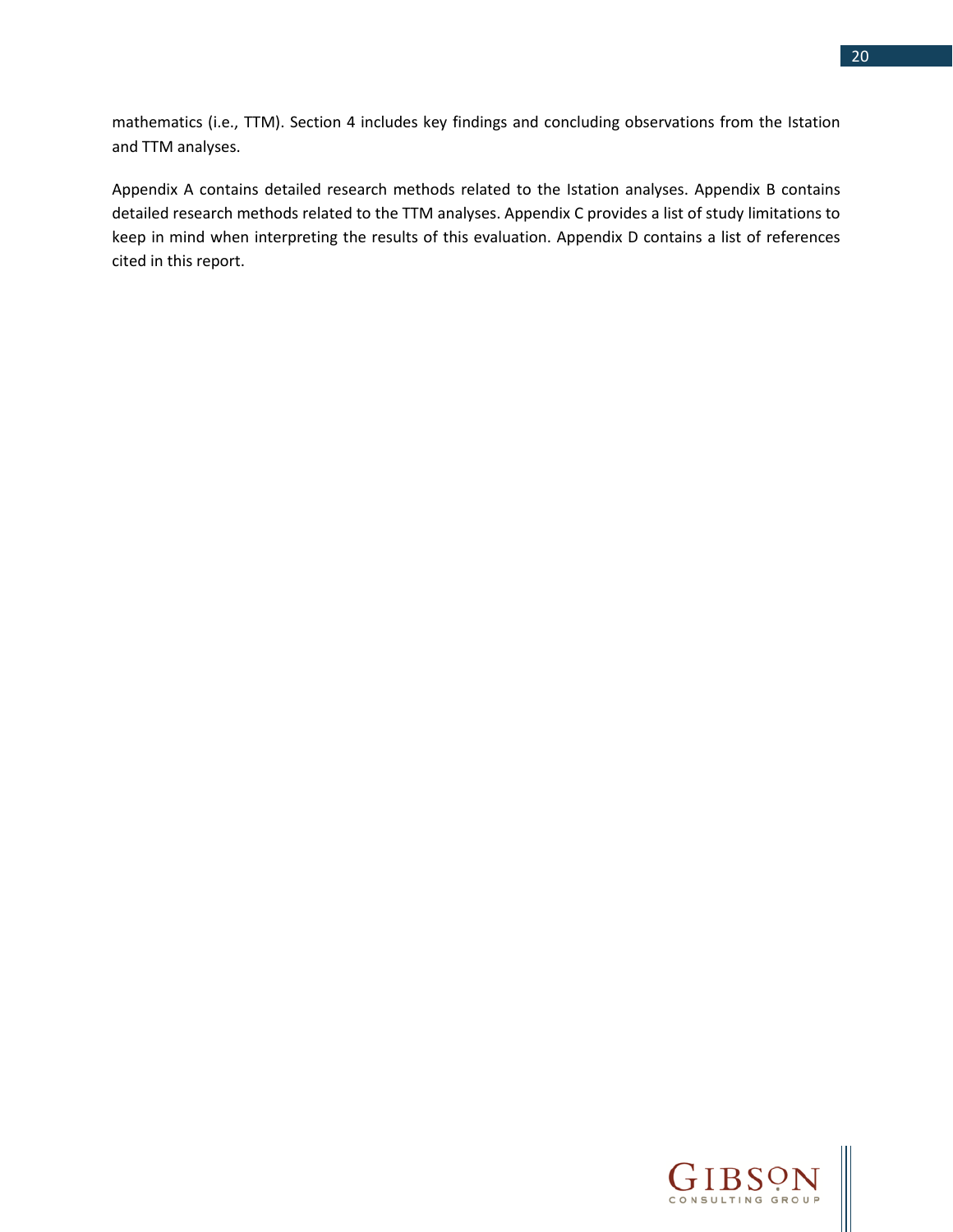mathematics (i.e., TTM). Section 4 includes key findings and concluding observations from the Istation and TTM analyses.

Appendix A contains detailed research methods related to the Istation analyses. Appendix B contains detailed research methods related to the TTM analyses. Appendix C provides a list of study limitations to keep in mind when interpreting the results of this evaluation. Appendix D contains a list of references cited in this report.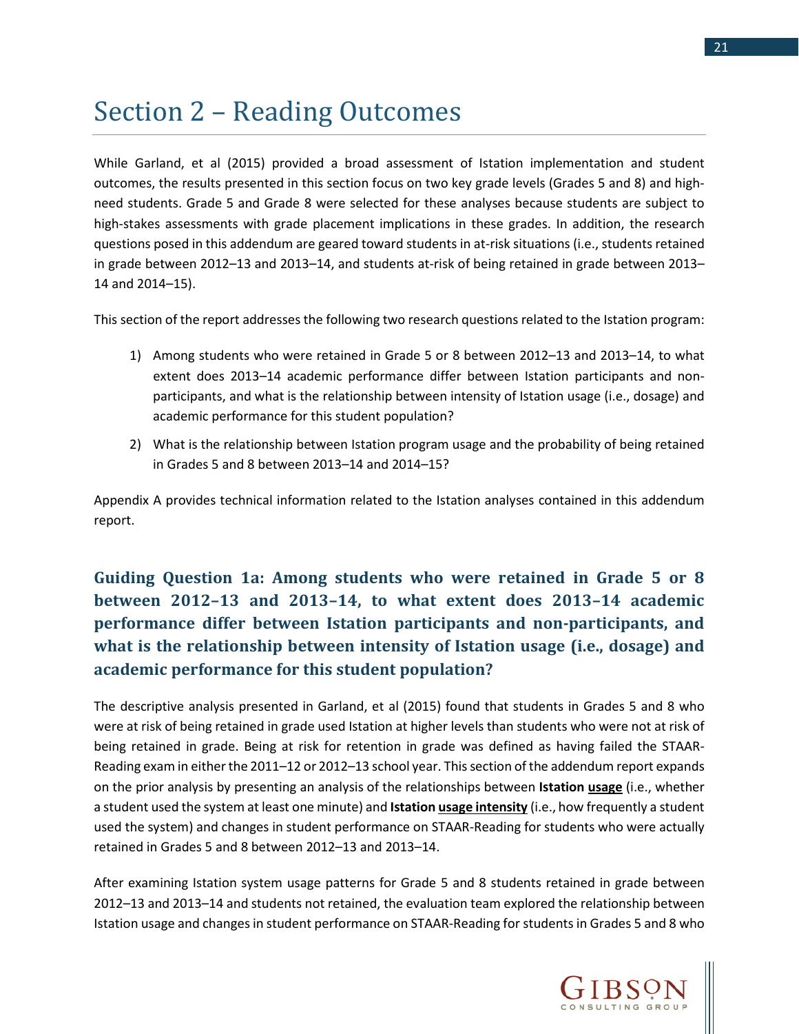# Section 2 – Reading Outcomes

While Garland, et al (2015) provided a broad assessment of Istation implementation and student outcomes, the results presented in this section focus on two key grade levels (Grades 5 and 8) and high-need students. Grade 5 and Grade 8 were selected for these analyses because students are subject to high-stakes assessments with grade placement implications in these grades. In addition, the research questions posed in this addendum are geared toward students in at-risk situations (i.e., students retained in grade between 2012–13 and 2013–14, and students at-risk of being retained in grade between 2013–14 and 2014–15).

This section of the report addresses the following two research questions related to the Istation program:

1) Among students who were retained in Grade 5 or 8 between 2012–13 and 2013–14, to what extent does 2013–14 academic performance differ between Istation participants and non-participants, and what is the relationship between intensity of Istation usage (i.e., dosage) and academic performance for this student population?
2) What is the relationship between Istation program usage and the probability of being retained in Grades 5 and 8 between 2013–14 and 2014–15?

Appendix A provides technical information related to the Istation analyses contained in this addendum report.

### Guiding Question 1a: Among students who were retained in Grade 5 or 8 between 2012–13 and 2013–14, to what extent does 2013–14 academic performance differ between Istation participants and non-participants, and what is the relationship between intensity of Istation usage (i.e., dosage) and academic performance for this student population?

The descriptive analysis presented in Garland, et al (2015) found that students in Grades 5 and 8 who were at risk of being retained in grade used Istation at higher levels than students who were not at risk of being retained in grade. Being at risk for retention in grade was defined as having failed the STAAR-Reading exam in either the 2011–12 or 2012–13 school year. This section of the addendum report expands on the prior analysis by presenting an analysis of the relationships between **Istation usage** (i.e., whether a student used the system at least one minute) and **Istation usage intensity** (i.e., how frequently a student used the system) and changes in student performance on STAAR-Reading for students who were actually retained in Grades 5 and 8 between 2012–13 and 2013–14.

After examining Istation system usage patterns for Grade 5 and 8 students retained in grade between 2012–13 and 2013–14 and students not retained, the evaluation team explored the relationship between Istation usage and changes in student performance on STAAR-Reading for students in Grades 5 and 8 who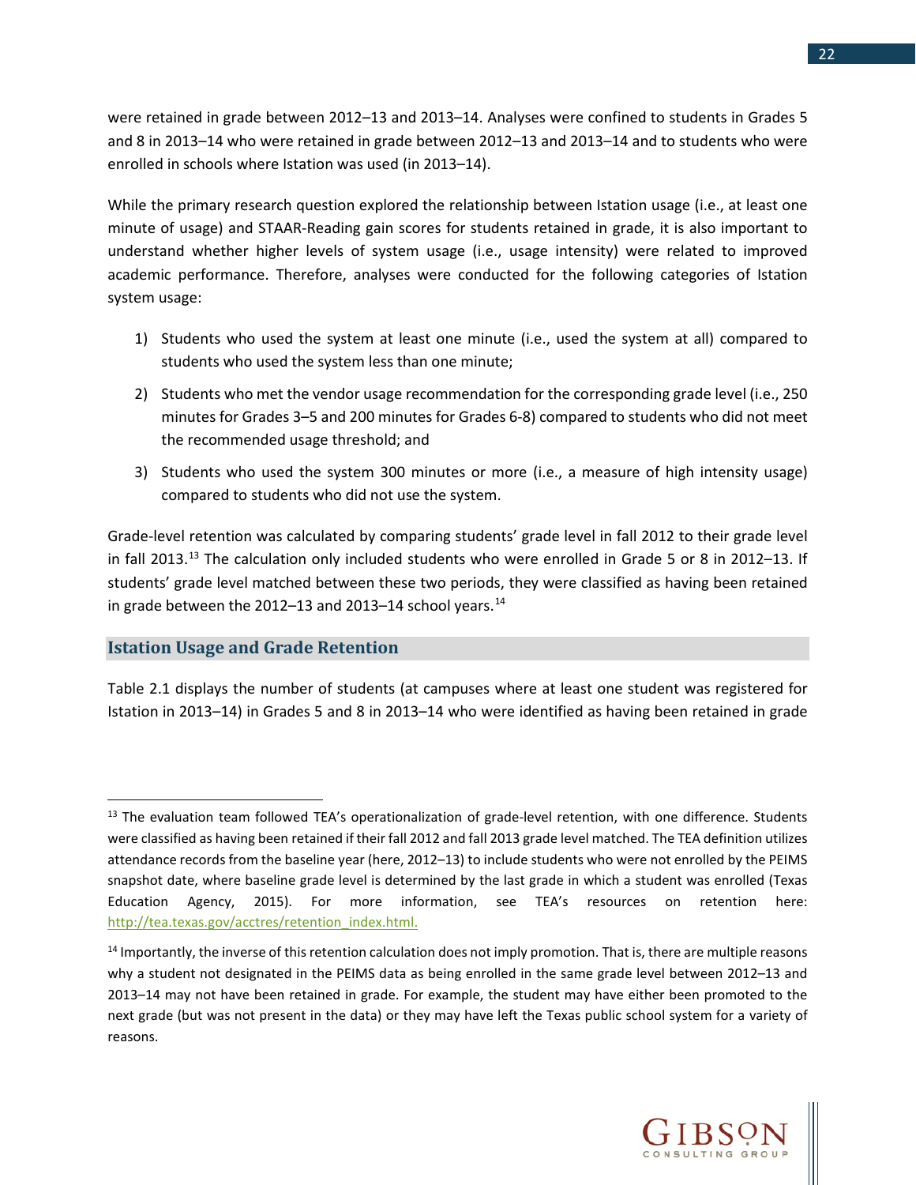were retained in grade between 2012–13 and 2013–14. Analyses were confined to students in Grades 5 and 8 in 2013–14 who were retained in grade between 2012–13 and 2013–14 and to students who were enrolled in schools where Istation was used (in 2013–14).

While the primary research question explored the relationship between Istation usage (i.e., at least one minute of usage) and STAAR-Reading gain scores for students retained in grade, it is also important to understand whether higher levels of system usage (i.e., usage intensity) were related to improved academic performance. Therefore, analyses were conducted for the following categories of Istation system usage:

1) Students who used the system at least one minute (i.e., used the system at all) compared to students who used the system less than one minute;
2) Students who met the vendor usage recommendation for the corresponding grade level (i.e., 250 minutes for Grades 3–5 and 200 minutes for Grades 6-8) compared to students who did not meet the recommended usage threshold; and
3) Students who used the system 300 minutes or more (i.e., a measure of high intensity usage) compared to students who did not use the system.

Grade-level retention was calculated by comparing students' grade level in fall 2012 to their grade level in fall 2013.[13] The calculation only included students who were enrolled in Grade 5 or 8 in 2012–13. If students' grade level matched between these two periods, they were classified as having been retained in grade between the 2012–13 and 2013–14 school years.[14]

## Istation Usage and Grade Retention

Table 2.1 displays the number of students (at campuses where at least one student was registered for Istation in 2013–14) in Grades 5 and 8 in 2013–14 who were identified as having been retained in grade

---

[13] The evaluation team followed TEA's operationalization of grade-level retention, with one difference. Students were classified as having been retained if their fall 2012 and fall 2013 grade level matched. The TEA definition utilizes attendance records from the baseline year (here, 2012–13) to include students who were not enrolled by the PEIMS snapshot date, where baseline grade level is determined by the last grade in which a student was enrolled (Texas Education Agency, 2015). For more information, see TEA's resources on retention here: http://tea.texas.gov/acctres/retention_index.html.

[14] Importantly, the inverse of this retention calculation does not imply promotion. That is, there are multiple reasons why a student not designated in the PEIMS data as being enrolled in the same grade level between 2012–13 and 2013–14 may not have been retained in grade. For example, the student may have either been promoted to the next grade (but was not present in the data) or they may have left the Texas public school system for a variety of reasons.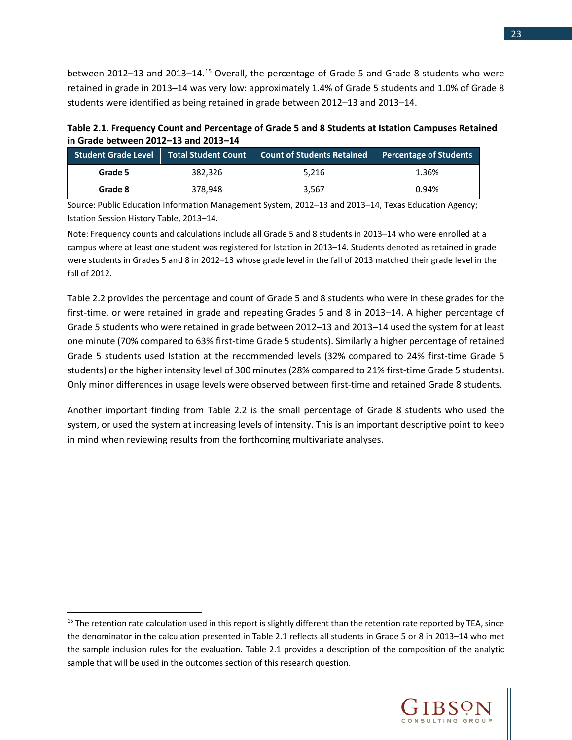between 2012–13 and 2013–14.[15] Overall, the percentage of Grade 5 and Grade 8 students who were retained in grade in 2013–14 was very low: approximately 1.4% of Grade 5 students and 1.0% of Grade 8 students were identified as being retained in grade between 2012–13 and 2013–14.

**Table 2.1. Frequency Count and Percentage of Grade 5 and 8 Students at Istation Campuses Retained in Grade between 2012–13 and 2013–14**

| Student Grade Level | Total Student Count | Count of Students Retained | Percentage of Students |
|---|---|---|---|
| **Grade 5** | 382,326 | 5,216 | 1.36% |
| **Grade 8** | 378,948 | 3,567 | 0.94% |

Source: Public Education Information Management System, 2012–13 and 2013–14, Texas Education Agency; Istation Session History Table, 2013–14.

Note: Frequency counts and calculations include all Grade 5 and 8 students in 2013–14 who were enrolled at a campus where at least one student was registered for Istation in 2013–14. Students denoted as retained in grade were students in Grades 5 and 8 in 2012–13 whose grade level in the fall of 2013 matched their grade level in the fall of 2012.

Table 2.2 provides the percentage and count of Grade 5 and 8 students who were in these grades for the first-time, or were retained in grade and repeating Grades 5 and 8 in 2013–14. A higher percentage of Grade 5 students who were retained in grade between 2012–13 and 2013–14 used the system for at least one minute (70% compared to 63% first-time Grade 5 students). Similarly a higher percentage of retained Grade 5 students used Istation at the recommended levels (32% compared to 24% first-time Grade 5 students) or the higher intensity level of 300 minutes (28% compared to 21% first-time Grade 5 students). Only minor differences in usage levels were observed between first-time and retained Grade 8 students.

Another important finding from Table 2.2 is the small percentage of Grade 8 students who used the system, or used the system at increasing levels of intensity. This is an important descriptive point to keep in mind when reviewing results from the forthcoming multivariate analyses.

[15] The retention rate calculation used in this report is slightly different than the retention rate reported by TEA, since the denominator in the calculation presented in Table 2.1 reflects all students in Grade 5 or 8 in 2013–14 who met the sample inclusion rules for the evaluation. Table 2.1 provides a description of the composition of the analytic sample that will be used in the outcomes section of this research question.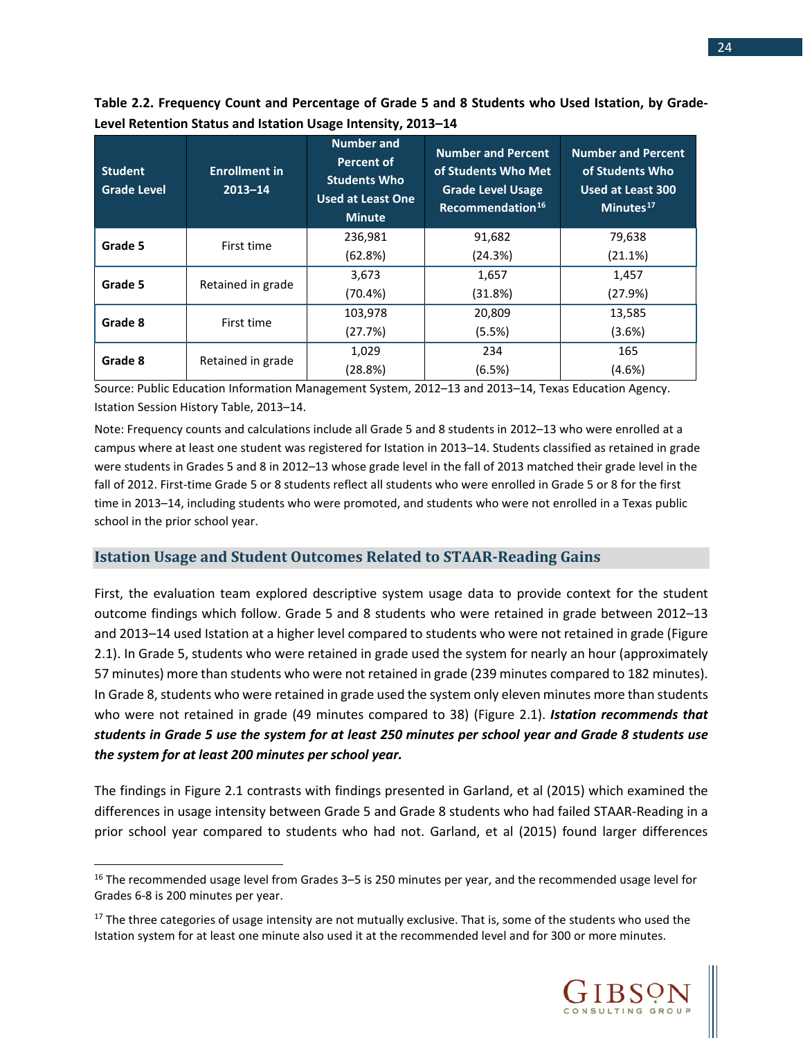**Table 2.2. Frequency Count and Percentage of Grade 5 and 8 Students who Used Istation, by Grade-Level Retention Status and Istation Usage Intensity, 2013–14**

| Student Grade Level | Enrollment in 2013–14 | Number and Percent of Students Who Used at Least One Minute | Number and Percent of Students Who Met Grade Level Usage Recommendation[16] | Number and Percent of Students Who Used at Least 300 Minutes[17] |
|---|---|---|---|---|
| **Grade 5** | First time | 236,981 (62.8%) | 91,682 (24.3%) | 79,638 (21.1%) |
| **Grade 5** | Retained in grade | 3,673 (70.4%) | 1,657 (31.8%) | 1,457 (27.9%) |
| **Grade 8** | First time | 103,978 (27.7%) | 20,809 (5.5%) | 13,585 (3.6%) |
| **Grade 8** | Retained in grade | 1,029 (28.8%) | 234 (6.5%) | 165 (4.6%) |

Source: Public Education Information Management System, 2012–13 and 2013–14, Texas Education Agency. Istation Session History Table, 2013–14.

Note: Frequency counts and calculations include all Grade 5 and 8 students in 2012–13 who were enrolled at a campus where at least one student was registered for Istation in 2013–14. Students classified as retained in grade were students in Grades 5 and 8 in 2012–13 whose grade level in the fall of 2013 matched their grade level in the fall of 2012. First-time Grade 5 or 8 students reflect all students who were enrolled in Grade 5 or 8 for the first time in 2013–14, including students who were promoted, and students who were not enrolled in a Texas public school in the prior school year.

## Istation Usage and Student Outcomes Related to STAAR-Reading Gains

First, the evaluation team explored descriptive system usage data to provide context for the student outcome findings which follow. Grade 5 and 8 students who were retained in grade between 2012–13 and 2013–14 used Istation at a higher level compared to students who were not retained in grade (Figure 2.1). In Grade 5, students who were retained in grade used the system for nearly an hour (approximately 57 minutes) more than students who were not retained in grade (239 minutes compared to 182 minutes). In Grade 8, students who were retained in grade used the system only eleven minutes more than students who were not retained in grade (49 minutes compared to 38) (Figure 2.1). ***Istation recommends that students in Grade 5 use the system for at least 250 minutes per school year and Grade 8 students use the system for at least 200 minutes per school year.***

The findings in Figure 2.1 contrasts with findings presented in Garland, et al (2015) which examined the differences in usage intensity between Grade 5 and Grade 8 students who had failed STAAR-Reading in a prior school year compared to students who had not. Garland, et al (2015) found larger differences

[16] The recommended usage level from Grades 3–5 is 250 minutes per year, and the recommended usage level for Grades 6-8 is 200 minutes per year.

[17] The three categories of usage intensity are not mutually exclusive. That is, some of the students who used the Istation system for at least one minute also used it at the recommended level and for 300 or more minutes.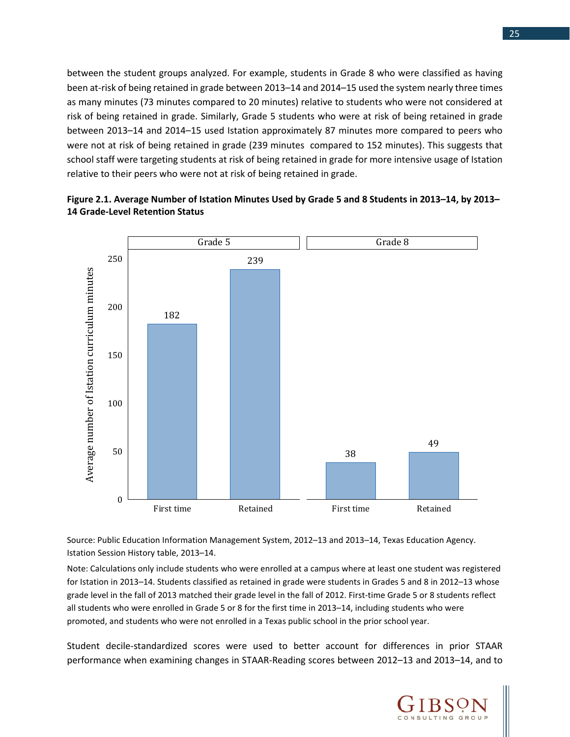between the student groups analyzed. For example, students in Grade 8 who were classified as having been at-risk of being retained in grade between 2013–14 and 2014–15 used the system nearly three times as many minutes (73 minutes compared to 20 minutes) relative to students who were not considered at risk of being retained in grade. Similarly, Grade 5 students who were at risk of being retained in grade between 2013–14 and 2014–15 used Istation approximately 87 minutes more compared to peers who were not at risk of being retained in grade (239 minutes compared to 152 minutes). This suggests that school staff were targeting students at risk of being retained in grade for more intensive usage of Istation relative to their peers who were not at risk of being retained in grade.

**Figure 2.1. Average Number of Istation Minutes Used by Grade 5 and 8 Students in 2013–14, by 2013–14 Grade-Level Retention Status**

| Grade | Status | Average number of Istation curriculum minutes |
|---|---|---|
| Grade 5 | First time | 182 |
| Grade 5 | Retained | 239 |
| Grade 8 | First time | 38 |
| Grade 8 | Retained | 49 |

Source: Public Education Information Management System, 2012–13 and 2013–14, Texas Education Agency. Istation Session History table, 2013–14.

Note: Calculations only include students who were enrolled at a campus where at least one student was registered for Istation in 2013–14. Students classified as retained in grade were students in Grades 5 and 8 in 2012–13 whose grade level in the fall of 2013 matched their grade level in the fall of 2012. First-time Grade 5 or 8 students reflect all students who were enrolled in Grade 5 or 8 for the first time in 2013–14, including students who were promoted, and students who were not enrolled in a Texas public school in the prior school year.

Student decile-standardized scores were used to better account for differences in prior STAAR performance when examining changes in STAAR-Reading scores between 2012–13 and 2013–14, and to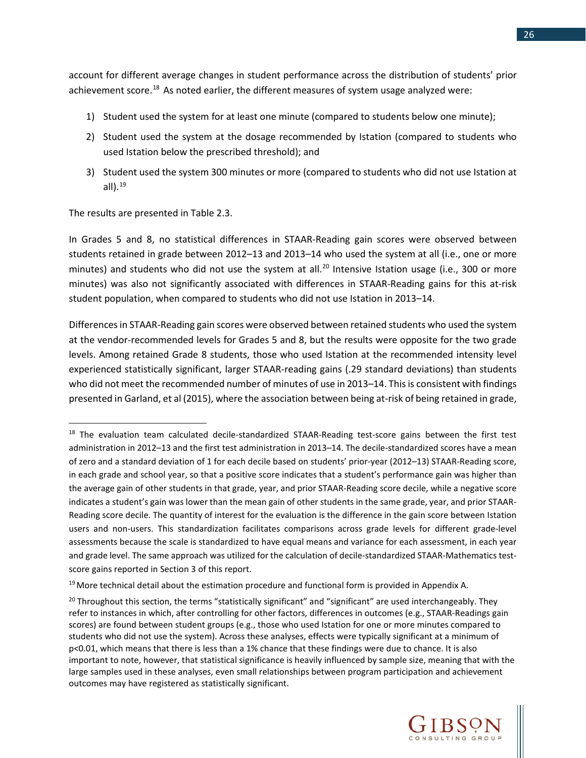account for different average changes in student performance across the distribution of students' prior achievement score.[18] As noted earlier, the different measures of system usage analyzed were:

1) Student used the system for at least one minute (compared to students below one minute);
2) Student used the system at the dosage recommended by Istation (compared to students who used Istation below the prescribed threshold); and
3) Student used the system 300 minutes or more (compared to students who did not use Istation at all).[19]

The results are presented in Table 2.3.

In Grades 5 and 8, no statistical differences in STAAR-Reading gain scores were observed between students retained in grade between 2012–13 and 2013–14 who used the system at all (i.e., one or more minutes) and students who did not use the system at all.[20] Intensive Istation usage (i.e., 300 or more minutes) was also not significantly associated with differences in STAAR-Reading gains for this at-risk student population, when compared to students who did not use Istation in 2013–14.

Differences in STAAR-Reading gain scores were observed between retained students who used the system at the vendor-recommended levels for Grades 5 and 8, but the results were opposite for the two grade levels. Among retained Grade 8 students, those who used Istation at the recommended intensity level experienced statistically significant, larger STAAR-reading gains (.29 standard deviations) than students who did not meet the recommended number of minutes of use in 2013–14. This is consistent with findings presented in Garland, et al (2015), where the association between being at-risk of being retained in grade,

---

[18] The evaluation team calculated decile-standardized STAAR-Reading test-score gains between the first test administration in 2012–13 and the first test administration in 2013–14. The decile-standardized scores have a mean of zero and a standard deviation of 1 for each decile based on students' prior-year (2012–13) STAAR-Reading score, in each grade and school year, so that a positive score indicates that a student's performance gain was higher than the average gain of other students in that grade, year, and prior STAAR-Reading score decile, while a negative score indicates a student's gain was lower than the mean gain of other students in the same grade, year, and prior STAAR-Reading score decile. The quantity of interest for the evaluation is the difference in the gain score between Istation users and non-users. This standardization facilitates comparisons across grade levels for different grade-level assessments because the scale is standardized to have equal means and variance for each assessment, in each year and grade level. The same approach was utilized for the calculation of decile-standardized STAAR-Mathematics test-score gains reported in Section 3 of this report.

[19] More technical detail about the estimation procedure and functional form is provided in Appendix A.

[20] Throughout this section, the terms "statistically significant" and "significant" are used interchangeably. They refer to instances in which, after controlling for other factors, differences in outcomes (e.g., STAAR-Readings gain scores) are found between student groups (e.g., those who used Istation for one or more minutes compared to students who did not use the system). Across these analyses, effects were typically significant at a minimum of $p<0.01$, which means that there is less than a 1% chance that these findings were due to chance. It is also important to note, however, that statistical significance is heavily influenced by sample size, meaning that with the large samples used in these analyses, even small relationships between program participation and achievement outcomes may have registered as statistically significant.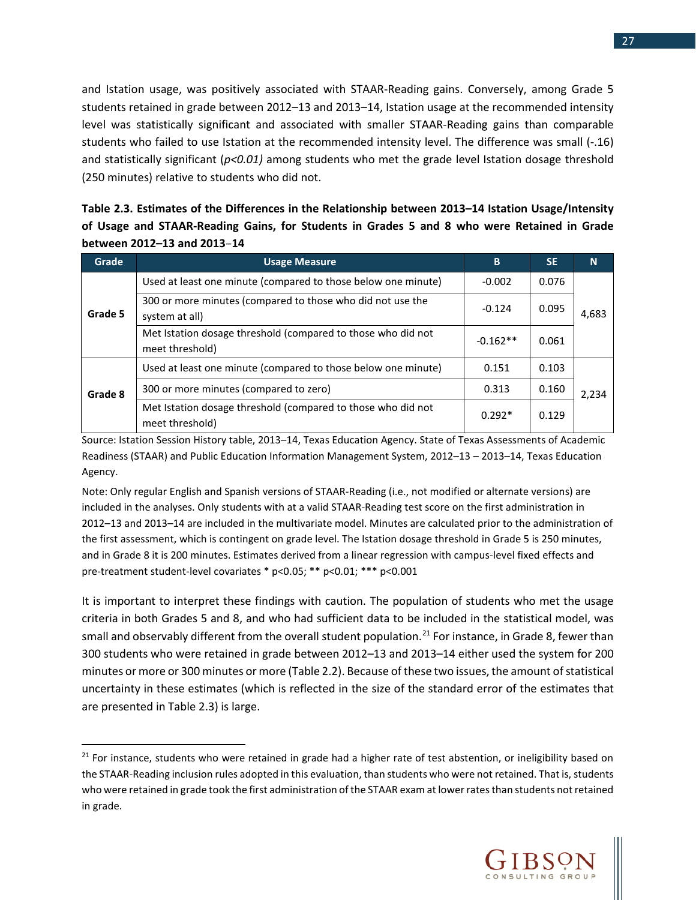and Istation usage, was positively associated with STAAR-Reading gains. Conversely, among Grade 5 students retained in grade between 2012–13 and 2013–14, Istation usage at the recommended intensity level was statistically significant and associated with smaller STAAR-Reading gains than comparable students who failed to use Istation at the recommended intensity level. The difference was small (-.16) and statistically significant (*p<0.01*) among students who met the grade level Istation dosage threshold (250 minutes) relative to students who did not.

**Table 2.3. Estimates of the Differences in the Relationship between 2013–14 Istation Usage/Intensity of Usage and STAAR-Reading Gains, for Students in Grades 5 and 8 who were Retained in Grade between 2012–13 and 2013–14**

| Grade | Usage Measure | B | SE | N |
|---|---|---|---|---|
| **Grade 5** | Used at least one minute (compared to those below one minute) | -0.002 | 0.076 | 4,683 |
| | 300 or more minutes (compared to those who did not use the system at all) | -0.124 | 0.095 | |
| | Met Istation dosage threshold (compared to those who did not meet threshold) | -0.162** | 0.061 | |
| **Grade 8** | Used at least one minute (compared to those below one minute) | 0.151 | 0.103 | 2,234 |
| | 300 or more minutes (compared to zero) | 0.313 | 0.160 | |
| | Met Istation dosage threshold (compared to those who did not meet threshold) | 0.292* | 0.129 | |

Source: Istation Session History table, 2013–14, Texas Education Agency. State of Texas Assessments of Academic Readiness (STAAR) and Public Education Information Management System, 2012–13 – 2013–14, Texas Education Agency.

Note: Only regular English and Spanish versions of STAAR-Reading (i.e., not modified or alternate versions) are included in the analyses. Only students with at a valid STAAR-Reading test score on the first administration in 2012–13 and 2013–14 are included in the multivariate model. Minutes are calculated prior to the administration of the first assessment, which is contingent on grade level. The Istation dosage threshold in Grade 5 is 250 minutes, and in Grade 8 it is 200 minutes. Estimates derived from a linear regression with campus-level fixed effects and pre-treatment student-level covariates * p<0.05; ** p<0.01; *** p<0.001

It is important to interpret these findings with caution. The population of students who met the usage criteria in both Grades 5 and 8, and who had sufficient data to be included in the statistical model, was small and observably different from the overall student population.[21] For instance, in Grade 8, fewer than 300 students who were retained in grade between 2012–13 and 2013–14 either used the system for 200 minutes or more or 300 minutes or more (Table 2.2). Because of these two issues, the amount of statistical uncertainty in these estimates (which is reflected in the size of the standard error of the estimates that are presented in Table 2.3) is large.

[21] For instance, students who were retained in grade had a higher rate of test abstention, or ineligibility based on the STAAR-Reading inclusion rules adopted in this evaluation, than students who were not retained. That is, students who were retained in grade took the first administration of the STAAR exam at lower rates than students not retained in grade.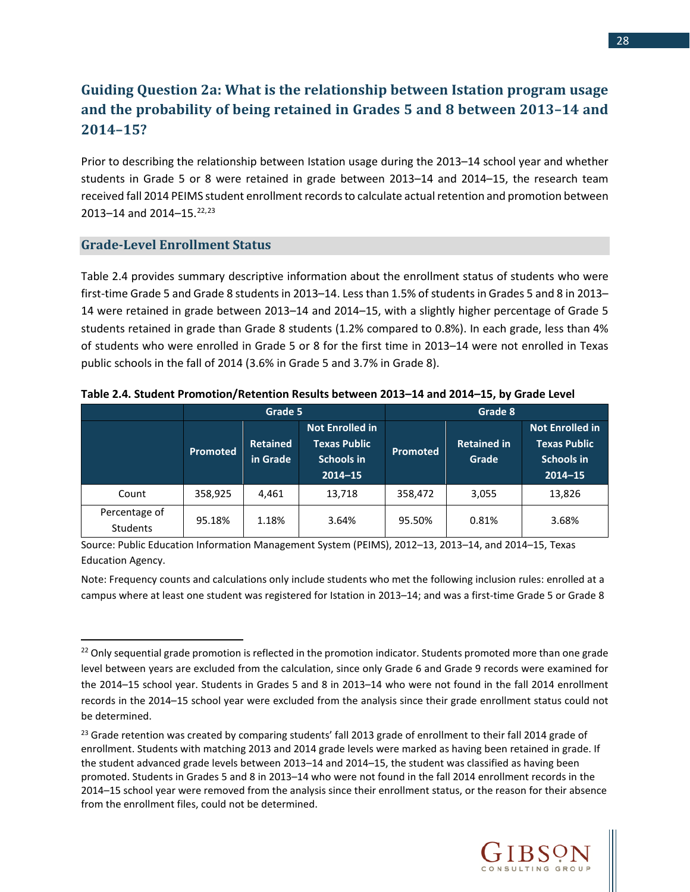## Guiding Question 2a: What is the relationship between Istation program usage and the probability of being retained in Grades 5 and 8 between 2013–14 and 2014–15?

Prior to describing the relationship between Istation usage during the 2013–14 school year and whether students in Grade 5 or 8 were retained in grade between 2013–14 and 2014–15, the research team received fall 2014 PEIMS student enrollment records to calculate actual retention and promotion between 2013–14 and 2014–15.[22,23]

### Grade-Level Enrollment Status

Table 2.4 provides summary descriptive information about the enrollment status of students who were first-time Grade 5 and Grade 8 students in 2013–14. Less than 1.5% of students in Grades 5 and 8 in 2013–14 were retained in grade between 2013–14 and 2014–15, with a slightly higher percentage of Grade 5 students retained in grade than Grade 8 students (1.2% compared to 0.8%). In each grade, less than 4% of students who were enrolled in Grade 5 or 8 for the first time in 2013–14 were not enrolled in Texas public schools in the fall of 2014 (3.6% in Grade 5 and 3.7% in Grade 8).

**Table 2.4. Student Promotion/Retention Results between 2013–14 and 2014–15, by Grade Level**

| | Grade 5 | | | Grade 8 | | |
|---|---|---|---|---|---|---|
| | Promoted | Retained in Grade | Not Enrolled in Texas Public Schools in 2014–15 | Promoted | Retained in Grade | Not Enrolled in Texas Public Schools in 2014–15 |
| Count | 358,925 | 4,461 | 13,718 | 358,472 | 3,055 | 13,826 |
| Percentage of Students | 95.18% | 1.18% | 3.64% | 95.50% | 0.81% | 3.68% |

Source: Public Education Information Management System (PEIMS), 2012–13, 2013–14, and 2014–15, Texas Education Agency.

Note: Frequency counts and calculations only include students who met the following inclusion rules: enrolled at a campus where at least one student was registered for Istation in 2013–14; and was a first-time Grade 5 or Grade 8

---

[22] Only sequential grade promotion is reflected in the promotion indicator. Students promoted more than one grade level between years are excluded from the calculation, since only Grade 6 and Grade 9 records were examined for the 2014–15 school year. Students in Grades 5 and 8 in 2013–14 who were not found in the fall 2014 enrollment records in the 2014–15 school year were excluded from the analysis since their grade enrollment status could not be determined.

[23] Grade retention was created by comparing students' fall 2013 grade of enrollment to their fall 2014 grade of enrollment. Students with matching 2013 and 2014 grade levels were marked as having been retained in grade. If the student advanced grade levels between 2013–14 and 2014–15, the student was classified as having been promoted. Students in Grades 5 and 8 in 2013–14 who were not found in the fall 2014 enrollment records in the 2014–15 school year were removed from the analysis since their enrollment status, or the reason for their absence from the enrollment files, could not be determined.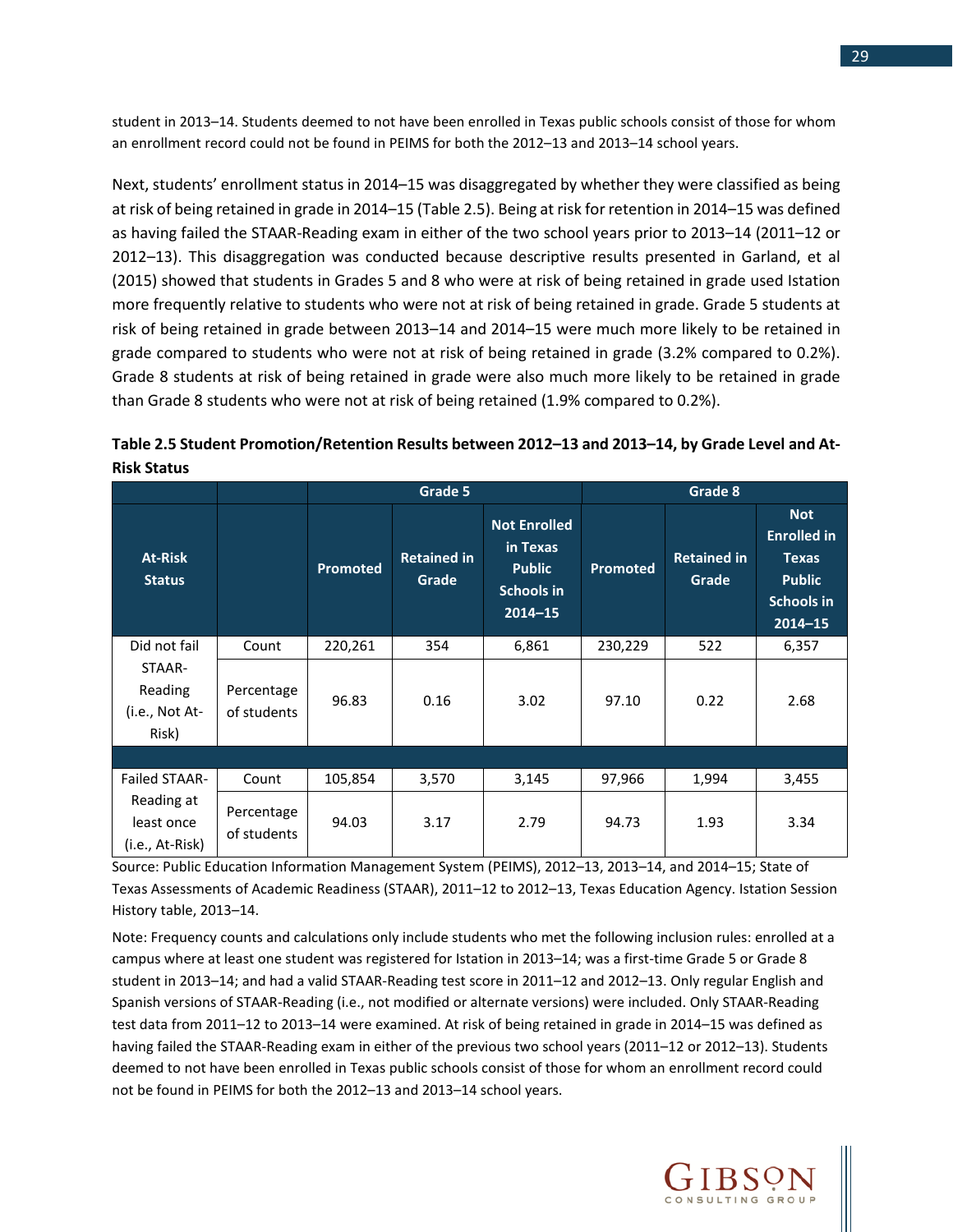student in 2013–14. Students deemed to not have been enrolled in Texas public schools consist of those for whom an enrollment record could not be found in PEIMS for both the 2012–13 and 2013–14 school years.

Next, students' enrollment status in 2014–15 was disaggregated by whether they were classified as being at risk of being retained in grade in 2014–15 (Table 2.5). Being at risk for retention in 2014–15 was defined as having failed the STAAR-Reading exam in either of the two school years prior to 2013–14 (2011–12 or 2012–13). This disaggregation was conducted because descriptive results presented in Garland, et al (2015) showed that students in Grades 5 and 8 who were at risk of being retained in grade used Istation more frequently relative to students who were not at risk of being retained in grade. Grade 5 students at risk of being retained in grade between 2013–14 and 2014–15 were much more likely to be retained in grade compared to students who were not at risk of being retained in grade (3.2% compared to 0.2%). Grade 8 students at risk of being retained in grade were also much more likely to be retained in grade than Grade 8 students who were not at risk of being retained (1.9% compared to 0.2%).

**Table 2.5 Student Promotion/Retention Results between 2012–13 and 2013–14, by Grade Level and At-Risk Status**

| | | Grade 5 | | | Grade 8 | | |
|---|---|---|---|---|---|---|---|
| At-Risk Status | | Promoted | Retained in Grade | Not Enrolled in Texas Public Schools in 2014–15 | Promoted | Retained in Grade | Not Enrolled in Texas Public Schools in 2014–15 |
| Did not fail STAAR-Reading (i.e., Not At-Risk) | Count | 220,261 | 354 | 6,861 | 230,229 | 522 | 6,357 |
| | Percentage of students | 96.83 | 0.16 | 3.02 | 97.10 | 0.22 | 2.68 |
| Failed STAAR-Reading at least once (i.e., At-Risk) | Count | 105,854 | 3,570 | 3,145 | 97,966 | 1,994 | 3,455 |
| | Percentage of students | 94.03 | 3.17 | 2.79 | 94.73 | 1.93 | 3.34 |

Source: Public Education Information Management System (PEIMS), 2012–13, 2013–14, and 2014–15; State of Texas Assessments of Academic Readiness (STAAR), 2011–12 to 2012–13, Texas Education Agency. Istation Session History table, 2013–14.

Note: Frequency counts and calculations only include students who met the following inclusion rules: enrolled at a campus where at least one student was registered for Istation in 2013–14; was a first-time Grade 5 or Grade 8 student in 2013–14; and had a valid STAAR-Reading test score in 2011–12 and 2012–13. Only regular English and Spanish versions of STAAR-Reading (i.e., not modified or alternate versions) were included. Only STAAR-Reading test data from 2011–12 to 2013–14 were examined. At risk of being retained in grade in 2014–15 was defined as having failed the STAAR-Reading exam in either of the previous two school years (2011–12 or 2012–13). Students deemed to not have been enrolled in Texas public schools consist of those for whom an enrollment record could not be found in PEIMS for both the 2012–13 and 2013–14 school years.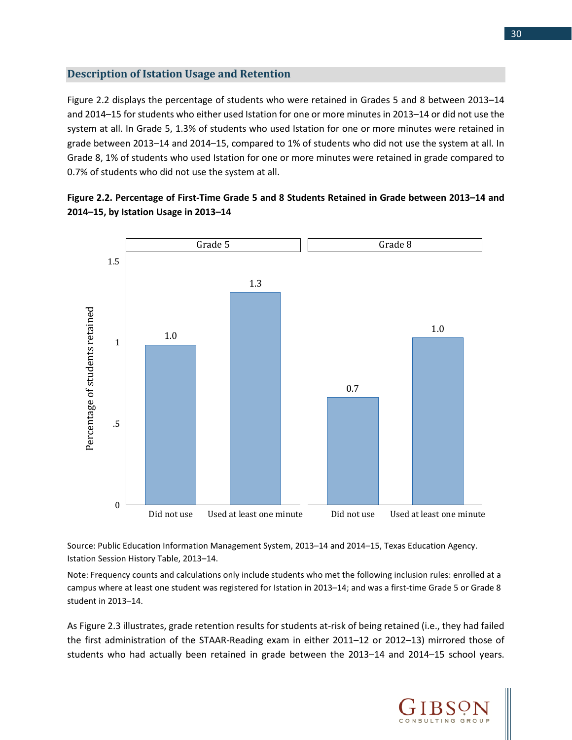## Description of Istation Usage and Retention

Figure 2.2 displays the percentage of students who were retained in Grades 5 and 8 between 2013–14 and 2014–15 for students who either used Istation for one or more minutes in 2013–14 or did not use the system at all. In Grade 5, 1.3% of students who used Istation for one or more minutes were retained in grade between 2013–14 and 2014–15, compared to 1% of students who did not use the system at all. In Grade 8, 1% of students who used Istation for one or more minutes were retained in grade compared to 0.7% of students who did not use the system at all.

**Figure 2.2. Percentage of First-Time Grade 5 and 8 Students Retained in Grade between 2013–14 and 2014–15, by Istation Usage in 2013–14**

| | Did not use | Used at least one minute |
|---|---|---|
| Grade 5 | 1.0 | 1.3 |
| Grade 8 | 0.7 | 1.0 |

Source: Public Education Information Management System, 2013–14 and 2014–15, Texas Education Agency. Istation Session History Table, 2013–14.

Note: Frequency counts and calculations only include students who met the following inclusion rules: enrolled at a campus where at least one student was registered for Istation in 2013–14; and was a first-time Grade 5 or Grade 8 student in 2013–14.

As Figure 2.3 illustrates, grade retention results for students at-risk of being retained (i.e., they had failed the first administration of the STAAR-Reading exam in either 2011–12 or 2012–13) mirrored those of students who had actually been retained in grade between the 2013–14 and 2014–15 school years.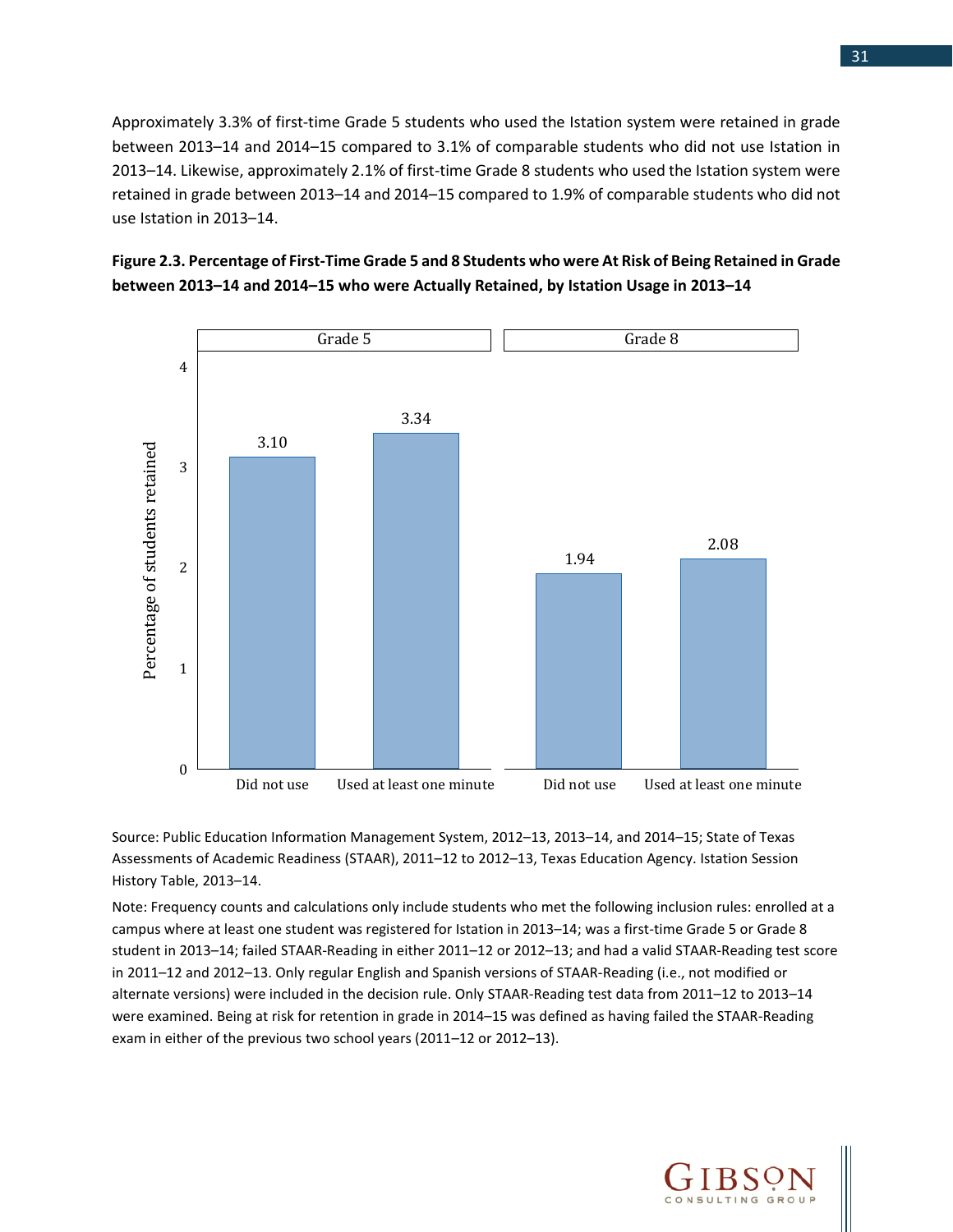Approximately 3.3% of first-time Grade 5 students who used the Istation system were retained in grade between 2013–14 and 2014–15 compared to 3.1% of comparable students who did not use Istation in 2013–14. Likewise, approximately 2.1% of first-time Grade 8 students who used the Istation system were retained in grade between 2013–14 and 2014–15 compared to 1.9% of comparable students who did not use Istation in 2013–14.

**Figure 2.3. Percentage of First-Time Grade 5 and 8 Students who were At Risk of Being Retained in Grade between 2013–14 and 2014–15 who were Actually Retained, by Istation Usage in 2013–14**

| Percentage of students retained | Grade 5 | Grade 8 |
|---|---|---|
| Did not use | 3.10 | 1.94 |
| Used at least one minute | 3.34 | 2.08 |

Source: Public Education Information Management System, 2012–13, 2013–14, and 2014–15; State of Texas Assessments of Academic Readiness (STAAR), 2011–12 to 2012–13, Texas Education Agency. Istation Session History Table, 2013–14.

Note: Frequency counts and calculations only include students who met the following inclusion rules: enrolled at a campus where at least one student was registered for Istation in 2013–14; was a first-time Grade 5 or Grade 8 student in 2013–14; failed STAAR-Reading in either 2011–12 or 2012–13; and had a valid STAAR-Reading test score in 2011–12 and 2012–13. Only regular English and Spanish versions of STAAR-Reading (i.e., not modified or alternate versions) were included in the decision rule. Only STAAR-Reading test data from 2011–12 to 2013–14 were examined. Being at risk for retention in grade in 2014–15 was defined as having failed the STAAR-Reading exam in either of the previous two school years (2011–12 or 2012–13).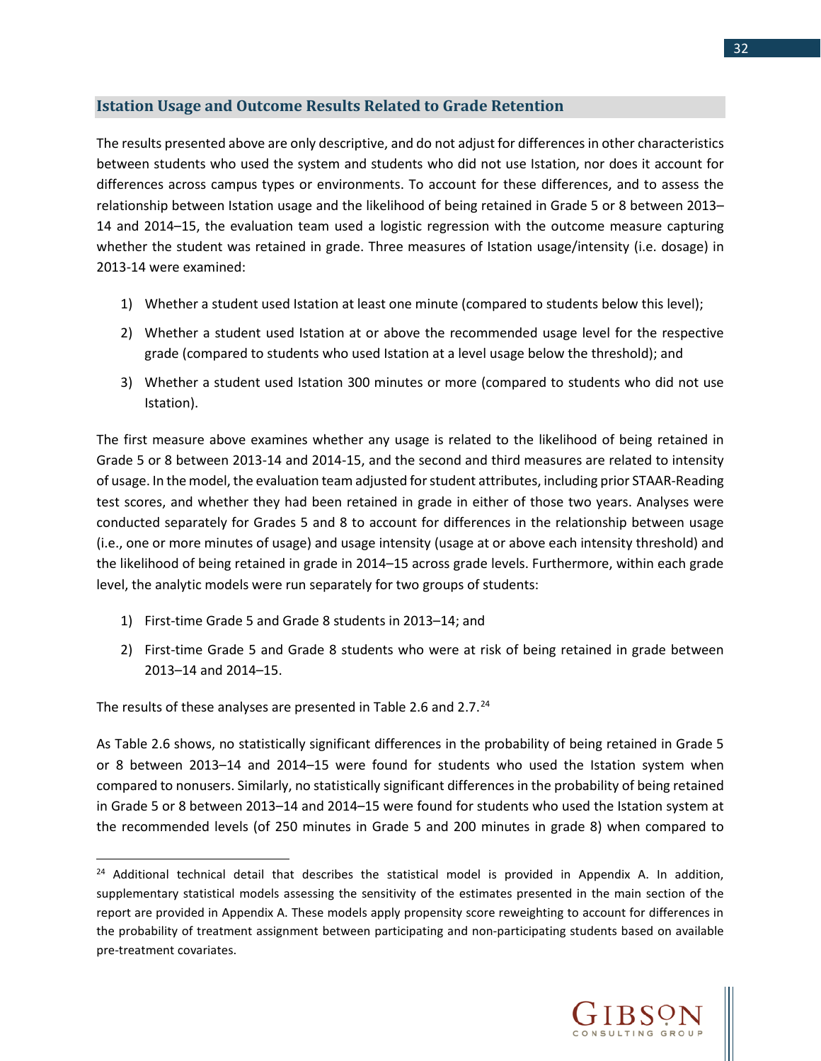## Istation Usage and Outcome Results Related to Grade Retention

The results presented above are only descriptive, and do not adjust for differences in other characteristics between students who used the system and students who did not use Istation, nor does it account for differences across campus types or environments. To account for these differences, and to assess the relationship between Istation usage and the likelihood of being retained in Grade 5 or 8 between 2013–14 and 2014–15, the evaluation team used a logistic regression with the outcome measure capturing whether the student was retained in grade. Three measures of Istation usage/intensity (i.e. dosage) in 2013-14 were examined:

1) Whether a student used Istation at least one minute (compared to students below this level);
2) Whether a student used Istation at or above the recommended usage level for the respective grade (compared to students who used Istation at a level usage below the threshold); and
3) Whether a student used Istation 300 minutes or more (compared to students who did not use Istation).

The first measure above examines whether any usage is related to the likelihood of being retained in Grade 5 or 8 between 2013-14 and 2014-15, and the second and third measures are related to intensity of usage. In the model, the evaluation team adjusted for student attributes, including prior STAAR-Reading test scores, and whether they had been retained in grade in either of those two years. Analyses were conducted separately for Grades 5 and 8 to account for differences in the relationship between usage (i.e., one or more minutes of usage) and usage intensity (usage at or above each intensity threshold) and the likelihood of being retained in grade in 2014–15 across grade levels. Furthermore, within each grade level, the analytic models were run separately for two groups of students:

1) First-time Grade 5 and Grade 8 students in 2013–14; and
2) First-time Grade 5 and Grade 8 students who were at risk of being retained in grade between 2013–14 and 2014–15.

The results of these analyses are presented in Table 2.6 and 2.7.[24]

As Table 2.6 shows, no statistically significant differences in the probability of being retained in Grade 5 or 8 between 2013–14 and 2014–15 were found for students who used the Istation system when compared to nonusers. Similarly, no statistically significant differences in the probability of being retained in Grade 5 or 8 between 2013–14 and 2014–15 were found for students who used the Istation system at the recommended levels (of 250 minutes in Grade 5 and 200 minutes in grade 8) when compared to

[24] Additional technical detail that describes the statistical model is provided in Appendix A. In addition, supplementary statistical models assessing the sensitivity of the estimates presented in the main section of the report are provided in Appendix A. These models apply propensity score reweighting to account for differences in the probability of treatment assignment between participating and non-participating students based on available pre-treatment covariates.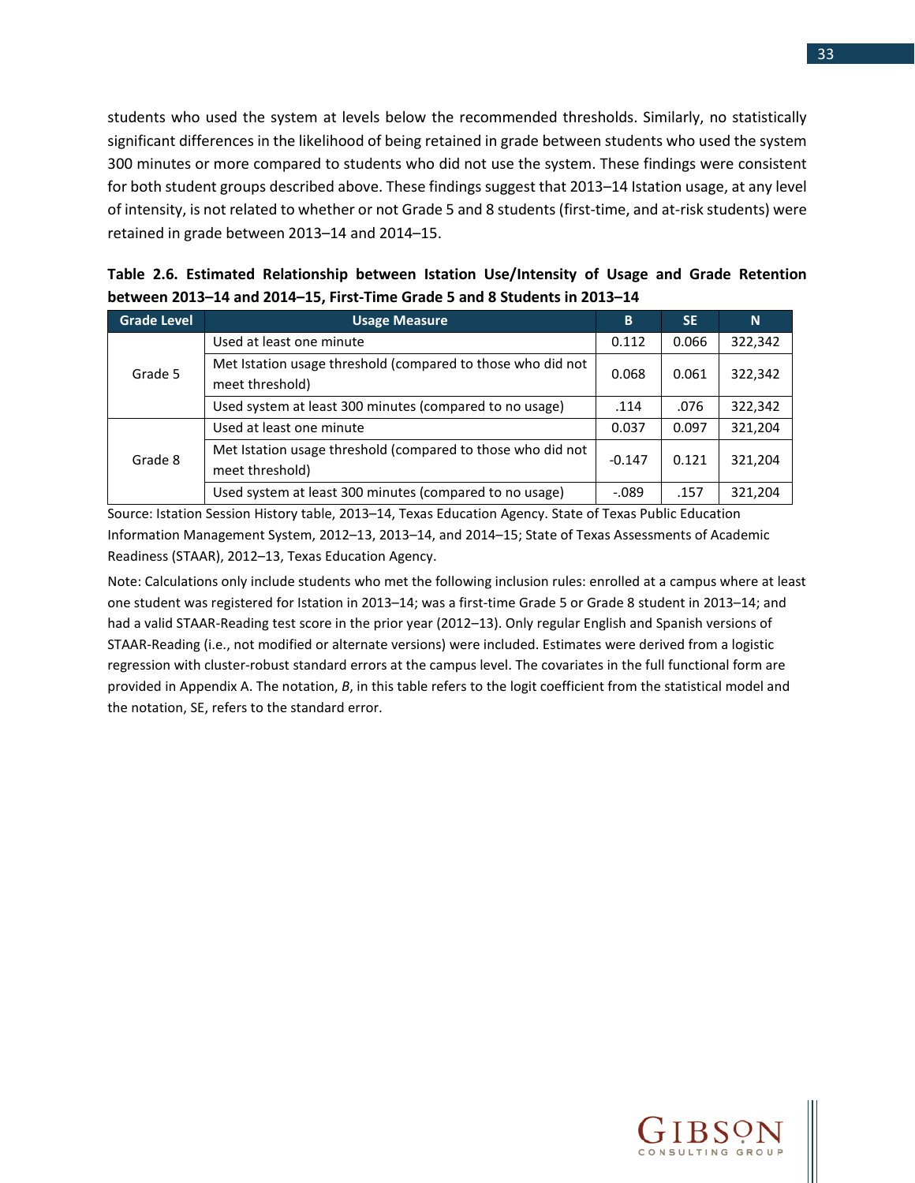students who used the system at levels below the recommended thresholds. Similarly, no statistically significant differences in the likelihood of being retained in grade between students who used the system 300 minutes or more compared to students who did not use the system. These findings were consistent for both student groups described above. These findings suggest that 2013–14 Istation usage, at any level of intensity, is not related to whether or not Grade 5 and 8 students (first-time, and at-risk students) were retained in grade between 2013–14 and 2014–15.

**Table 2.6. Estimated Relationship between Istation Use/Intensity of Usage and Grade Retention between 2013–14 and 2014–15, First-Time Grade 5 and 8 Students in 2013–14**

| Grade Level | Usage Measure | B | SE | N |
|---|---|---|---|---|
| Grade 5 | Used at least one minute | 0.112 | 0.066 | 322,342 |
| | Met Istation usage threshold (compared to those who did not meet threshold) | 0.068 | 0.061 | 322,342 |
| | Used system at least 300 minutes (compared to no usage) | .114 | .076 | 322,342 |
| Grade 8 | Used at least one minute | 0.037 | 0.097 | 321,204 |
| | Met Istation usage threshold (compared to those who did not meet threshold) | -0.147 | 0.121 | 321,204 |
| | Used system at least 300 minutes (compared to no usage) | -.089 | .157 | 321,204 |

Source: Istation Session History table, 2013–14, Texas Education Agency. State of Texas Public Education Information Management System, 2012–13, 2013–14, and 2014–15; State of Texas Assessments of Academic Readiness (STAAR), 2012–13, Texas Education Agency.

Note: Calculations only include students who met the following inclusion rules: enrolled at a campus where at least one student was registered for Istation in 2013–14; was a first-time Grade 5 or Grade 8 student in 2013–14; and had a valid STAAR-Reading test score in the prior year (2012–13). Only regular English and Spanish versions of STAAR-Reading (i.e., not modified or alternate versions) were included. Estimates were derived from a logistic regression with cluster-robust standard errors at the campus level. The covariates in the full functional form are provided in Appendix A. The notation, *B*, in this table refers to the logit coefficient from the statistical model and the notation, SE, refers to the standard error.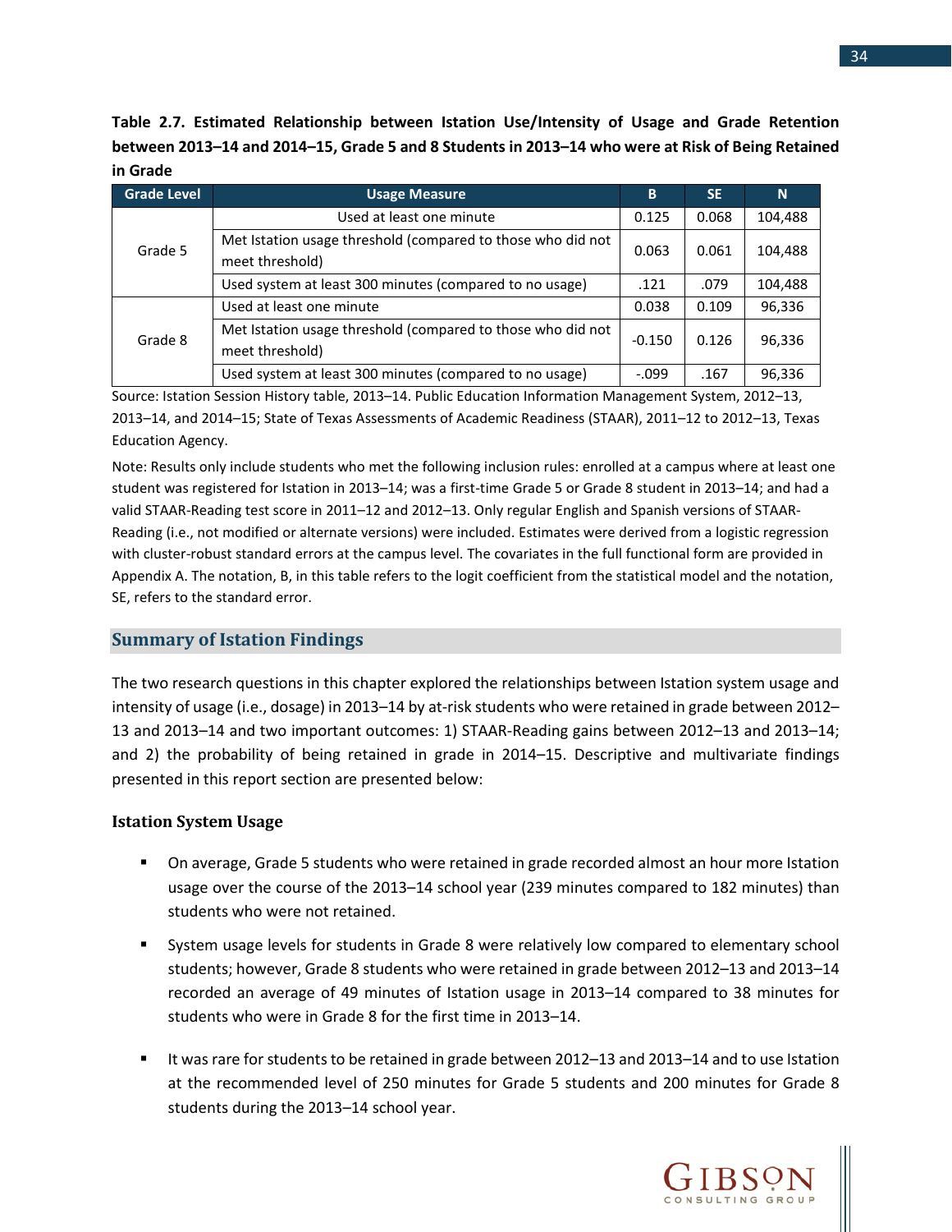**Table 2.7. Estimated Relationship between Istation Use/Intensity of Usage and Grade Retention between 2013–14 and 2014–15, Grade 5 and 8 Students in 2013–14 who were at Risk of Being Retained in Grade**

| Grade Level | Usage Measure | B | SE | N |
|---|---|---|---|---|
| Grade 5 | Used at least one minute | 0.125 | 0.068 | 104,488 |
| | Met Istation usage threshold (compared to those who did not meet threshold) | 0.063 | 0.061 | 104,488 |
| | Used system at least 300 minutes (compared to no usage) | .121 | .079 | 104,488 |
| Grade 8 | Used at least one minute | 0.038 | 0.109 | 96,336 |
| | Met Istation usage threshold (compared to those who did not meet threshold) | -0.150 | 0.126 | 96,336 |
| | Used system at least 300 minutes (compared to no usage) | -.099 | .167 | 96,336 |

Source: Istation Session History table, 2013–14. Public Education Information Management System, 2012–13, 2013–14, and 2014–15; State of Texas Assessments of Academic Readiness (STAAR), 2011–12 to 2012–13, Texas Education Agency.

Note: Results only include students who met the following inclusion rules: enrolled at a campus where at least one student was registered for Istation in 2013–14; was a first-time Grade 5 or Grade 8 student in 2013–14; and had a valid STAAR-Reading test score in 2011–12 and 2012–13. Only regular English and Spanish versions of STAAR-Reading (i.e., not modified or alternate versions) were included. Estimates were derived from a logistic regression with cluster-robust standard errors at the campus level. The covariates in the full functional form are provided in Appendix A. The notation, B, in this table refers to the logit coefficient from the statistical model and the notation, SE, refers to the standard error.

## Summary of Istation Findings

The two research questions in this chapter explored the relationships between Istation system usage and intensity of usage (i.e., dosage) in 2013–14 by at-risk students who were retained in grade between 2012–13 and 2013–14 and two important outcomes: 1) STAAR-Reading gains between 2012–13 and 2013–14; and 2) the probability of being retained in grade in 2014–15. Descriptive and multivariate findings presented in this report section are presented below:

### Istation System Usage

- On average, Grade 5 students who were retained in grade recorded almost an hour more Istation usage over the course of the 2013–14 school year (239 minutes compared to 182 minutes) than students who were not retained.
- System usage levels for students in Grade 8 were relatively low compared to elementary school students; however, Grade 8 students who were retained in grade between 2012–13 and 2013–14 recorded an average of 49 minutes of Istation usage in 2013–14 compared to 38 minutes for students who were in Grade 8 for the first time in 2013–14.
- It was rare for students to be retained in grade between 2012–13 and 2013–14 and to use Istation at the recommended level of 250 minutes for Grade 5 students and 200 minutes for Grade 8 students during the 2013–14 school year.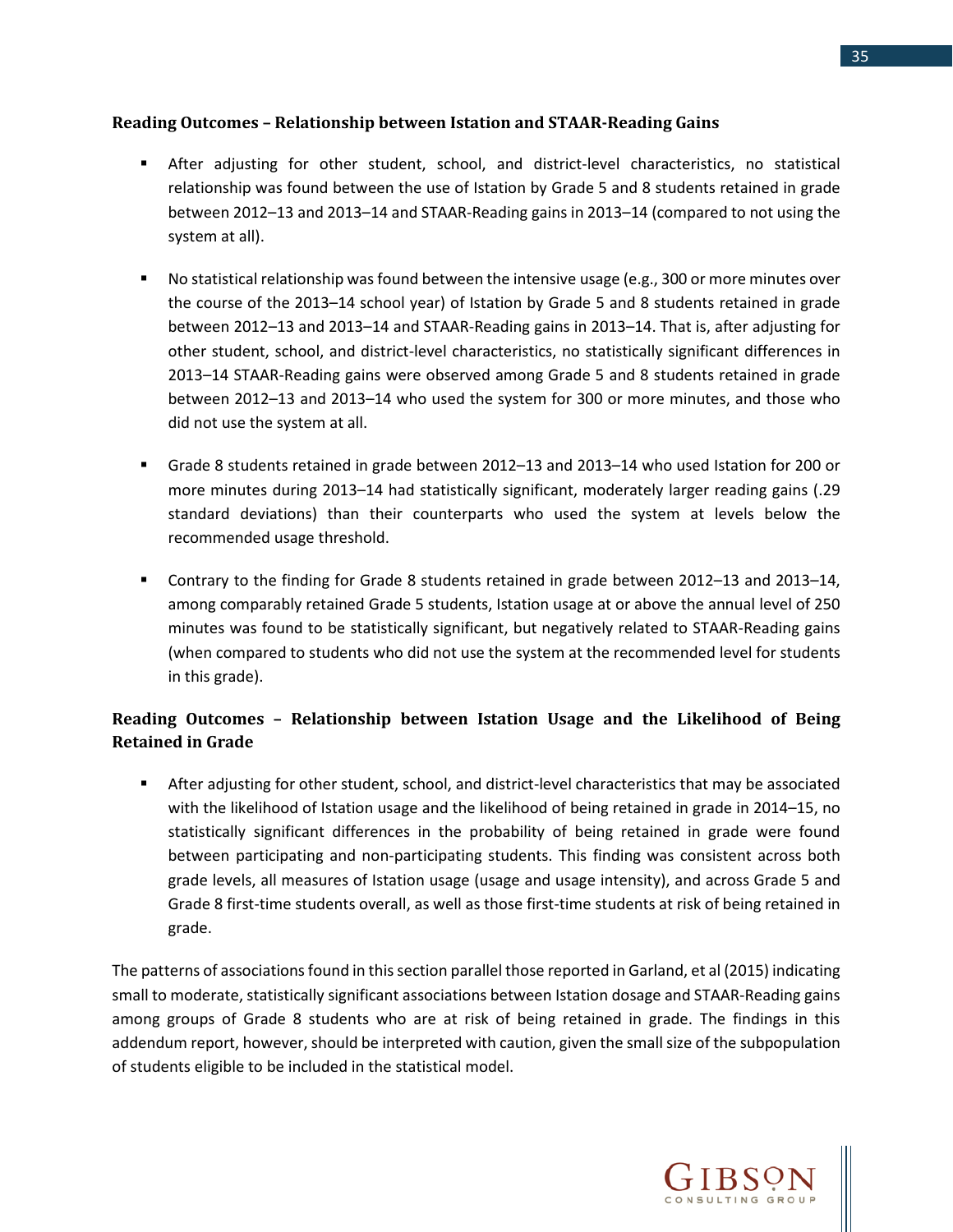### Reading Outcomes – Relationship between Istation and STAAR-Reading Gains

- After adjusting for other student, school, and district-level characteristics, no statistical relationship was found between the use of Istation by Grade 5 and 8 students retained in grade between 2012–13 and 2013–14 and STAAR-Reading gains in 2013–14 (compared to not using the system at all).
- No statistical relationship was found between the intensive usage (e.g., 300 or more minutes over the course of the 2013–14 school year) of Istation by Grade 5 and 8 students retained in grade between 2012–13 and 2013–14 and STAAR-Reading gains in 2013–14. That is, after adjusting for other student, school, and district-level characteristics, no statistically significant differences in 2013–14 STAAR-Reading gains were observed among Grade 5 and 8 students retained in grade between 2012–13 and 2013–14 who used the system for 300 or more minutes, and those who did not use the system at all.
- Grade 8 students retained in grade between 2012–13 and 2013–14 who used Istation for 200 or more minutes during 2013–14 had statistically significant, moderately larger reading gains (.29 standard deviations) than their counterparts who used the system at levels below the recommended usage threshold.
- Contrary to the finding for Grade 8 students retained in grade between 2012–13 and 2013–14, among comparably retained Grade 5 students, Istation usage at or above the annual level of 250 minutes was found to be statistically significant, but negatively related to STAAR-Reading gains (when compared to students who did not use the system at the recommended level for students in this grade).

### Reading Outcomes – Relationship between Istation Usage and the Likelihood of Being Retained in Grade

- After adjusting for other student, school, and district-level characteristics that may be associated with the likelihood of Istation usage and the likelihood of being retained in grade in 2014–15, no statistically significant differences in the probability of being retained in grade were found between participating and non-participating students. This finding was consistent across both grade levels, all measures of Istation usage (usage and usage intensity), and across Grade 5 and Grade 8 first-time students overall, as well as those first-time students at risk of being retained in grade.

The patterns of associations found in this section parallel those reported in Garland, et al (2015) indicating small to moderate, statistically significant associations between Istation dosage and STAAR-Reading gains among groups of Grade 8 students who are at risk of being retained in grade. The findings in this addendum report, however, should be interpreted with caution, given the small size of the subpopulation of students eligible to be included in the statistical model.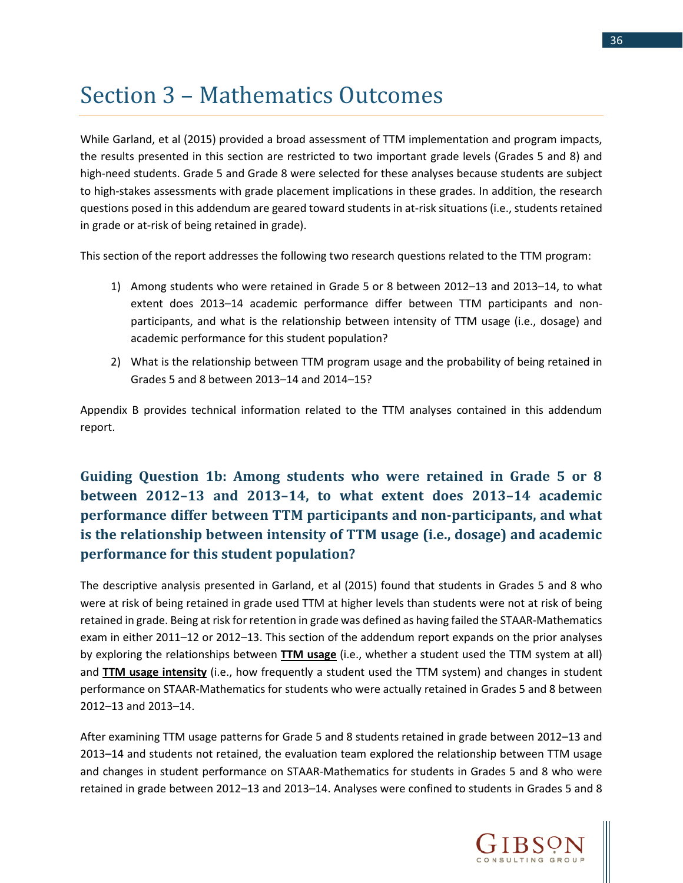# Section 3 – Mathematics Outcomes

While Garland, et al (2015) provided a broad assessment of TTM implementation and program impacts, the results presented in this section are restricted to two important grade levels (Grades 5 and 8) and high-need students. Grade 5 and Grade 8 were selected for these analyses because students are subject to high-stakes assessments with grade placement implications in these grades. In addition, the research questions posed in this addendum are geared toward students in at-risk situations (i.e., students retained in grade or at-risk of being retained in grade).

This section of the report addresses the following two research questions related to the TTM program:

1) Among students who were retained in Grade 5 or 8 between 2012–13 and 2013–14, to what extent does 2013–14 academic performance differ between TTM participants and non-participants, and what is the relationship between intensity of TTM usage (i.e., dosage) and academic performance for this student population?
2) What is the relationship between TTM program usage and the probability of being retained in Grades 5 and 8 between 2013–14 and 2014–15?

Appendix B provides technical information related to the TTM analyses contained in this addendum report.

### Guiding Question 1b: Among students who were retained in Grade 5 or 8 between 2012–13 and 2013–14, to what extent does 2013–14 academic performance differ between TTM participants and non-participants, and what is the relationship between intensity of TTM usage (i.e., dosage) and academic performance for this student population?

The descriptive analysis presented in Garland, et al (2015) found that students in Grades 5 and 8 who were at risk of being retained in grade used TTM at higher levels than students were not at risk of being retained in grade. Being at risk for retention in grade was defined as having failed the STAAR-Mathematics exam in either 2011–12 or 2012–13. This section of the addendum report expands on the prior analyses by exploring the relationships between **TTM usage** (i.e., whether a student used the TTM system at all) and **TTM usage intensity** (i.e., how frequently a student used the TTM system) and changes in student performance on STAAR-Mathematics for students who were actually retained in Grades 5 and 8 between 2012–13 and 2013–14.

After examining TTM usage patterns for Grade 5 and 8 students retained in grade between 2012–13 and 2013–14 and students not retained, the evaluation team explored the relationship between TTM usage and changes in student performance on STAAR-Mathematics for students in Grades 5 and 8 who were retained in grade between 2012–13 and 2013–14. Analyses were confined to students in Grades 5 and 8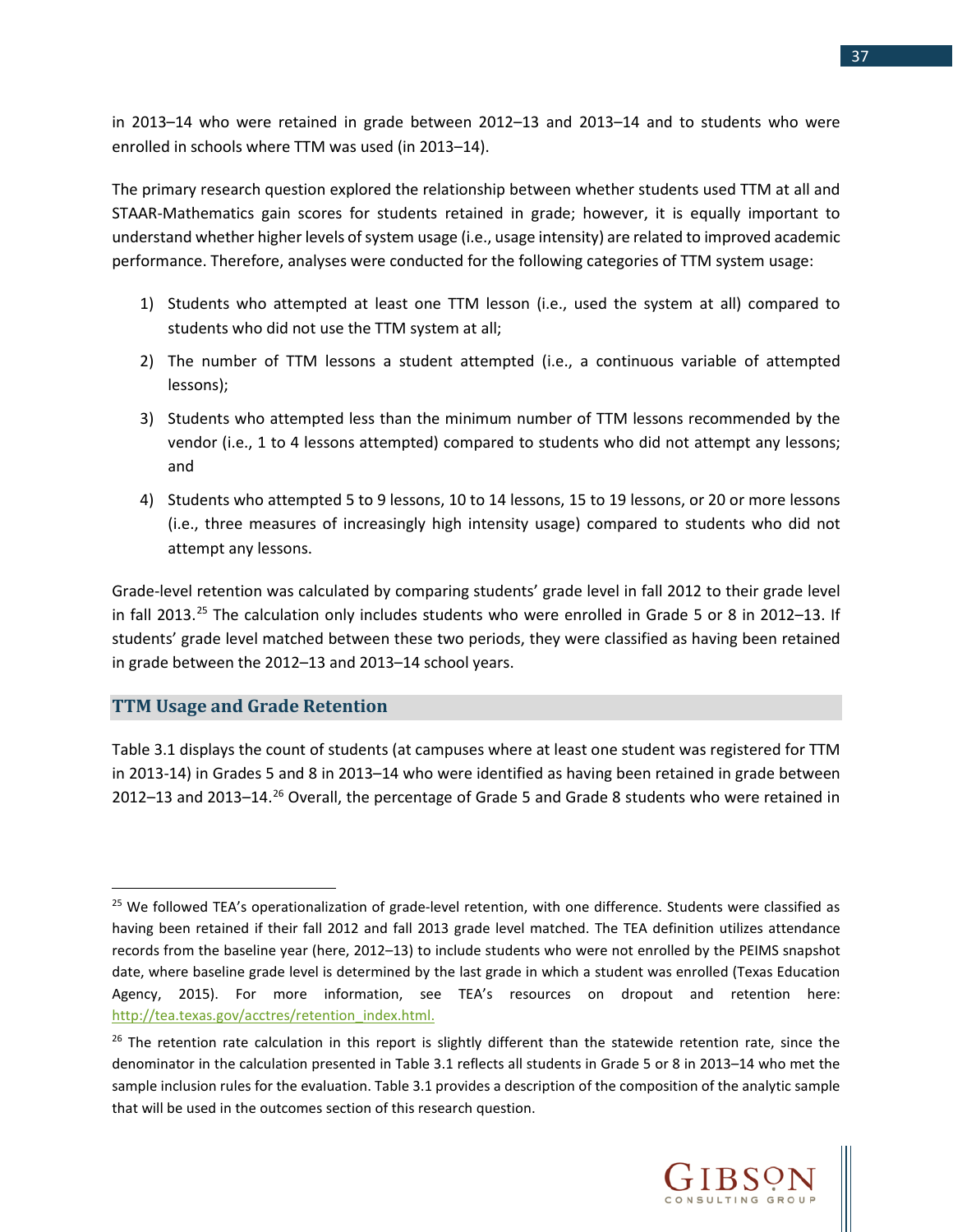in 2013–14 who were retained in grade between 2012–13 and 2013–14 and to students who were enrolled in schools where TTM was used (in 2013–14).

The primary research question explored the relationship between whether students used TTM at all and STAAR-Mathematics gain scores for students retained in grade; however, it is equally important to understand whether higher levels of system usage (i.e., usage intensity) are related to improved academic performance. Therefore, analyses were conducted for the following categories of TTM system usage:

1) Students who attempted at least one TTM lesson (i.e., used the system at all) compared to students who did not use the TTM system at all;
2) The number of TTM lessons a student attempted (i.e., a continuous variable of attempted lessons);
3) Students who attempted less than the minimum number of TTM lessons recommended by the vendor (i.e., 1 to 4 lessons attempted) compared to students who did not attempt any lessons; and
4) Students who attempted 5 to 9 lessons, 10 to 14 lessons, 15 to 19 lessons, or 20 or more lessons (i.e., three measures of increasingly high intensity usage) compared to students who did not attempt any lessons.

Grade-level retention was calculated by comparing students' grade level in fall 2012 to their grade level in fall 2013.[25] The calculation only includes students who were enrolled in Grade 5 or 8 in 2012–13. If students' grade level matched between these two periods, they were classified as having been retained in grade between the 2012–13 and 2013–14 school years.

## TTM Usage and Grade Retention

Table 3.1 displays the count of students (at campuses where at least one student was registered for TTM in 2013-14) in Grades 5 and 8 in 2013–14 who were identified as having been retained in grade between 2012–13 and 2013–14.[26] Overall, the percentage of Grade 5 and Grade 8 students who were retained in

---

[25] We followed TEA's operationalization of grade-level retention, with one difference. Students were classified as having been retained if their fall 2012 and fall 2013 grade level matched. The TEA definition utilizes attendance records from the baseline year (here, 2012–13) to include students who were not enrolled by the PEIMS snapshot date, where baseline grade level is determined by the last grade in which a student was enrolled (Texas Education Agency, 2015). For more information, see TEA's resources on dropout and retention here: http://tea.texas.gov/acctres/retention_index.html.

[26] The retention rate calculation in this report is slightly different than the statewide retention rate, since the denominator in the calculation presented in Table 3.1 reflects all students in Grade 5 or 8 in 2013–14 who met the sample inclusion rules for the evaluation. Table 3.1 provides a description of the composition of the analytic sample that will be used in the outcomes section of this research question.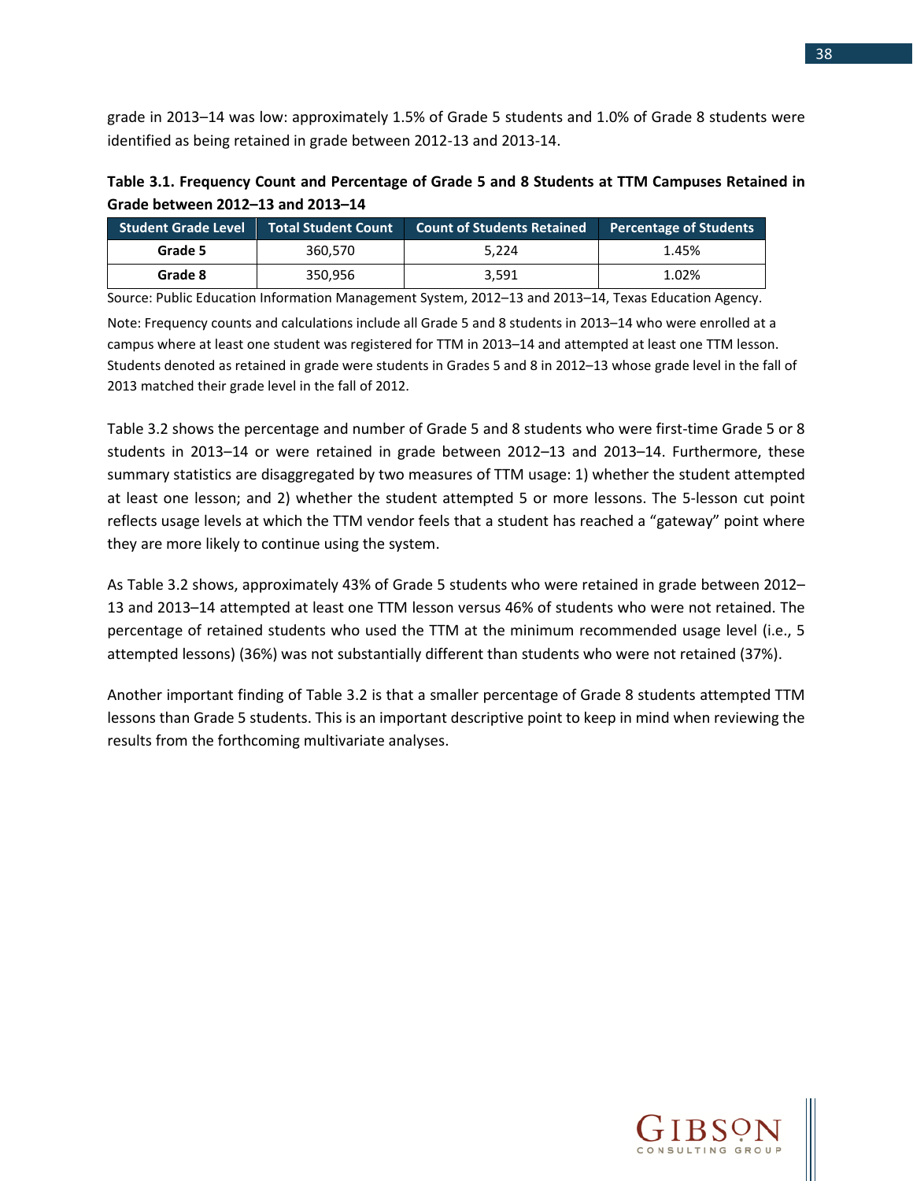grade in 2013–14 was low: approximately 1.5% of Grade 5 students and 1.0% of Grade 8 students were identified as being retained in grade between 2012-13 and 2013-14.

**Table 3.1. Frequency Count and Percentage of Grade 5 and 8 Students at TTM Campuses Retained in Grade between 2012–13 and 2013–14**

| Student Grade Level | Total Student Count | Count of Students Retained | Percentage of Students |
|---|---|---|---|
| **Grade 5** | 360,570 | 5,224 | 1.45% |
| **Grade 8** | 350,956 | 3,591 | 1.02% |

Source: Public Education Information Management System, 2012–13 and 2013–14, Texas Education Agency.

Note: Frequency counts and calculations include all Grade 5 and 8 students in 2013–14 who were enrolled at a campus where at least one student was registered for TTM in 2013–14 and attempted at least one TTM lesson. Students denoted as retained in grade were students in Grades 5 and 8 in 2012–13 whose grade level in the fall of 2013 matched their grade level in the fall of 2012.

Table 3.2 shows the percentage and number of Grade 5 and 8 students who were first-time Grade 5 or 8 students in 2013–14 or were retained in grade between 2012–13 and 2013–14. Furthermore, these summary statistics are disaggregated by two measures of TTM usage: 1) whether the student attempted at least one lesson; and 2) whether the student attempted 5 or more lessons. The 5-lesson cut point reflects usage levels at which the TTM vendor feels that a student has reached a "gateway" point where they are more likely to continue using the system.

As Table 3.2 shows, approximately 43% of Grade 5 students who were retained in grade between 2012–13 and 2013–14 attempted at least one TTM lesson versus 46% of students who were not retained. The percentage of retained students who used the TTM at the minimum recommended usage level (i.e., 5 attempted lessons) (36%) was not substantially different than students who were not retained (37%).

Another important finding of Table 3.2 is that a smaller percentage of Grade 8 students attempted TTM lessons than Grade 5 students. This is an important descriptive point to keep in mind when reviewing the results from the forthcoming multivariate analyses.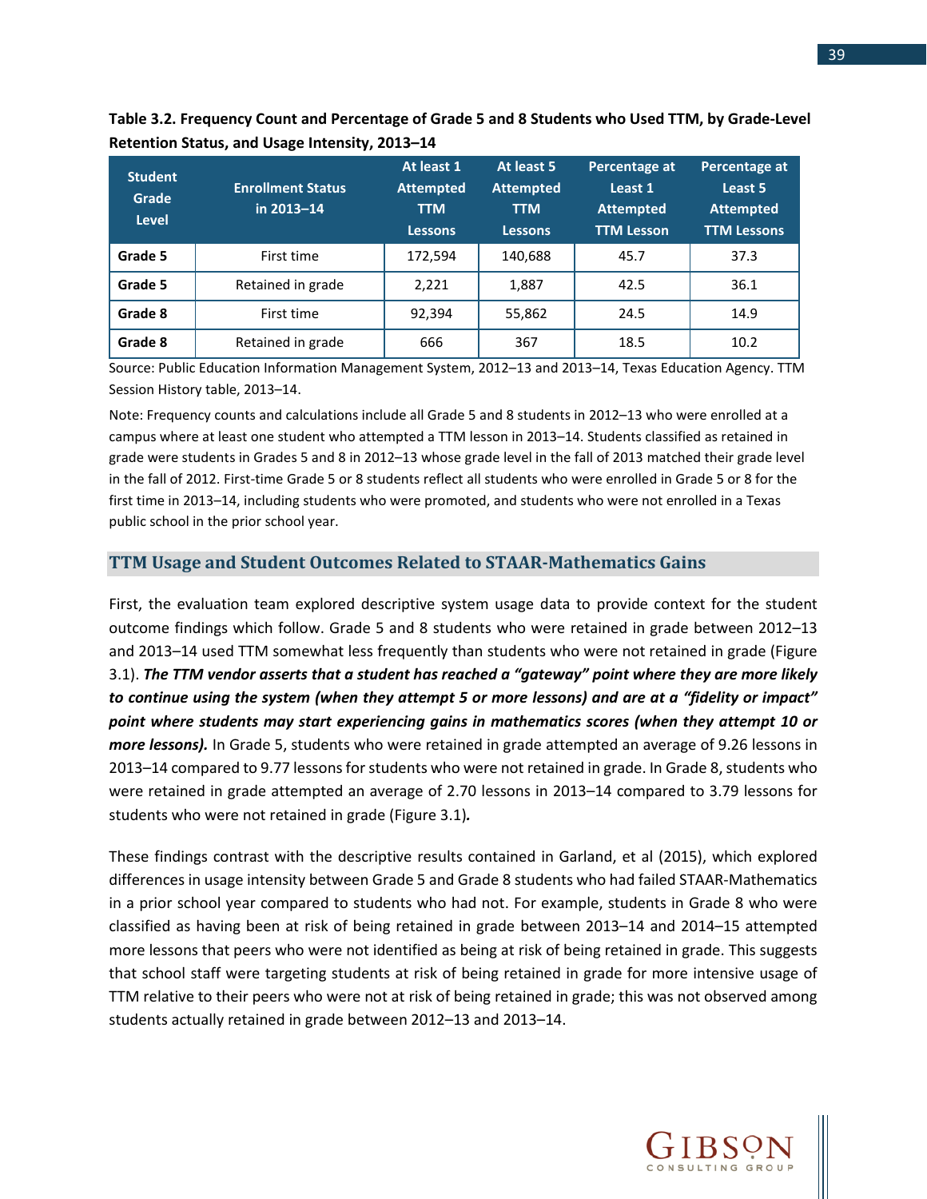**Table 3.2. Frequency Count and Percentage of Grade 5 and 8 Students who Used TTM, by Grade-Level Retention Status, and Usage Intensity, 2013–14**

| Student Grade Level | Enrollment Status in 2013–14 | At least 1 Attempted TTM Lessons | At least 5 Attempted TTM Lessons | Percentage at Least 1 Attempted TTM Lesson | Percentage at Least 5 Attempted TTM Lessons |
|---|---|---|---|---|---|
| **Grade 5** | First time | 172,594 | 140,688 | 45.7 | 37.3 |
| **Grade 5** | Retained in grade | 2,221 | 1,887 | 42.5 | 36.1 |
| **Grade 8** | First time | 92,394 | 55,862 | 24.5 | 14.9 |
| **Grade 8** | Retained in grade | 666 | 367 | 18.5 | 10.2 |

Source: Public Education Information Management System, 2012–13 and 2013–14, Texas Education Agency. TTM Session History table, 2013–14.

Note: Frequency counts and calculations include all Grade 5 and 8 students in 2012–13 who were enrolled at a campus where at least one student who attempted a TTM lesson in 2013–14. Students classified as retained in grade were students in Grades 5 and 8 in 2012–13 whose grade level in the fall of 2013 matched their grade level in the fall of 2012. First-time Grade 5 or 8 students reflect all students who were enrolled in Grade 5 or 8 for the first time in 2013–14, including students who were promoted, and students who were not enrolled in a Texas public school in the prior school year.

## TTM Usage and Student Outcomes Related to STAAR-Mathematics Gains

First, the evaluation team explored descriptive system usage data to provide context for the student outcome findings which follow. Grade 5 and 8 students who were retained in grade between 2012–13 and 2013–14 used TTM somewhat less frequently than students who were not retained in grade (Figure 3.1). ***The TTM vendor asserts that a student has reached a "gateway" point where they are more likely to continue using the system (when they attempt 5 or more lessons) and are at a "fidelity or impact" point where students may start experiencing gains in mathematics scores (when they attempt 10 or more lessons).*** In Grade 5, students who were retained in grade attempted an average of 9.26 lessons in 2013–14 compared to 9.77 lessons for students who were not retained in grade. In Grade 8, students who were retained in grade attempted an average of 2.70 lessons in 2013–14 compared to 3.79 lessons for students who were not retained in grade (Figure 3.1)*.*

These findings contrast with the descriptive results contained in Garland, et al (2015), which explored differences in usage intensity between Grade 5 and Grade 8 students who had failed STAAR-Mathematics in a prior school year compared to students who had not. For example, students in Grade 8 who were classified as having been at risk of being retained in grade between 2013–14 and 2014–15 attempted more lessons that peers who were not identified as being at risk of being retained in grade. This suggests that school staff were targeting students at risk of being retained in grade for more intensive usage of TTM relative to their peers who were not at risk of being retained in grade; this was not observed among students actually retained in grade between 2012–13 and 2013–14.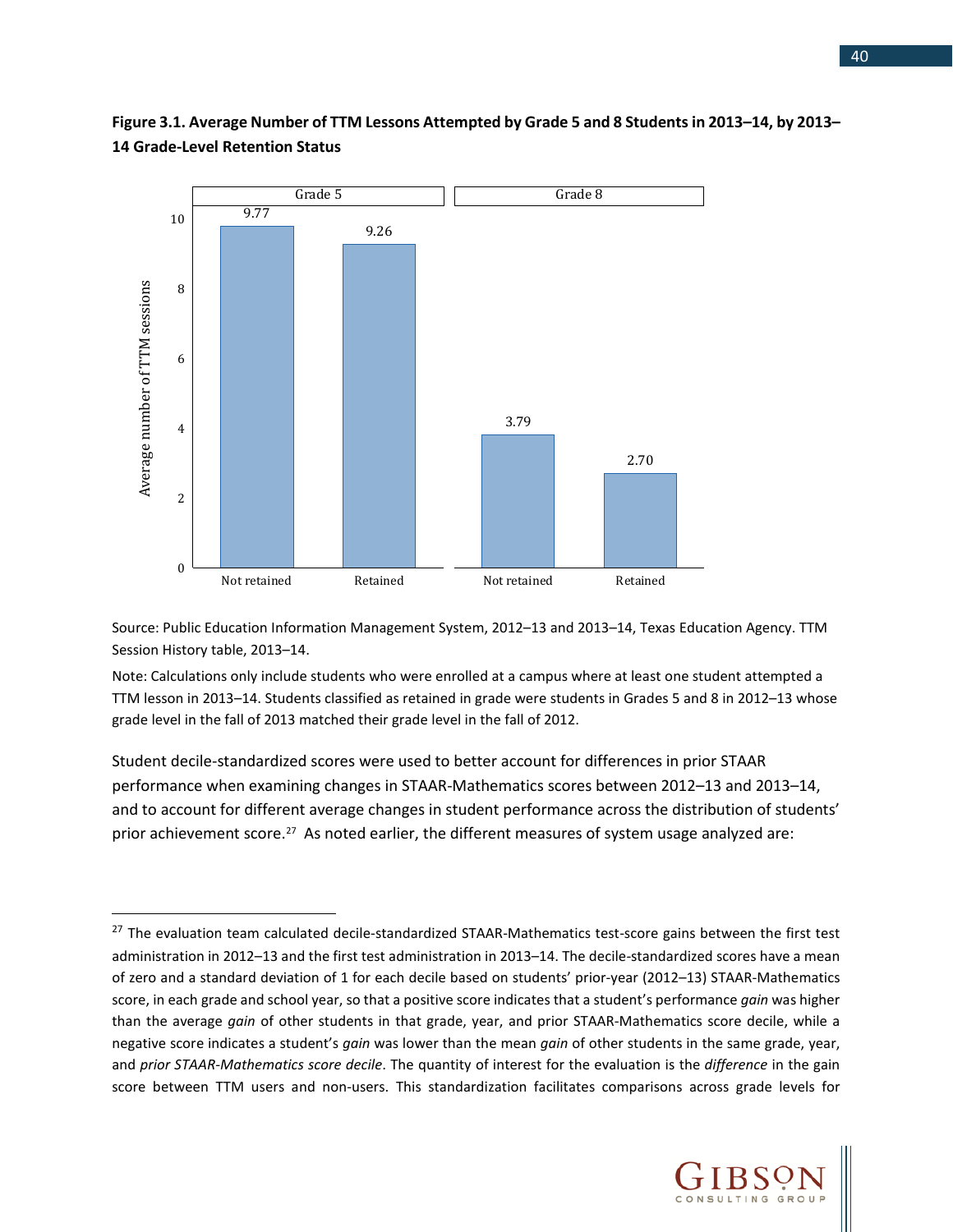**Figure 3.1. Average Number of TTM Lessons Attempted by Grade 5 and 8 Students in 2013–14, by 2013–14 Grade-Level Retention Status**

| | Grade 5 | | Grade 8 | |
|---|---|---|---|---|
| | Not retained | Retained | Not retained | Retained |
| Average number of TTM sessions | 9.77 | 9.26 | 3.79 | 2.70 |

Source: Public Education Information Management System, 2012–13 and 2013–14, Texas Education Agency. TTM Session History table, 2013–14.

Note: Calculations only include students who were enrolled at a campus where at least one student attempted a TTM lesson in 2013–14. Students classified as retained in grade were students in Grades 5 and 8 in 2012–13 whose grade level in the fall of 2013 matched their grade level in the fall of 2012.

Student decile-standardized scores were used to better account for differences in prior STAAR performance when examining changes in STAAR-Mathematics scores between 2012–13 and 2013–14, and to account for different average changes in student performance across the distribution of students' prior achievement score.[27] As noted earlier, the different measures of system usage analyzed are:

---

[27] The evaluation team calculated decile-standardized STAAR-Mathematics test-score gains between the first test administration in 2012–13 and the first test administration in 2013–14. The decile-standardized scores have a mean of zero and a standard deviation of 1 for each decile based on students' prior-year (2012–13) STAAR-Mathematics score, in each grade and school year, so that a positive score indicates that a student's performance *gain* was higher than the average *gain* of other students in that grade, year, and prior STAAR-Mathematics score decile, while a negative score indicates a student's *gain* was lower than the mean *gain* of other students in the same grade, year, and *prior STAAR-Mathematics score decile*. The quantity of interest for the evaluation is the *difference* in the gain score between TTM users and non-users. This standardization facilitates comparisons across grade levels for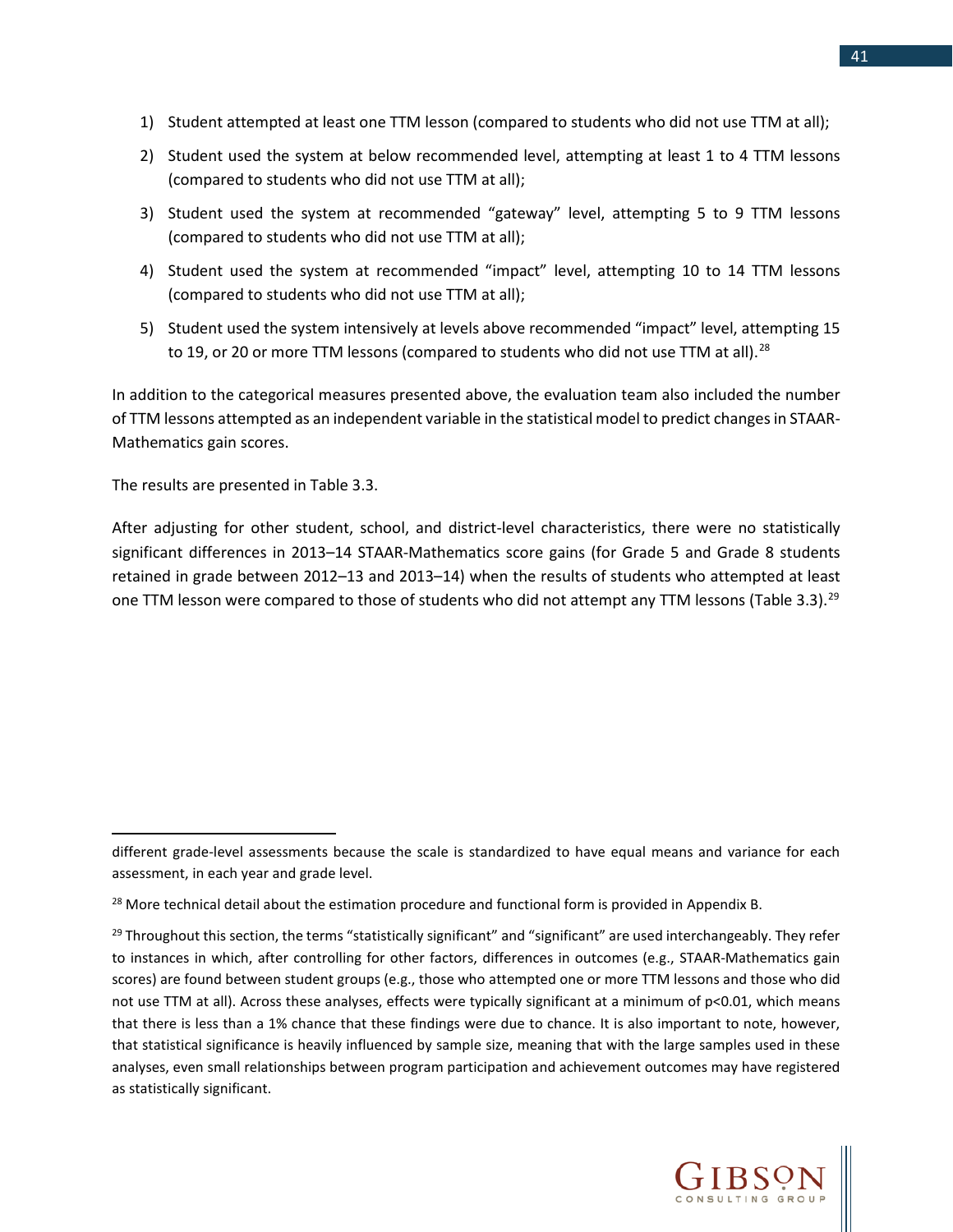1) Student attempted at least one TTM lesson (compared to students who did not use TTM at all);
2) Student used the system at below recommended level, attempting at least 1 to 4 TTM lessons (compared to students who did not use TTM at all);
3) Student used the system at recommended "gateway" level, attempting 5 to 9 TTM lessons (compared to students who did not use TTM at all);
4) Student used the system at recommended "impact" level, attempting 10 to 14 TTM lessons (compared to students who did not use TTM at all);
5) Student used the system intensively at levels above recommended "impact" level, attempting 15 to 19, or 20 or more TTM lessons (compared to students who did not use TTM at all).[28]

In addition to the categorical measures presented above, the evaluation team also included the number of TTM lessons attempted as an independent variable in the statistical model to predict changes in STAAR-Mathematics gain scores.

The results are presented in Table 3.3.

After adjusting for other student, school, and district-level characteristics, there were no statistically significant differences in 2013–14 STAAR-Mathematics score gains (for Grade 5 and Grade 8 students retained in grade between 2012–13 and 2013–14) when the results of students who attempted at least one TTM lesson were compared to those of students who did not attempt any TTM lessons (Table 3.3).[29]

---

different grade-level assessments because the scale is standardized to have equal means and variance for each assessment, in each year and grade level.

[28] More technical detail about the estimation procedure and functional form is provided in Appendix B.

[29] Throughout this section, the terms "statistically significant" and "significant" are used interchangeably. They refer to instances in which, after controlling for other factors, differences in outcomes (e.g., STAAR-Mathematics gain scores) are found between student groups (e.g., those who attempted one or more TTM lessons and those who did not use TTM at all). Across these analyses, effects were typically significant at a minimum of $p<0.01$, which means that there is less than a 1% chance that these findings were due to chance. It is also important to note, however, that statistical significance is heavily influenced by sample size, meaning that with the large samples used in these analyses, even small relationships between program participation and achievement outcomes may have registered as statistically significant.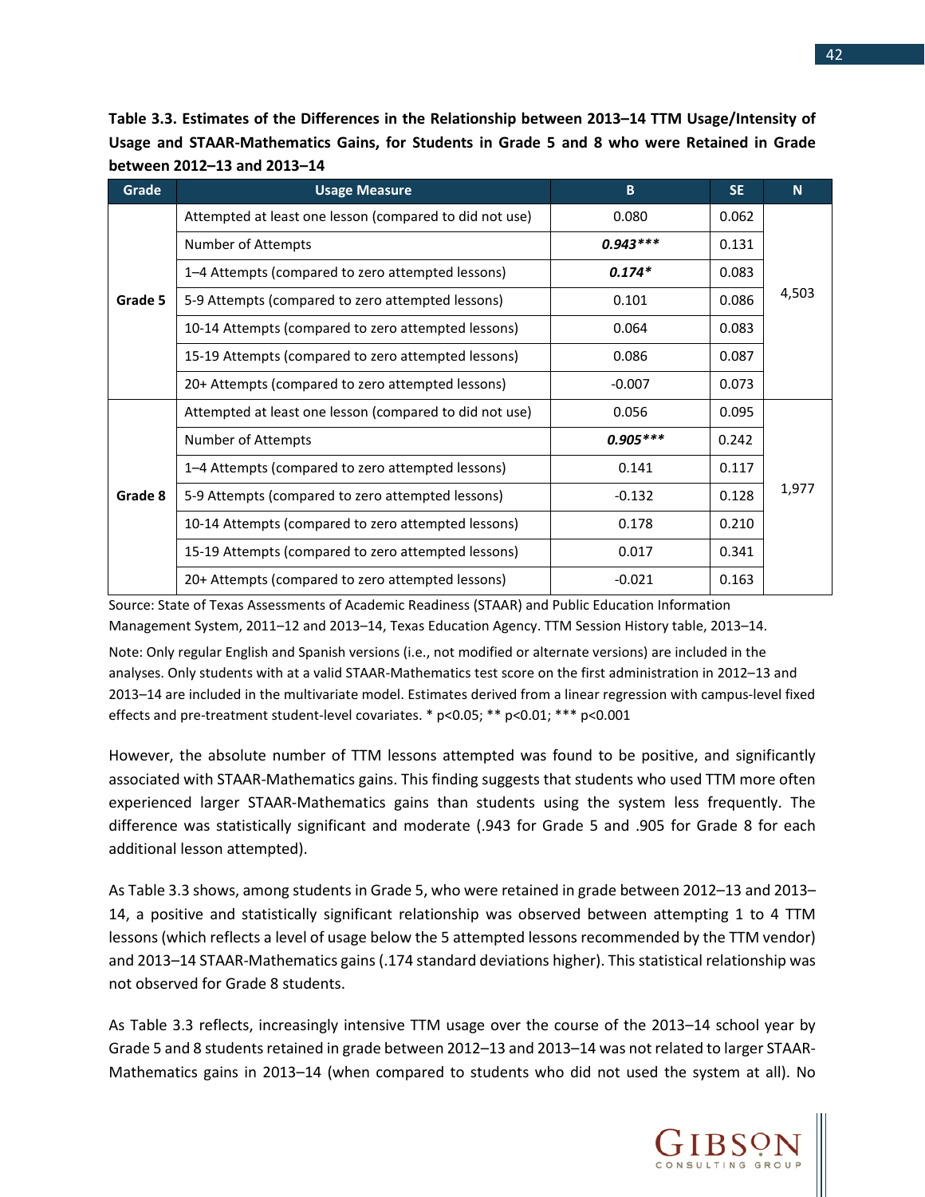**Table 3.3. Estimates of the Differences in the Relationship between 2013–14 TTM Usage/Intensity of Usage and STAAR-Mathematics Gains, for Students in Grade 5 and 8 who were Retained in Grade between 2012–13 and 2013–14**

| Grade | Usage Measure | B | SE | N |
|---|---|---|---|---|
| Grade 5 | Attempted at least one lesson (compared to did not use) | 0.080 | 0.062 | 4,503 |
| | Number of Attempts | ***0.943**** | 0.131 | |
| | 1–4 Attempts (compared to zero attempted lessons) | ***0.174**** | 0.083 | |
| | 5-9 Attempts (compared to zero attempted lessons) | 0.101 | 0.086 | |
| | 10-14 Attempts (compared to zero attempted lessons) | 0.064 | 0.083 | |
| | 15-19 Attempts (compared to zero attempted lessons) | 0.086 | 0.087 | |
| | 20+ Attempts (compared to zero attempted lessons) | -0.007 | 0.073 | |
| Grade 8 | Attempted at least one lesson (compared to did not use) | 0.056 | 0.095 | 1,977 |
| | Number of Attempts | ***0.905**** | 0.242 | |
| | 1–4 Attempts (compared to zero attempted lessons) | 0.141 | 0.117 | |
| | 5-9 Attempts (compared to zero attempted lessons) | -0.132 | 0.128 | |
| | 10-14 Attempts (compared to zero attempted lessons) | 0.178 | 0.210 | |
| | 15-19 Attempts (compared to zero attempted lessons) | 0.017 | 0.341 | |
| | 20+ Attempts (compared to zero attempted lessons) | -0.021 | 0.163 | |

Source: State of Texas Assessments of Academic Readiness (STAAR) and Public Education Information Management System, 2011–12 and 2013–14, Texas Education Agency. TTM Session History table, 2013–14.

Note: Only regular English and Spanish versions (i.e., not modified or alternate versions) are included in the analyses. Only students with at a valid STAAR-Mathematics test score on the first administration in 2012–13 and 2013–14 are included in the multivariate model. Estimates derived from a linear regression with campus-level fixed effects and pre-treatment student-level covariates. * p<0.05; ** p<0.01; *** p<0.001

However, the absolute number of TTM lessons attempted was found to be positive, and significantly associated with STAAR-Mathematics gains. This finding suggests that students who used TTM more often experienced larger STAAR-Mathematics gains than students using the system less frequently. The difference was statistically significant and moderate (.943 for Grade 5 and .905 for Grade 8 for each additional lesson attempted).

As Table 3.3 shows, among students in Grade 5, who were retained in grade between 2012–13 and 2013–14, a positive and statistically significant relationship was observed between attempting 1 to 4 TTM lessons (which reflects a level of usage below the 5 attempted lessons recommended by the TTM vendor) and 2013–14 STAAR-Mathematics gains (.174 standard deviations higher). This statistical relationship was not observed for Grade 8 students.

As Table 3.3 reflects, increasingly intensive TTM usage over the course of the 2013–14 school year by Grade 5 and 8 students retained in grade between 2012–13 and 2013–14 was not related to larger STAAR-Mathematics gains in 2013–14 (when compared to students who did not used the system at all). No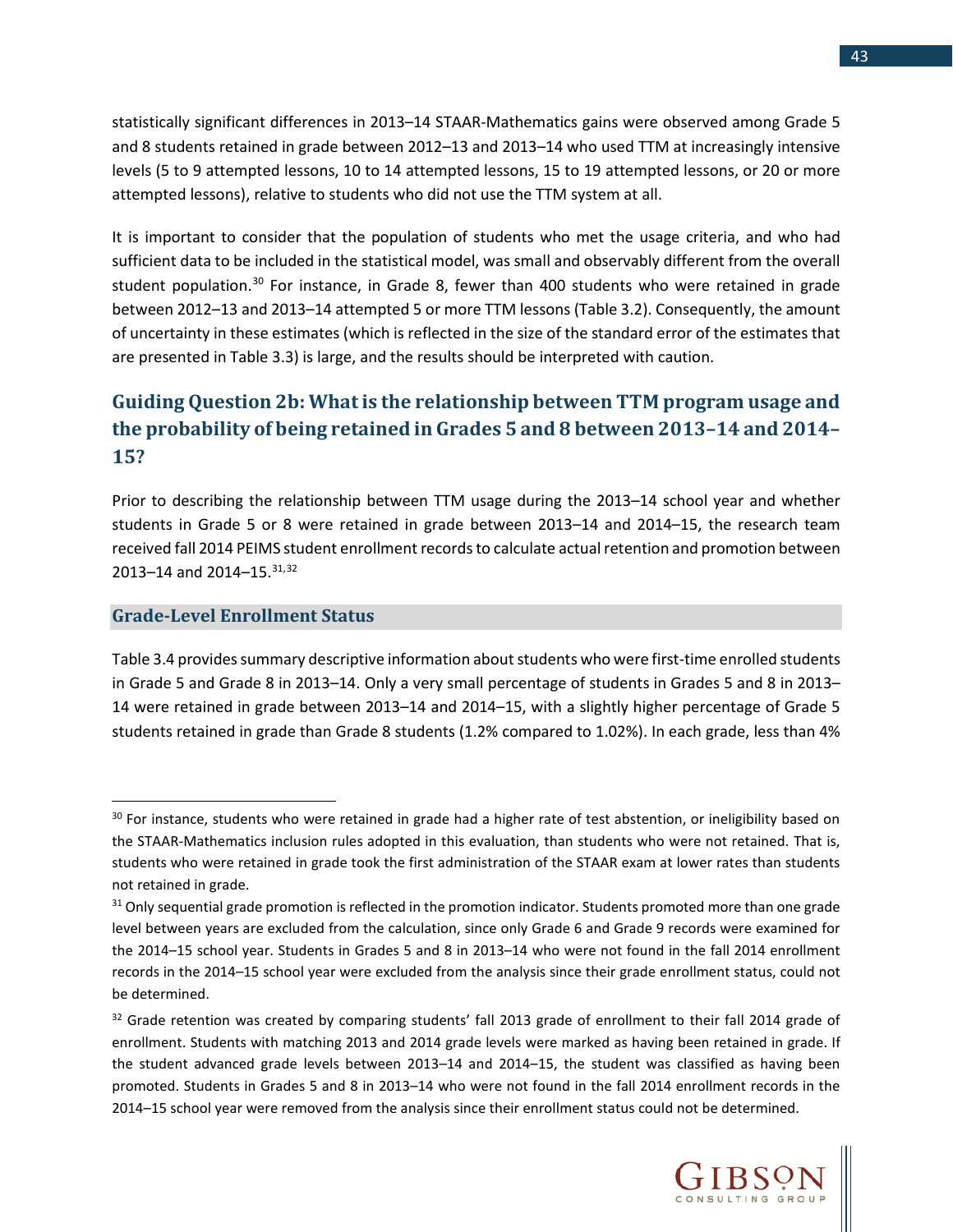statistically significant differences in 2013–14 STAAR-Mathematics gains were observed among Grade 5 and 8 students retained in grade between 2012–13 and 2013–14 who used TTM at increasingly intensive levels (5 to 9 attempted lessons, 10 to 14 attempted lessons, 15 to 19 attempted lessons, or 20 or more attempted lessons), relative to students who did not use the TTM system at all.

It is important to consider that the population of students who met the usage criteria, and who had sufficient data to be included in the statistical model, was small and observably different from the overall student population.[30] For instance, in Grade 8, fewer than 400 students who were retained in grade between 2012–13 and 2013–14 attempted 5 or more TTM lessons (Table 3.2). Consequently, the amount of uncertainty in these estimates (which is reflected in the size of the standard error of the estimates that are presented in Table 3.3) is large, and the results should be interpreted with caution.

## Guiding Question 2b: What is the relationship between TTM program usage and the probability of being retained in Grades 5 and 8 between 2013–14 and 2014–15?

Prior to describing the relationship between TTM usage during the 2013–14 school year and whether students in Grade 5 or 8 were retained in grade between 2013–14 and 2014–15, the research team received fall 2014 PEIMS student enrollment records to calculate actual retention and promotion between 2013–14 and 2014–15.[31,32]

### Grade-Level Enrollment Status

Table 3.4 provides summary descriptive information about students who were first-time enrolled students in Grade 5 and Grade 8 in 2013–14. Only a very small percentage of students in Grades 5 and 8 in 2013–14 were retained in grade between 2013–14 and 2014–15, with a slightly higher percentage of Grade 5 students retained in grade than Grade 8 students (1.2% compared to 1.02%). In each grade, less than 4%

---

[30] For instance, students who were retained in grade had a higher rate of test abstention, or ineligibility based on the STAAR-Mathematics inclusion rules adopted in this evaluation, than students who were not retained. That is, students who were retained in grade took the first administration of the STAAR exam at lower rates than students not retained in grade.

[31] Only sequential grade promotion is reflected in the promotion indicator. Students promoted more than one grade level between years are excluded from the calculation, since only Grade 6 and Grade 9 records were examined for the 2014–15 school year. Students in Grades 5 and 8 in 2013–14 who were not found in the fall 2014 enrollment records in the 2014–15 school year were excluded from the analysis since their grade enrollment status, could not be determined.

[32] Grade retention was created by comparing students' fall 2013 grade of enrollment to their fall 2014 grade of enrollment. Students with matching 2013 and 2014 grade levels were marked as having been retained in grade. If the student advanced grade levels between 2013–14 and 2014–15, the student was classified as having been promoted. Students in Grades 5 and 8 in 2013–14 who were not found in the fall 2014 enrollment records in the 2014–15 school year were removed from the analysis since their enrollment status could not be determined.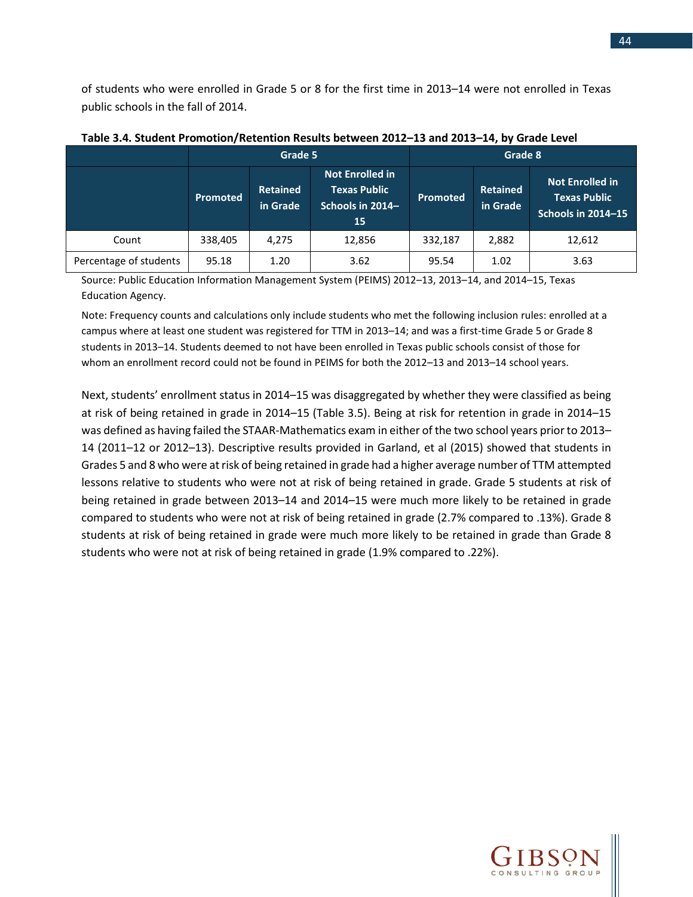of students who were enrolled in Grade 5 or 8 for the first time in 2013–14 were not enrolled in Texas public schools in the fall of 2014.

**Table 3.4. Student Promotion/Retention Results between 2012–13 and 2013–14, by Grade Level**

| | Grade 5 | | | Grade 8 | | |
|---|---|---|---|---|---|---|
| | Promoted | Retained in Grade | Not Enrolled in Texas Public Schools in 2014–15 | Promoted | Retained in Grade | Not Enrolled in Texas Public Schools in 2014–15 |
| Count | 338,405 | 4,275 | 12,856 | 332,187 | 2,882 | 12,612 |
| Percentage of students | 95.18 | 1.20 | 3.62 | 95.54 | 1.02 | 3.63 |

Source: Public Education Information Management System (PEIMS) 2012–13, 2013–14, and 2014–15, Texas Education Agency.

Note: Frequency counts and calculations only include students who met the following inclusion rules: enrolled at a campus where at least one student was registered for TTM in 2013–14; and was a first-time Grade 5 or Grade 8 students in 2013–14. Students deemed to not have been enrolled in Texas public schools consist of those for whom an enrollment record could not be found in PEIMS for both the 2012–13 and 2013–14 school years.

Next, students' enrollment status in 2014–15 was disaggregated by whether they were classified as being at risk of being retained in grade in 2014–15 (Table 3.5). Being at risk for retention in grade in 2014–15 was defined as having failed the STAAR-Mathematics exam in either of the two school years prior to 2013–14 (2011–12 or 2012–13). Descriptive results provided in Garland, et al (2015) showed that students in Grades 5 and 8 who were at risk of being retained in grade had a higher average number of TTM attempted lessons relative to students who were not at risk of being retained in grade. Grade 5 students at risk of being retained in grade between 2013–14 and 2014–15 were much more likely to be retained in grade compared to students who were not at risk of being retained in grade (2.7% compared to .13%). Grade 8 students at risk of being retained in grade were much more likely to be retained in grade than Grade 8 students who were not at risk of being retained in grade (1.9% compared to .22%).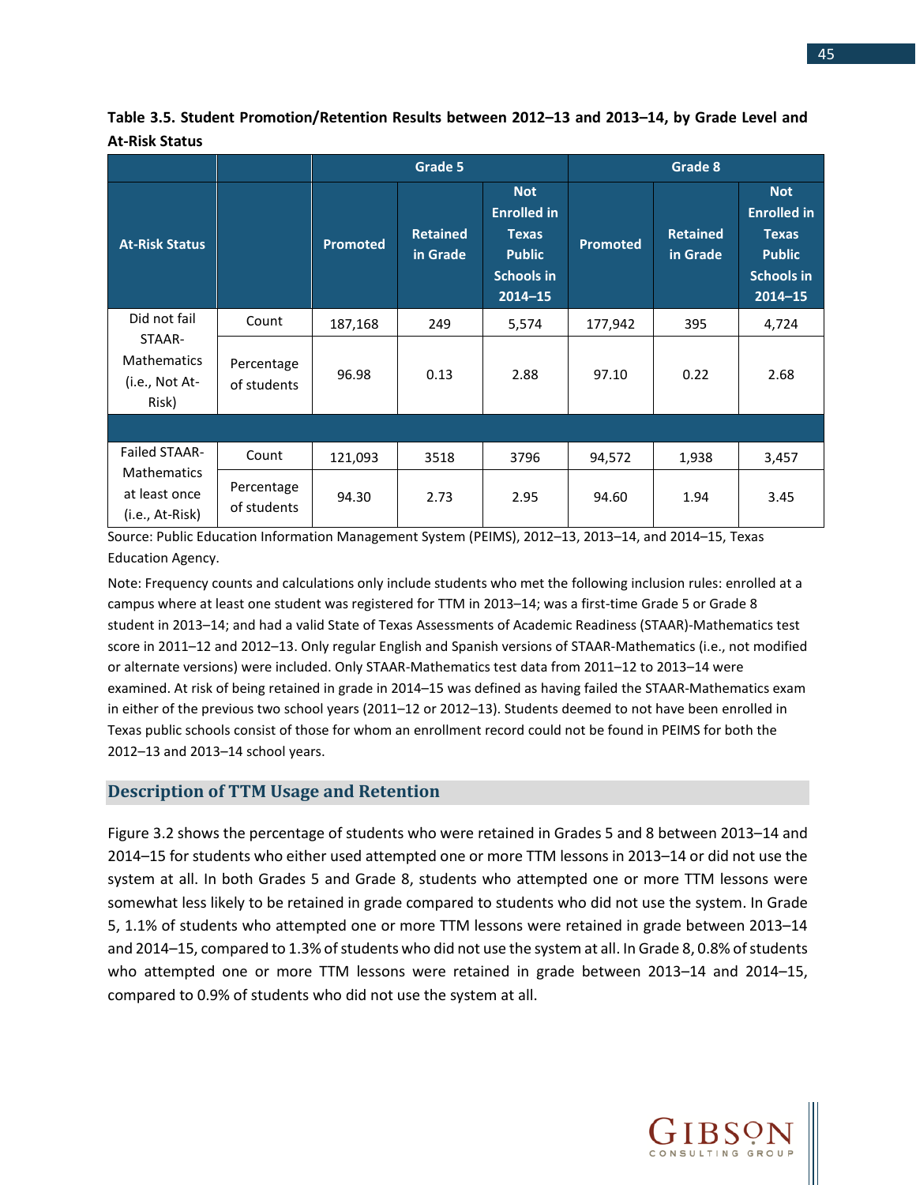**Table 3.5. Student Promotion/Retention Results between 2012–13 and 2013–14, by Grade Level and At-Risk Status**

| | | Grade 5 | | | Grade 8 | | |
|---|---|---|---|---|---|---|---|
| At-Risk Status | | Promoted | Retained in Grade | Not Enrolled in Texas Public Schools in 2014–15 | Promoted | Retained in Grade | Not Enrolled in Texas Public Schools in 2014–15 |
| Did not fail STAAR-Mathematics (i.e., Not At-Risk) | Count | 187,168 | 249 | 5,574 | 177,942 | 395 | 4,724 |
| | Percentage of students | 96.98 | 0.13 | 2.88 | 97.10 | 0.22 | 2.68 |
| | | | | | | | |
| Failed STAAR-Mathematics at least once (i.e., At-Risk) | Count | 121,093 | 3518 | 3796 | 94,572 | 1,938 | 3,457 |
| | Percentage of students | 94.30 | 2.73 | 2.95 | 94.60 | 1.94 | 3.45 |

Source: Public Education Information Management System (PEIMS), 2012–13, 2013–14, and 2014–15, Texas Education Agency.

Note: Frequency counts and calculations only include students who met the following inclusion rules: enrolled at a campus where at least one student was registered for TTM in 2013–14; was a first-time Grade 5 or Grade 8 student in 2013–14; and had a valid State of Texas Assessments of Academic Readiness (STAAR)-Mathematics test score in 2011–12 and 2012–13. Only regular English and Spanish versions of STAAR-Mathematics (i.e., not modified or alternate versions) were included. Only STAAR-Mathematics test data from 2011–12 to 2013–14 were examined. At risk of being retained in grade in 2014–15 was defined as having failed the STAAR-Mathematics exam in either of the previous two school years (2011–12 or 2012–13). Students deemed to not have been enrolled in Texas public schools consist of those for whom an enrollment record could not be found in PEIMS for both the 2012–13 and 2013–14 school years.

## Description of TTM Usage and Retention

Figure 3.2 shows the percentage of students who were retained in Grades 5 and 8 between 2013–14 and 2014–15 for students who either used attempted one or more TTM lessons in 2013–14 or did not use the system at all. In both Grades 5 and Grade 8, students who attempted one or more TTM lessons were somewhat less likely to be retained in grade compared to students who did not use the system. In Grade 5, 1.1% of students who attempted one or more TTM lessons were retained in grade between 2013–14 and 2014–15, compared to 1.3% of students who did not use the system at all. In Grade 8, 0.8% of students who attempted one or more TTM lessons were retained in grade between 2013–14 and 2014–15, compared to 0.9% of students who did not use the system at all.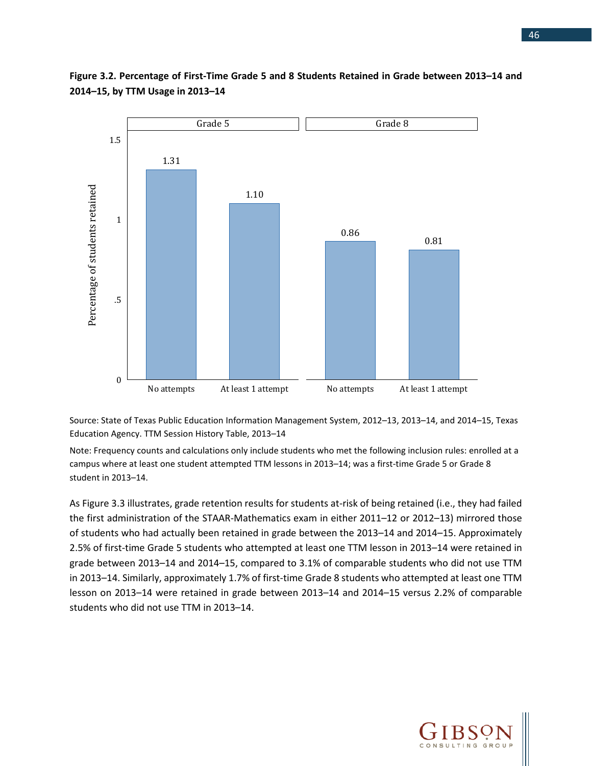**Figure 3.2. Percentage of First-Time Grade 5 and 8 Students Retained in Grade between 2013–14 and 2014–15, by TTM Usage in 2013–14**

| | Grade 5 | Grade 8 |
|---|---|---|
| No attempts | 1.31 | 0.86 |
| At least 1 attempt | 1.10 | 0.81 |

Source: State of Texas Public Education Information Management System, 2012–13, 2013–14, and 2014–15, Texas Education Agency. TTM Session History Table, 2013–14

Note: Frequency counts and calculations only include students who met the following inclusion rules: enrolled at a campus where at least one student attempted TTM lessons in 2013–14; was a first-time Grade 5 or Grade 8 student in 2013–14.

As Figure 3.3 illustrates, grade retention results for students at-risk of being retained (i.e., they had failed the first administration of the STAAR-Mathematics exam in either 2011–12 or 2012–13) mirrored those of students who had actually been retained in grade between the 2013–14 and 2014–15. Approximately 2.5% of first-time Grade 5 students who attempted at least one TTM lesson in 2013–14 were retained in grade between 2013–14 and 2014–15, compared to 3.1% of comparable students who did not use TTM in 2013–14. Similarly, approximately 1.7% of first-time Grade 8 students who attempted at least one TTM lesson on 2013–14 were retained in grade between 2013–14 and 2014–15 versus 2.2% of comparable students who did not use TTM in 2013–14.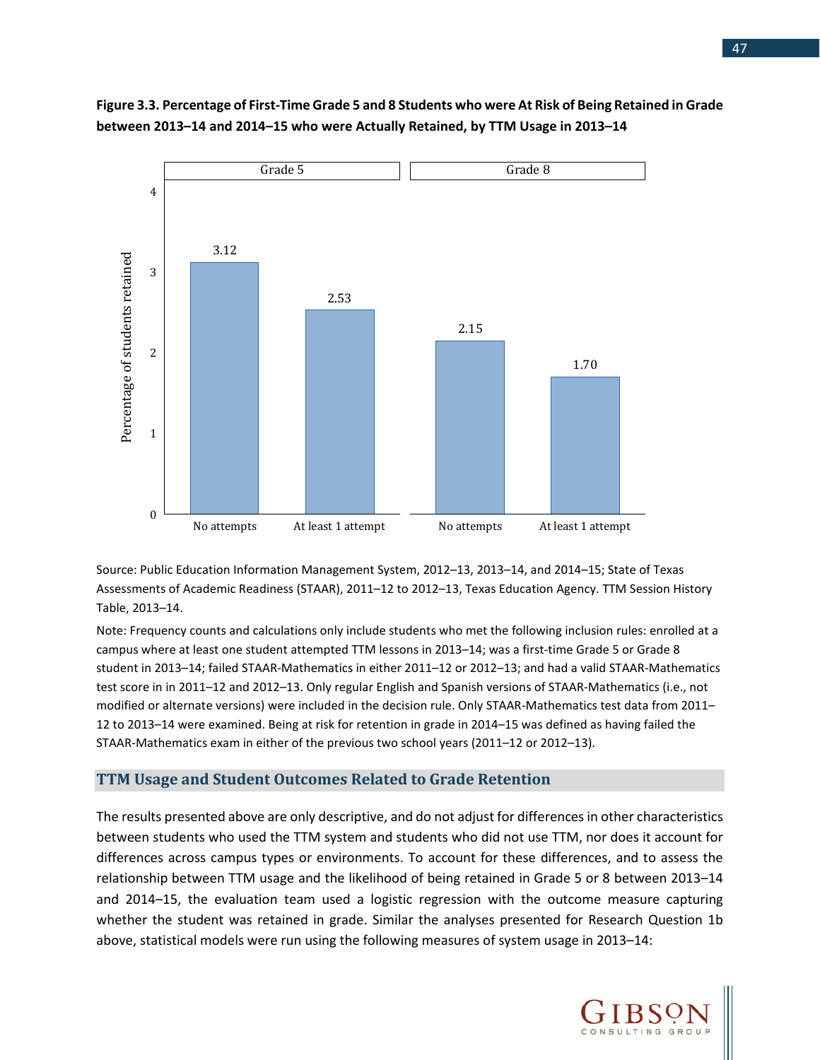**Figure 3.3. Percentage of First-Time Grade 5 and 8 Students who were At Risk of Being Retained in Grade between 2013–14 and 2014–15 who were Actually Retained, by TTM Usage in 2013–14**

| | Grade 5: No attempts | Grade 5: At least 1 attempt | Grade 8: No attempts | Grade 8: At least 1 attempt |
|---|---|---|---|---|
| Percentage of students retained | 3.12 | 2.53 | 2.15 | 1.70 |

Source: Public Education Information Management System, 2012–13, 2013–14, and 2014–15; State of Texas Assessments of Academic Readiness (STAAR), 2011–12 to 2012–13, Texas Education Agency. TTM Session History Table, 2013–14.

Note: Frequency counts and calculations only include students who met the following inclusion rules: enrolled at a campus where at least one student attempted TTM lessons in 2013–14; was a first-time Grade 5 or Grade 8 student in 2013–14; failed STAAR-Mathematics in either 2011–12 or 2012–13; and had a valid STAAR-Mathematics test score in in 2011–12 and 2012–13. Only regular English and Spanish versions of STAAR-Mathematics (i.e., not modified or alternate versions) were included in the decision rule. Only STAAR-Mathematics test data from 2011–12 to 2013–14 were examined. Being at risk for retention in grade in 2014–15 was defined as having failed the STAAR-Mathematics exam in either of the previous two school years (2011–12 or 2012–13).

## TTM Usage and Student Outcomes Related to Grade Retention

The results presented above are only descriptive, and do not adjust for differences in other characteristics between students who used the TTM system and students who did not use TTM, nor does it account for differences across campus types or environments. To account for these differences, and to assess the relationship between TTM usage and the likelihood of being retained in Grade 5 or 8 between 2013–14 and 2014–15, the evaluation team used a logistic regression with the outcome measure capturing whether the student was retained in grade. Similar the analyses presented for Research Question 1b above, statistical models were run using the following measures of system usage in 2013–14: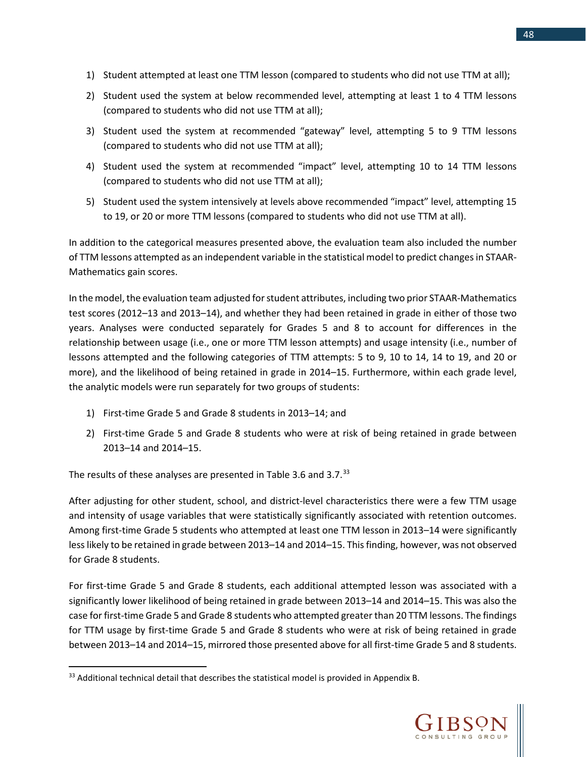1) Student attempted at least one TTM lesson (compared to students who did not use TTM at all);
2) Student used the system at below recommended level, attempting at least 1 to 4 TTM lessons (compared to students who did not use TTM at all);
3) Student used the system at recommended "gateway" level, attempting 5 to 9 TTM lessons (compared to students who did not use TTM at all);
4) Student used the system at recommended "impact" level, attempting 10 to 14 TTM lessons (compared to students who did not use TTM at all);
5) Student used the system intensively at levels above recommended "impact" level, attempting 15 to 19, or 20 or more TTM lessons (compared to students who did not use TTM at all).

In addition to the categorical measures presented above, the evaluation team also included the number of TTM lessons attempted as an independent variable in the statistical model to predict changes in STAAR-Mathematics gain scores.

In the model, the evaluation team adjusted for student attributes, including two prior STAAR-Mathematics test scores (2012–13 and 2013–14), and whether they had been retained in grade in either of those two years. Analyses were conducted separately for Grades 5 and 8 to account for differences in the relationship between usage (i.e., one or more TTM lesson attempts) and usage intensity (i.e., number of lessons attempted and the following categories of TTM attempts: 5 to 9, 10 to 14, 14 to 19, and 20 or more), and the likelihood of being retained in grade in 2014–15. Furthermore, within each grade level, the analytic models were run separately for two groups of students:

1) First-time Grade 5 and Grade 8 students in 2013–14; and
2) First-time Grade 5 and Grade 8 students who were at risk of being retained in grade between 2013–14 and 2014–15.

The results of these analyses are presented in Table 3.6 and 3.7.[33]

After adjusting for other student, school, and district-level characteristics there were a few TTM usage and intensity of usage variables that were statistically significantly associated with retention outcomes. Among first-time Grade 5 students who attempted at least one TTM lesson in 2013–14 were significantly less likely to be retained in grade between 2013–14 and 2014–15. This finding, however, was not observed for Grade 8 students.

For first-time Grade 5 and Grade 8 students, each additional attempted lesson was associated with a significantly lower likelihood of being retained in grade between 2013–14 and 2014–15. This was also the case for first-time Grade 5 and Grade 8 students who attempted greater than 20 TTM lessons. The findings for TTM usage by first-time Grade 5 and Grade 8 students who were at risk of being retained in grade between 2013–14 and 2014–15, mirrored those presented above for all first-time Grade 5 and 8 students.

[33] Additional technical detail that describes the statistical model is provided in Appendix B.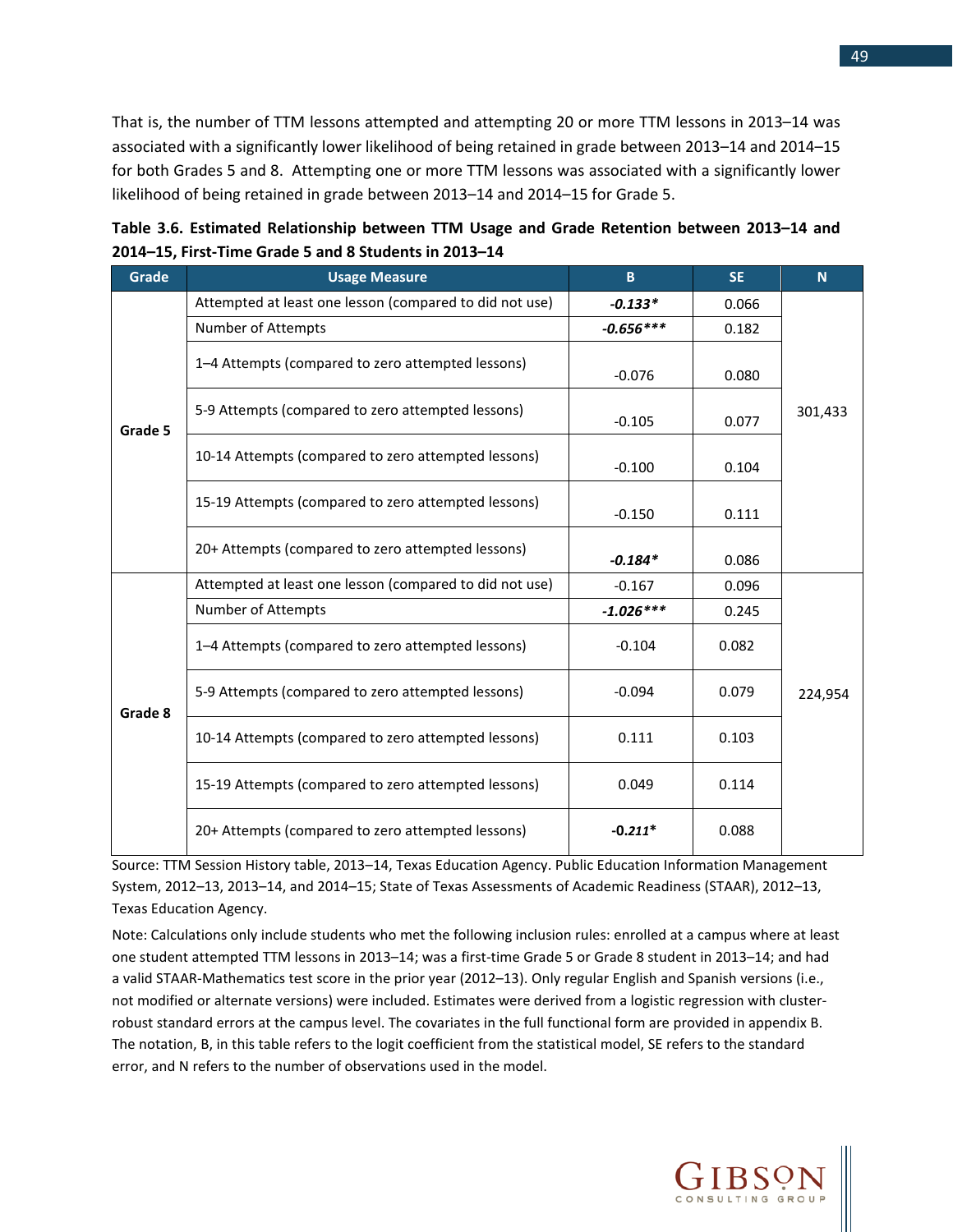That is, the number of TTM lessons attempted and attempting 20 or more TTM lessons in 2013–14 was associated with a significantly lower likelihood of being retained in grade between 2013–14 and 2014–15 for both Grades 5 and 8. Attempting one or more TTM lessons was associated with a significantly lower likelihood of being retained in grade between 2013–14 and 2014–15 for Grade 5.

**Table 3.6. Estimated Relationship between TTM Usage and Grade Retention between 2013–14 and 2014–15, First-Time Grade 5 and 8 Students in 2013–14**

| Grade | Usage Measure | B | SE | N |
|---|---|---|---|---|
| Grade 5 | Attempted at least one lesson (compared to did not use) | ***-0.133**** | 0.066 | 301,433 |
| | Number of Attempts | ***-0.656***** | 0.182 | |
| | 1–4 Attempts (compared to zero attempted lessons) | -0.076 | 0.080 | |
| | 5-9 Attempts (compared to zero attempted lessons) | -0.105 | 0.077 | |
| | 10-14 Attempts (compared to zero attempted lessons) | -0.100 | 0.104 | |
| | 15-19 Attempts (compared to zero attempted lessons) | -0.150 | 0.111 | |
| | 20+ Attempts (compared to zero attempted lessons) | ***-0.184**** | 0.086 | |
| Grade 8 | Attempted at least one lesson (compared to did not use) | -0.167 | 0.096 | 224,954 |
| | Number of Attempts | ***-1.026***** | 0.245 | |
| | 1–4 Attempts (compared to zero attempted lessons) | -0.104 | 0.082 | |
| | 5-9 Attempts (compared to zero attempted lessons) | -0.094 | 0.079 | |
| | 10-14 Attempts (compared to zero attempted lessons) | 0.111 | 0.103 | |
| | 15-19 Attempts (compared to zero attempted lessons) | 0.049 | 0.114 | |
| | 20+ Attempts (compared to zero attempted lessons) | ***-0.211**** | 0.088 | |

Source: TTM Session History table, 2013–14, Texas Education Agency. Public Education Information Management System, 2012–13, 2013–14, and 2014–15; State of Texas Assessments of Academic Readiness (STAAR), 2012–13, Texas Education Agency.

Note: Calculations only include students who met the following inclusion rules: enrolled at a campus where at least one student attempted TTM lessons in 2013–14; was a first-time Grade 5 or Grade 8 student in 2013–14; and had a valid STAAR-Mathematics test score in the prior year (2012–13). Only regular English and Spanish versions (i.e., not modified or alternate versions) were included. Estimates were derived from a logistic regression with cluster-robust standard errors at the campus level. The covariates in the full functional form are provided in appendix B. The notation, B, in this table refers to the logit coefficient from the statistical model, SE refers to the standard error, and N refers to the number of observations used in the model.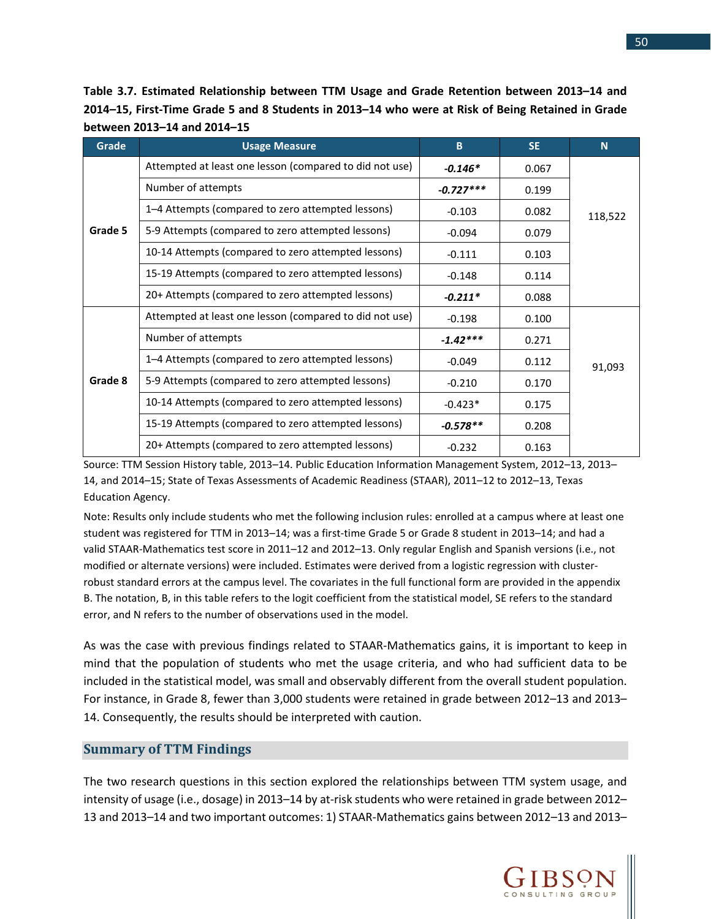**Table 3.7. Estimated Relationship between TTM Usage and Grade Retention between 2013–14 and 2014–15, First-Time Grade 5 and 8 Students in 2013–14 who were at Risk of Being Retained in Grade between 2013–14 and 2014–15**

| Grade | Usage Measure | B | SE | N |
|---|---|---|---|---|
| **Grade 5** | Attempted at least one lesson (compared to did not use) | ***-0.146**** | 0.067 | 118,522 |
| | Number of attempts | ***-0.727****** | 0.199 | |
| | 1–4 Attempts (compared to zero attempted lessons) | -0.103 | 0.082 | |
| | 5-9 Attempts (compared to zero attempted lessons) | -0.094 | 0.079 | |
| | 10-14 Attempts (compared to zero attempted lessons) | -0.111 | 0.103 | |
| | 15-19 Attempts (compared to zero attempted lessons) | -0.148 | 0.114 | |
| | 20+ Attempts (compared to zero attempted lessons) | ***-0.211**** | 0.088 | |
| **Grade 8** | Attempted at least one lesson (compared to did not use) | -0.198 | 0.100 | 91,093 |
| | Number of attempts | ***-1.42****** | 0.271 | |
| | 1–4 Attempts (compared to zero attempted lessons) | -0.049 | 0.112 | |
| | 5-9 Attempts (compared to zero attempted lessons) | -0.210 | 0.170 | |
| | 10-14 Attempts (compared to zero attempted lessons) | -0.423* | 0.175 | |
| | 15-19 Attempts (compared to zero attempted lessons) | ***-0.578***** | 0.208 | |
| | 20+ Attempts (compared to zero attempted lessons) | -0.232 | 0.163 | |

Source: TTM Session History table, 2013–14. Public Education Information Management System, 2012–13, 2013–14, and 2014–15; State of Texas Assessments of Academic Readiness (STAAR), 2011–12 to 2012–13, Texas Education Agency.

Note: Results only include students who met the following inclusion rules: enrolled at a campus where at least one student was registered for TTM in 2013–14; was a first-time Grade 5 or Grade 8 student in 2013–14; and had a valid STAAR-Mathematics test score in 2011–12 and 2012–13. Only regular English and Spanish versions (i.e., not modified or alternate versions) were included. Estimates were derived from a logistic regression with cluster-robust standard errors at the campus level. The covariates in the full functional form are provided in the appendix B. The notation, B, in this table refers to the logit coefficient from the statistical model, SE refers to the standard error, and N refers to the number of observations used in the model.

As was the case with previous findings related to STAAR-Mathematics gains, it is important to keep in mind that the population of students who met the usage criteria, and who had sufficient data to be included in the statistical model, was small and observably different from the overall student population. For instance, in Grade 8, fewer than 3,000 students were retained in grade between 2012–13 and 2013–14. Consequently, the results should be interpreted with caution.

## Summary of TTM Findings

The two research questions in this section explored the relationships between TTM system usage, and intensity of usage (i.e., dosage) in 2013–14 by at-risk students who were retained in grade between 2012–13 and 2013–14 and two important outcomes: 1) STAAR-Mathematics gains between 2012–13 and 2013–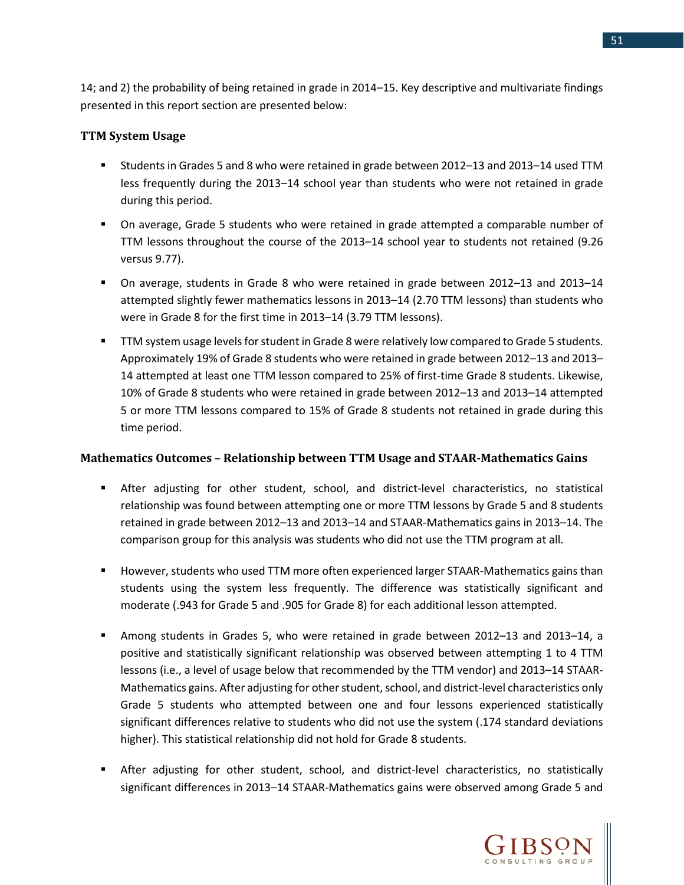14; and 2) the probability of being retained in grade in 2014–15. Key descriptive and multivariate findings presented in this report section are presented below:

### TTM System Usage

- Students in Grades 5 and 8 who were retained in grade between 2012–13 and 2013–14 used TTM less frequently during the 2013–14 school year than students who were not retained in grade during this period.
- On average, Grade 5 students who were retained in grade attempted a comparable number of TTM lessons throughout the course of the 2013–14 school year to students not retained (9.26 versus 9.77).
- On average, students in Grade 8 who were retained in grade between 2012–13 and 2013–14 attempted slightly fewer mathematics lessons in 2013–14 (2.70 TTM lessons) than students who were in Grade 8 for the first time in 2013–14 (3.79 TTM lessons).
- TTM system usage levels for student in Grade 8 were relatively low compared to Grade 5 students. Approximately 19% of Grade 8 students who were retained in grade between 2012–13 and 2013–14 attempted at least one TTM lesson compared to 25% of first-time Grade 8 students. Likewise, 10% of Grade 8 students who were retained in grade between 2012–13 and 2013–14 attempted 5 or more TTM lessons compared to 15% of Grade 8 students not retained in grade during this time period.

### Mathematics Outcomes – Relationship between TTM Usage and STAAR-Mathematics Gains

- After adjusting for other student, school, and district-level characteristics, no statistical relationship was found between attempting one or more TTM lessons by Grade 5 and 8 students retained in grade between 2012–13 and 2013–14 and STAAR-Mathematics gains in 2013–14. The comparison group for this analysis was students who did not use the TTM program at all.
- However, students who used TTM more often experienced larger STAAR-Mathematics gains than students using the system less frequently. The difference was statistically significant and moderate (.943 for Grade 5 and .905 for Grade 8) for each additional lesson attempted.
- Among students in Grades 5, who were retained in grade between 2012–13 and 2013–14, a positive and statistically significant relationship was observed between attempting 1 to 4 TTM lessons (i.e., a level of usage below that recommended by the TTM vendor) and 2013–14 STAAR-Mathematics gains. After adjusting for other student, school, and district-level characteristics only Grade 5 students who attempted between one and four lessons experienced statistically significant differences relative to students who did not use the system (.174 standard deviations higher). This statistical relationship did not hold for Grade 8 students.
- After adjusting for other student, school, and district-level characteristics, no statistically significant differences in 2013–14 STAAR-Mathematics gains were observed among Grade 5 and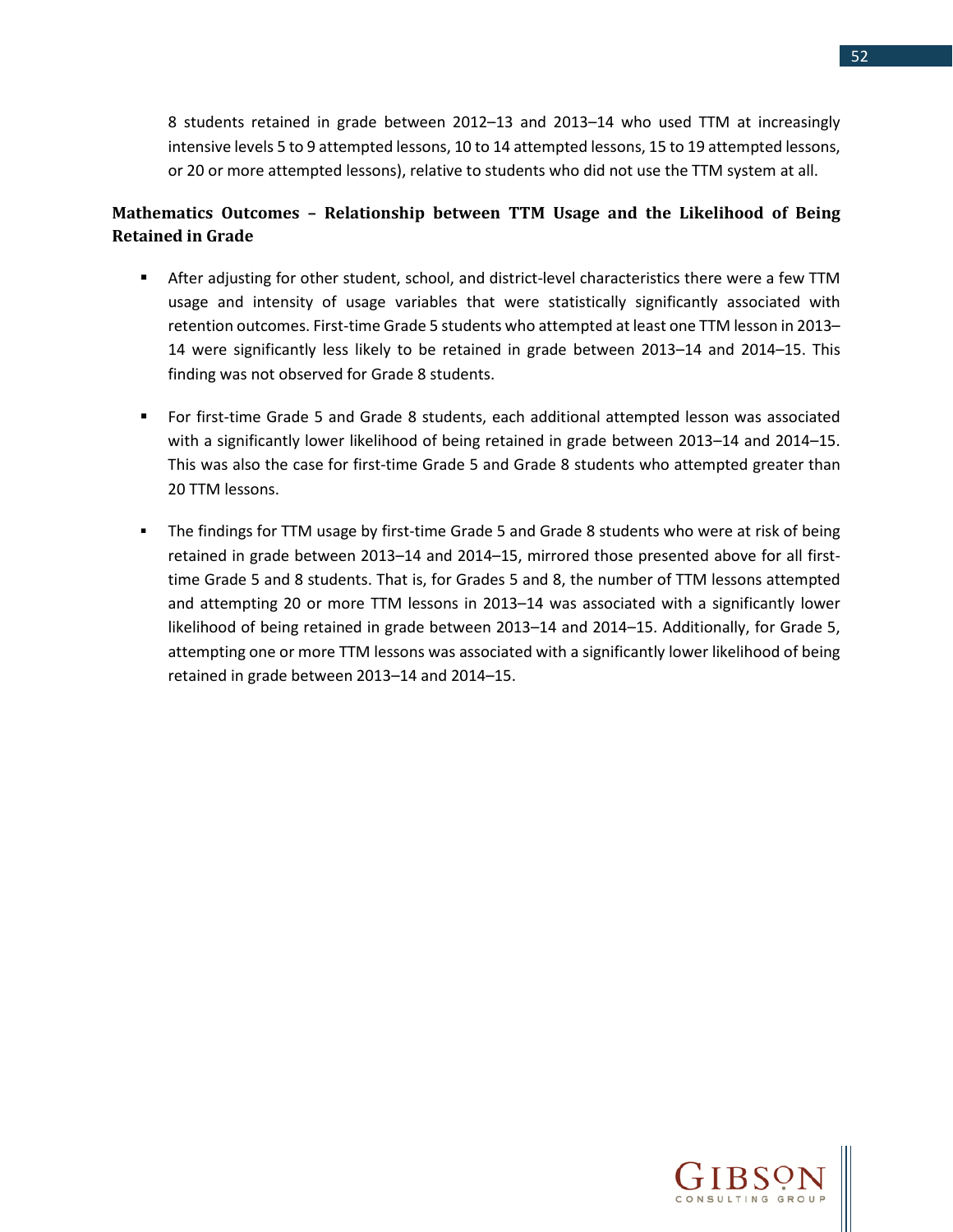8 students retained in grade between 2012–13 and 2013–14 who used TTM at increasingly intensive levels 5 to 9 attempted lessons, 10 to 14 attempted lessons, 15 to 19 attempted lessons, or 20 or more attempted lessons), relative to students who did not use the TTM system at all.

**Mathematics Outcomes – Relationship between TTM Usage and the Likelihood of Being Retained in Grade**

- After adjusting for other student, school, and district-level characteristics there were a few TTM usage and intensity of usage variables that were statistically significantly associated with retention outcomes. First-time Grade 5 students who attempted at least one TTM lesson in 2013–14 were significantly less likely to be retained in grade between 2013–14 and 2014–15. This finding was not observed for Grade 8 students.

- For first-time Grade 5 and Grade 8 students, each additional attempted lesson was associated with a significantly lower likelihood of being retained in grade between 2013–14 and 2014–15. This was also the case for first-time Grade 5 and Grade 8 students who attempted greater than 20 TTM lessons.

- The findings for TTM usage by first-time Grade 5 and Grade 8 students who were at risk of being retained in grade between 2013–14 and 2014–15, mirrored those presented above for all first-time Grade 5 and 8 students. That is, for Grades 5 and 8, the number of TTM lessons attempted and attempting 20 or more TTM lessons in 2013–14 was associated with a significantly lower likelihood of being retained in grade between 2013–14 and 2014–15. Additionally, for Grade 5, attempting one or more TTM lessons was associated with a significantly lower likelihood of being retained in grade between 2013–14 and 2014–15.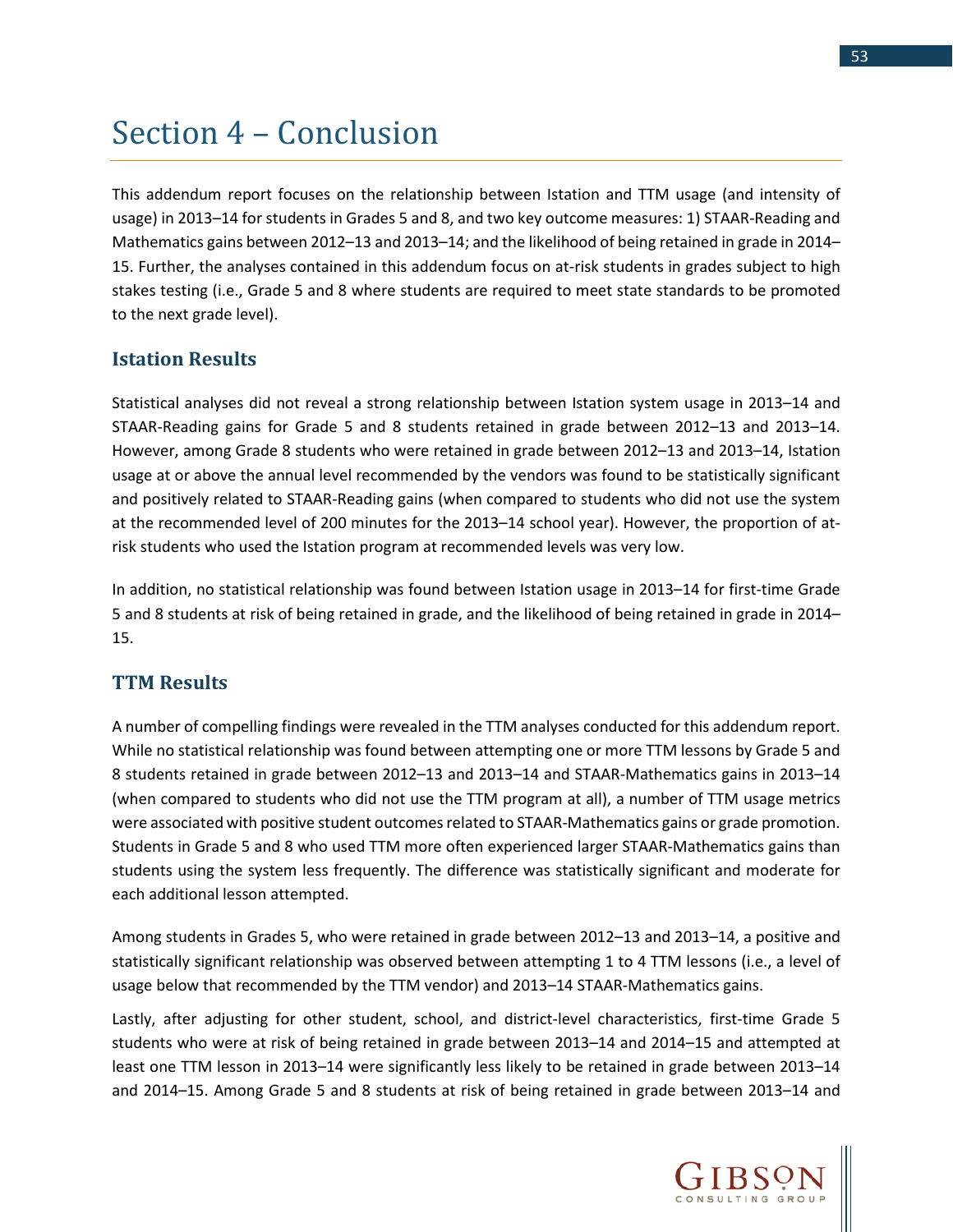# Section 4 – Conclusion

This addendum report focuses on the relationship between Istation and TTM usage (and intensity of usage) in 2013–14 for students in Grades 5 and 8, and two key outcome measures: 1) STAAR-Reading and Mathematics gains between 2012–13 and 2013–14; and the likelihood of being retained in grade in 2014–15. Further, the analyses contained in this addendum focus on at-risk students in grades subject to high stakes testing (i.e., Grade 5 and 8 where students are required to meet state standards to be promoted to the next grade level).

## Istation Results

Statistical analyses did not reveal a strong relationship between Istation system usage in 2013–14 and STAAR-Reading gains for Grade 5 and 8 students retained in grade between 2012–13 and 2013–14. However, among Grade 8 students who were retained in grade between 2012–13 and 2013–14, Istation usage at or above the annual level recommended by the vendors was found to be statistically significant and positively related to STAAR-Reading gains (when compared to students who did not use the system at the recommended level of 200 minutes for the 2013–14 school year). However, the proportion of at-risk students who used the Istation program at recommended levels was very low.

In addition, no statistical relationship was found between Istation usage in 2013–14 for first-time Grade 5 and 8 students at risk of being retained in grade, and the likelihood of being retained in grade in 2014–15.

## TTM Results

A number of compelling findings were revealed in the TTM analyses conducted for this addendum report. While no statistical relationship was found between attempting one or more TTM lessons by Grade 5 and 8 students retained in grade between 2012–13 and 2013–14 and STAAR-Mathematics gains in 2013–14 (when compared to students who did not use the TTM program at all), a number of TTM usage metrics were associated with positive student outcomes related to STAAR-Mathematics gains or grade promotion. Students in Grade 5 and 8 who used TTM more often experienced larger STAAR-Mathematics gains than students using the system less frequently. The difference was statistically significant and moderate for each additional lesson attempted.

Among students in Grades 5, who were retained in grade between 2012–13 and 2013–14, a positive and statistically significant relationship was observed between attempting 1 to 4 TTM lessons (i.e., a level of usage below that recommended by the TTM vendor) and 2013–14 STAAR-Mathematics gains.

Lastly, after adjusting for other student, school, and district-level characteristics, first-time Grade 5 students who were at risk of being retained in grade between 2013–14 and 2014–15 and attempted at least one TTM lesson in 2013–14 were significantly less likely to be retained in grade between 2013–14 and 2014–15. Among Grade 5 and 8 students at risk of being retained in grade between 2013–14 and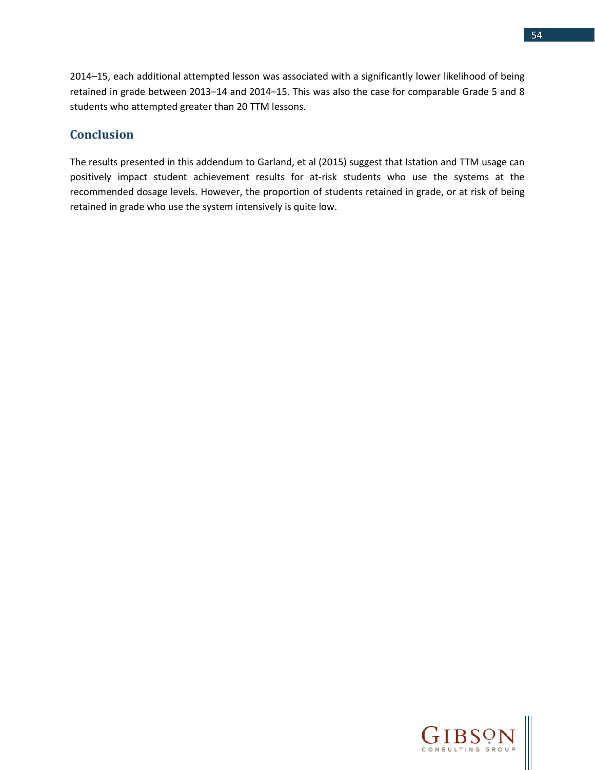2014–15, each additional attempted lesson was associated with a significantly lower likelihood of being retained in grade between 2013–14 and 2014–15. This was also the case for comparable Grade 5 and 8 students who attempted greater than 20 TTM lessons.

## Conclusion

The results presented in this addendum to Garland, et al (2015) suggest that Istation and TTM usage can positively impact student achievement results for at-risk students who use the systems at the recommended dosage levels. However, the proportion of students retained in grade, or at risk of being retained in grade who use the system intensively is quite low.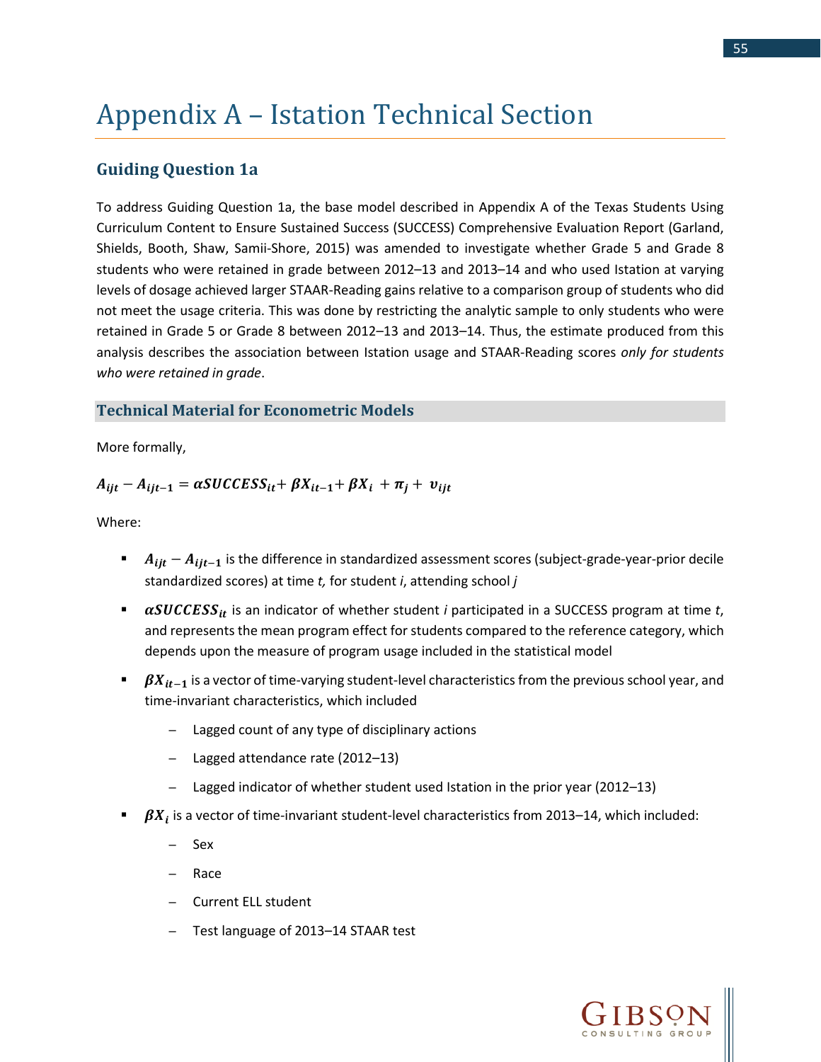# Appendix A – Istation Technical Section

## Guiding Question 1a

To address Guiding Question 1a, the base model described in Appendix A of the Texas Students Using Curriculum Content to Ensure Sustained Success (SUCCESS) Comprehensive Evaluation Report (Garland, Shields, Booth, Shaw, Samii-Shore, 2015) was amended to investigate whether Grade 5 and Grade 8 students who were retained in grade between 2012–13 and 2013–14 and who used Istation at varying levels of dosage achieved larger STAAR-Reading gains relative to a comparison group of students who did not meet the usage criteria. This was done by restricting the analytic sample to only students who were retained in Grade 5 or Grade 8 between 2012–13 and 2013–14. Thus, the estimate produced from this analysis describes the association between Istation usage and STAAR-Reading scores *only for students who were retained in grade*.

### Technical Material for Econometric Models

More formally,

$$A_{ijt} - A_{ijt-1} = \alpha SUCCESS_{it} + \beta X_{it-1} + \beta X_i + \pi_j + \upsilon_{ijt}$$

Where:

- $A_{ijt} - A_{ijt-1}$ is the difference in standardized assessment scores (subject-grade-year-prior decile standardized scores) at time *t,* for student *i*, attending school *j*
- $\alpha SUCCESS_{it}$ is an indicator of whether student *i* participated in a SUCCESS program at time *t*, and represents the mean program effect for students compared to the reference category, which depends upon the measure of program usage included in the statistical model
- $\beta X_{it-1}$ is a vector of time-varying student-level characteristics from the previous school year, and time-invariant characteristics, which included
  - Lagged count of any type of disciplinary actions
  - Lagged attendance rate (2012–13)
  - Lagged indicator of whether student used Istation in the prior year (2012–13)
- $\beta X_i$ is a vector of time-invariant student-level characteristics from 2013–14, which included:
  - Sex
  - Race
  - Current ELL student
  - Test language of 2013–14 STAAR test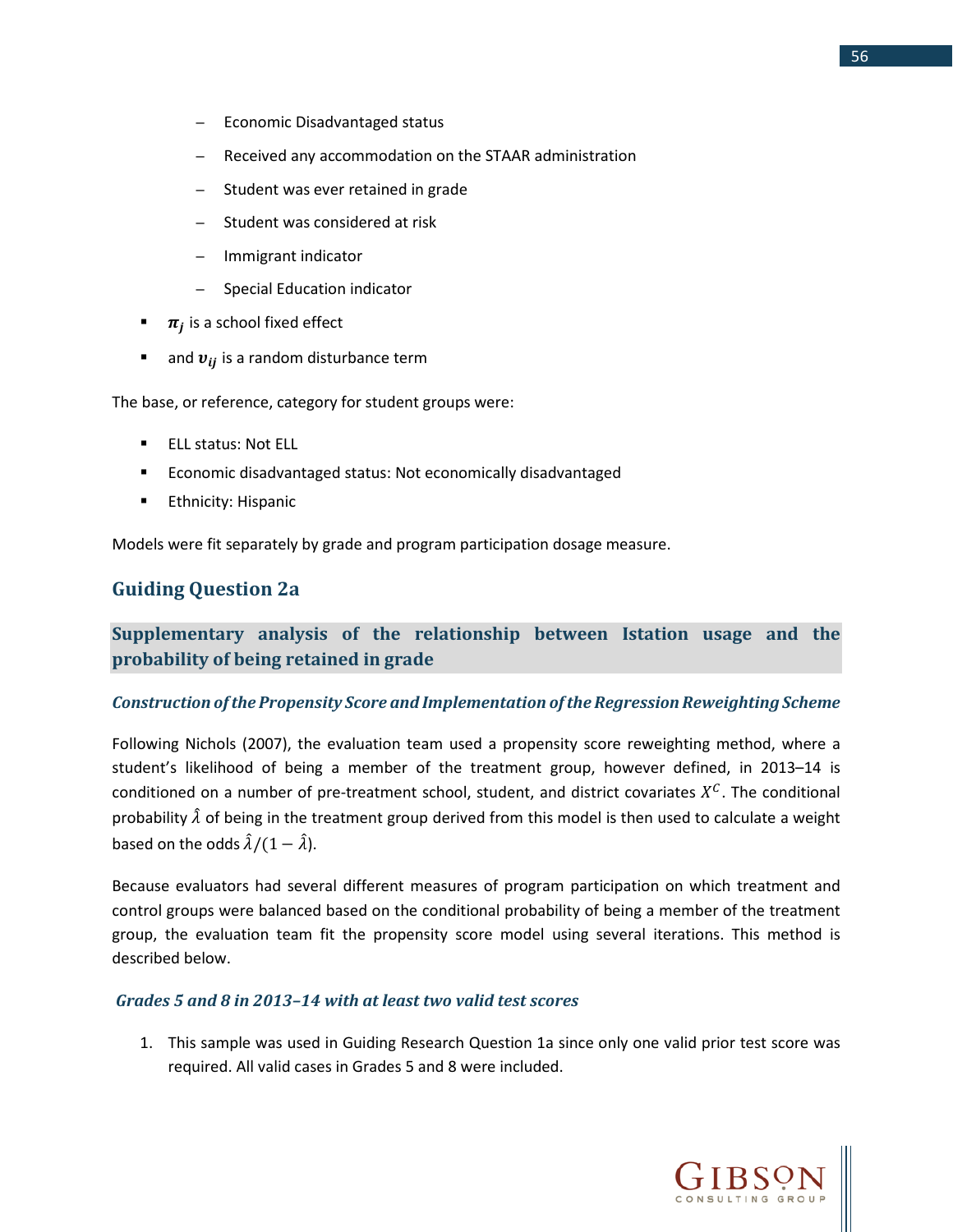- Economic Disadvantaged status
  - Received any accommodation on the STAAR administration
  - Student was ever retained in grade
  - Student was considered at risk
  - Immigrant indicator
  - Special Education indicator
- $\boldsymbol{\pi_j}$ is a school fixed effect
- and $\boldsymbol{v_{ij}}$ is a random disturbance term

The base, or reference, category for student groups were:

- ELL status: Not ELL
- Economic disadvantaged status: Not economically disadvantaged
- Ethnicity: Hispanic

Models were fit separately by grade and program participation dosage measure.

## Guiding Question 2a

### Supplementary analysis of the relationship between Istation usage and the probability of being retained in grade

#### *Construction of the Propensity Score and Implementation of the Regression Reweighting Scheme*

Following Nichols (2007), the evaluation team used a propensity score reweighting method, where a student's likelihood of being a member of the treatment group, however defined, in 2013–14 is conditioned on a number of pre-treatment school, student, and district covariates $X^C$. The conditional probability $\hat{\lambda}$ of being in the treatment group derived from this model is then used to calculate a weight based on the odds $\hat{\lambda}/(1-\hat{\lambda})$.

Because evaluators had several different measures of program participation on which treatment and control groups were balanced based on the conditional probability of being a member of the treatment group, the evaluation team fit the propensity score model using several iterations. This method is described below.

#### *Grades 5 and 8 in 2013–14 with at least two valid test scores*

1. This sample was used in Guiding Research Question 1a since only one valid prior test score was required. All valid cases in Grades 5 and 8 were included.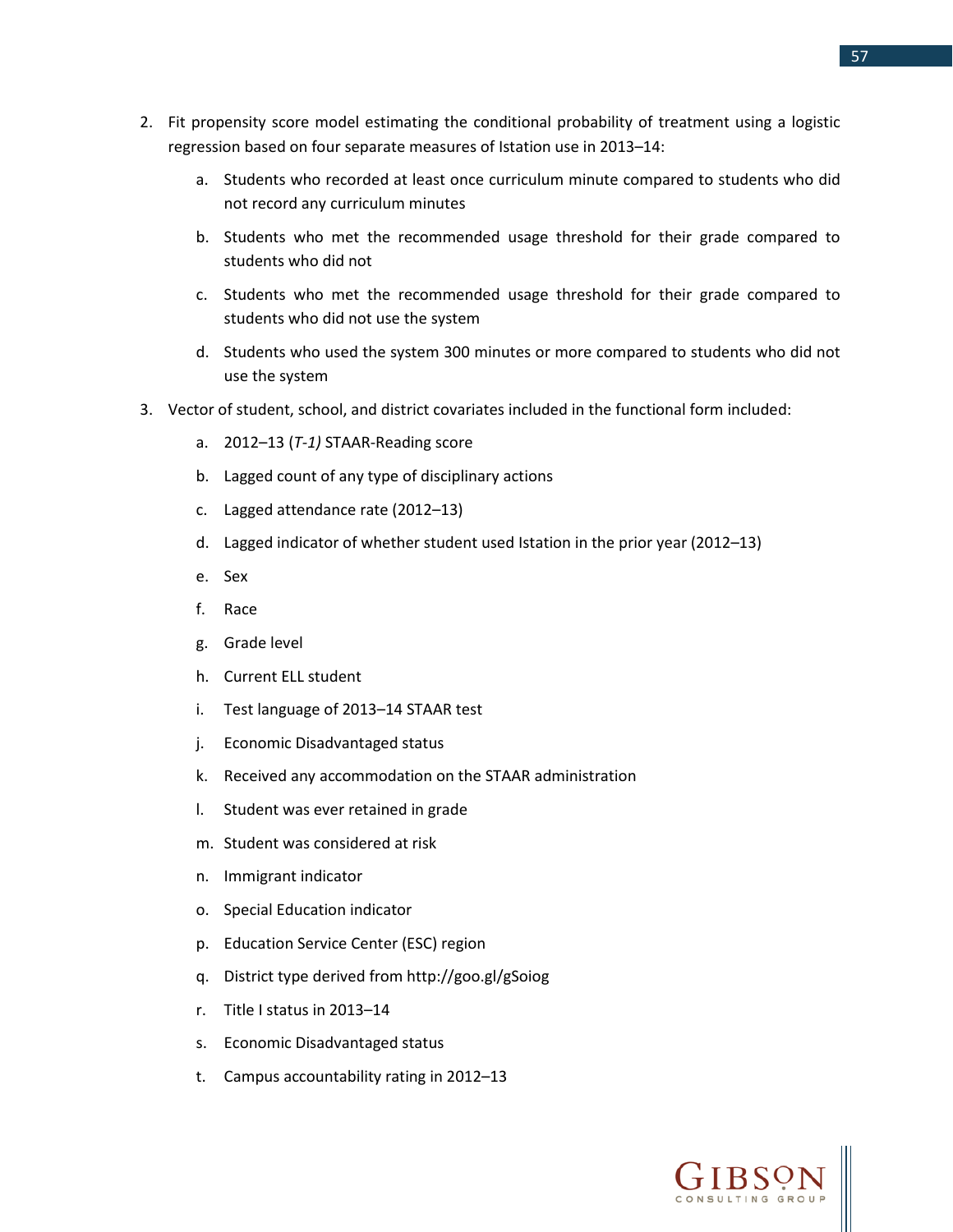2. Fit propensity score model estimating the conditional probability of treatment using a logistic regression based on four separate measures of Istation use in 2013–14:

    a. Students who recorded at least once curriculum minute compared to students who did not record any curriculum minutes

    b. Students who met the recommended usage threshold for their grade compared to students who did not

    c. Students who met the recommended usage threshold for their grade compared to students who did not use the system

    d. Students who used the system 300 minutes or more compared to students who did not use the system

3. Vector of student, school, and district covariates included in the functional form included:

    a. 2012–13 (*T-1)* STAAR-Reading score

    b. Lagged count of any type of disciplinary actions

    c. Lagged attendance rate (2012–13)

    d. Lagged indicator of whether student used Istation in the prior year (2012–13)

    e. Sex

    f. Race

    g. Grade level

    h. Current ELL student

    i. Test language of 2013–14 STAAR test

    j. Economic Disadvantaged status

    k. Received any accommodation on the STAAR administration

    l. Student was ever retained in grade

    m. Student was considered at risk

    n. Immigrant indicator

    o. Special Education indicator

    p. Education Service Center (ESC) region

    q. District type derived from http://goo.gl/gSoiog

    r. Title I status in 2013–14

    s. Economic Disadvantaged status

    t. Campus accountability rating in 2012–13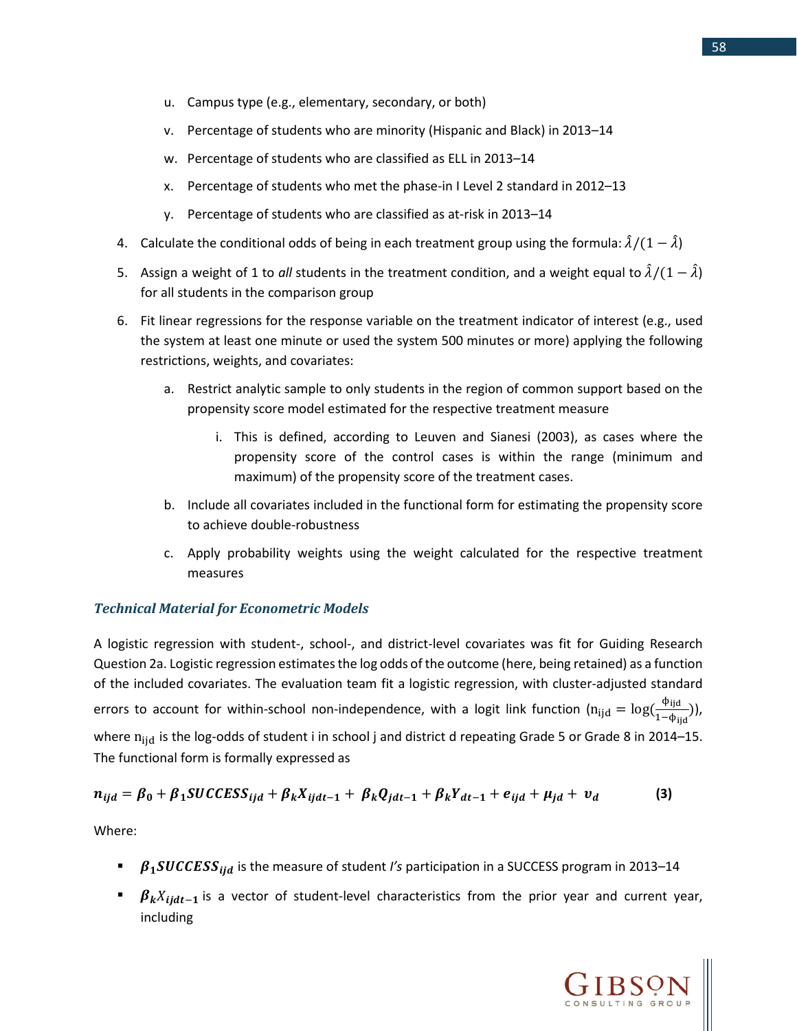u. Campus type (e.g., elementary, secondary, or both)

   v. Percentage of students who are minority (Hispanic and Black) in 2013–14

   w. Percentage of students who are classified as ELL in 2013–14

   x. Percentage of students who met the phase-in I Level 2 standard in 2012–13

   y. Percentage of students who are classified as at-risk in 2013–14

4. Calculate the conditional odds of being in each treatment group using the formula: $\hat{\lambda}/(1-\hat{\lambda})$

5. Assign a weight of 1 to *all* students in the treatment condition, and a weight equal to $\hat{\lambda}/(1-\hat{\lambda})$ for all students in the comparison group

6. Fit linear regressions for the response variable on the treatment indicator of interest (e.g., used the system at least one minute or used the system 500 minutes or more) applying the following restrictions, weights, and covariates:

   a. Restrict analytic sample to only students in the region of common support based on the propensity score model estimated for the respective treatment measure

      i. This is defined, according to Leuven and Sianesi (2003), as cases where the propensity score of the control cases is within the range (minimum and maximum) of the propensity score of the treatment cases.

   b. Include all covariates included in the functional form for estimating the propensity score to achieve double-robustness

   c. Apply probability weights using the weight calculated for the respective treatment measures

### *Technical Material for Econometric Models*

A logistic regression with student-, school-, and district-level covariates was fit for Guiding Research Question 2a. Logistic regression estimates the log odds of the outcome (here, being retained) as a function of the included covariates. The evaluation team fit a logistic regression, with cluster-adjusted standard errors to account for within-school non-independence, with a logit link function ($n_{ijd} = \log(\frac{\phi_{ijd}}{1-\phi_{ijd}})$), where $n_{ijd}$ is the log-odds of student i in school j and district d repeating Grade 5 or Grade 8 in 2014–15. The functional form is formally expressed as

$$\boldsymbol{n_{ijd} = \beta_0 + \beta_1 SUCCESS_{ijd} + \beta_k X_{ijdt-1} + \beta_k Q_{jdt-1} + \beta_k Y_{dt-1} + e_{ijd} + \mu_{jd} + v_d} \qquad \textbf{(3)}$$

Where:

- $\boldsymbol{\beta_1 SUCCESS_{ijd}}$ is the measure of student *I's* participation in a SUCCESS program in 2013–14
- $\boldsymbol{\beta_k} X_{\boldsymbol{ijdt-1}}$ is a vector of student-level characteristics from the prior year and current year, including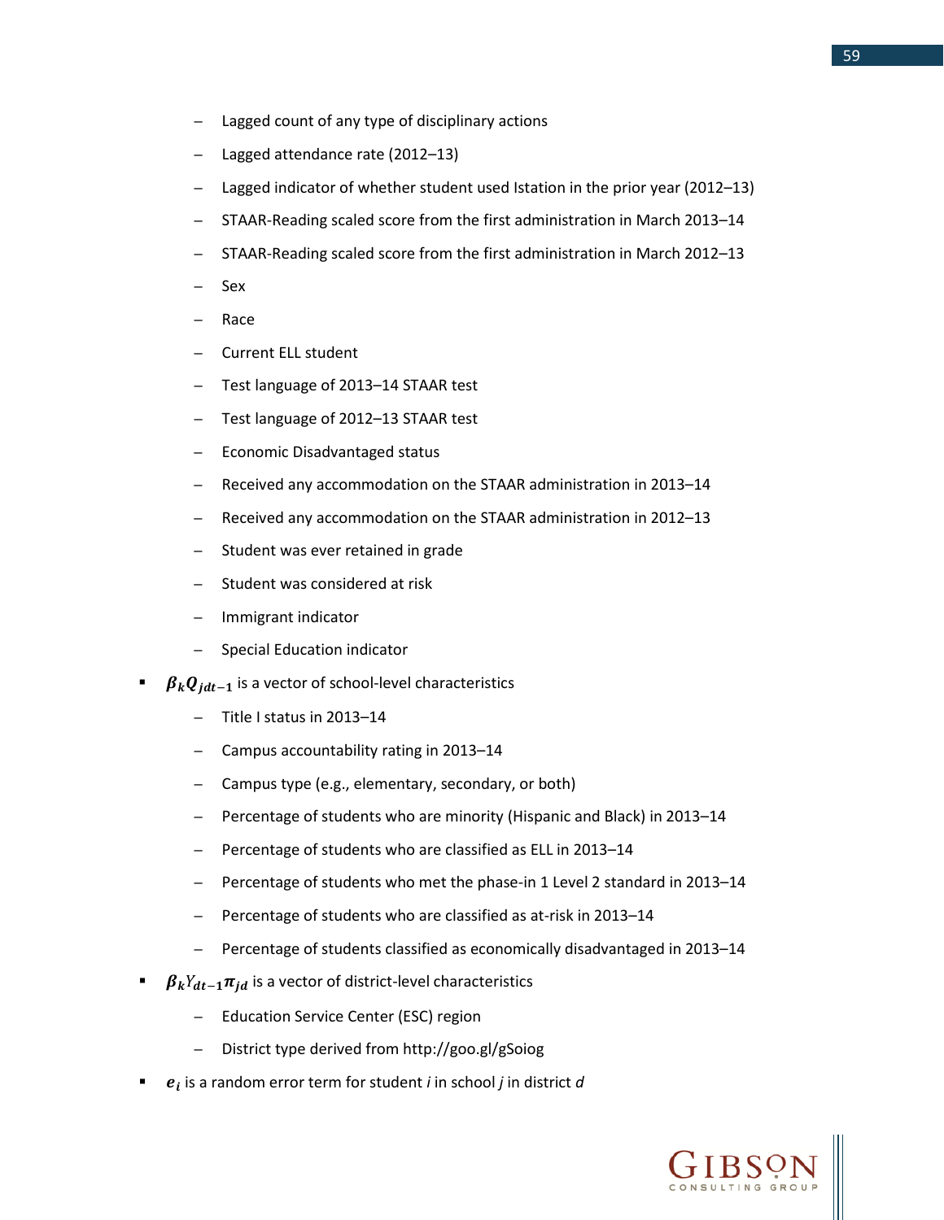- Lagged count of any type of disciplinary actions
  - Lagged attendance rate (2012–13)
  - Lagged indicator of whether student used Istation in the prior year (2012–13)
  - STAAR-Reading scaled score from the first administration in March 2013–14
  - STAAR-Reading scaled score from the first administration in March 2012–13
  - Sex
  - Race
  - Current ELL student
  - Test language of 2013–14 STAAR test
  - Test language of 2012–13 STAAR test
  - Economic Disadvantaged status
  - Received any accommodation on the STAAR administration in 2013–14
  - Received any accommodation on the STAAR administration in 2012–13
  - Student was ever retained in grade
  - Student was considered at risk
  - Immigrant indicator
  - Special Education indicator
- $\boldsymbol{\beta_k Q_{jdt-1}}$ is a vector of school-level characteristics
  - Title I status in 2013–14
  - Campus accountability rating in 2013–14
  - Campus type (e.g., elementary, secondary, or both)
  - Percentage of students who are minority (Hispanic and Black) in 2013–14
  - Percentage of students who are classified as ELL in 2013–14
  - Percentage of students who met the phase-in 1 Level 2 standard in 2013–14
  - Percentage of students who are classified as at-risk in 2013–14
  - Percentage of students classified as economically disadvantaged in 2013–14
- $\boldsymbol{\beta_k} Y_{\boldsymbol{dt-1}} \boldsymbol{\pi_{jd}}$ is a vector of district-level characteristics
  - Education Service Center (ESC) region
  - District type derived from http://goo.gl/gSoiog
- $\boldsymbol{e_i}$ is a random error term for student *i* in school *j* in district *d*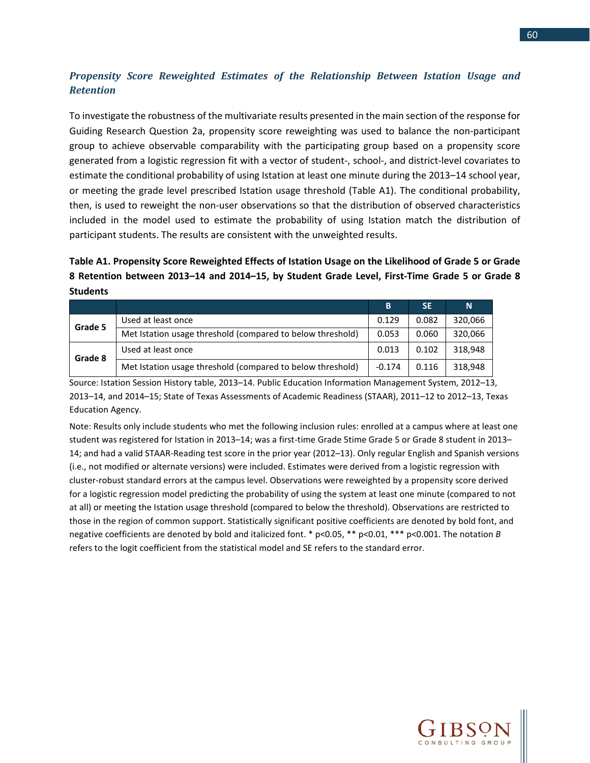### *Propensity Score Reweighted Estimates of the Relationship Between Istation Usage and Retention*

To investigate the robustness of the multivariate results presented in the main section of the response for Guiding Research Question 2a, propensity score reweighting was used to balance the non-participant group to achieve observable comparability with the participating group based on a propensity score generated from a logistic regression fit with a vector of student-, school-, and district-level covariates to estimate the conditional probability of using Istation at least one minute during the 2013–14 school year, or meeting the grade level prescribed Istation usage threshold (Table A1). The conditional probability, then, is used to reweight the non-user observations so that the distribution of observed characteristics included in the model used to estimate the probability of using Istation match the distribution of participant students. The results are consistent with the unweighted results.

**Table A1. Propensity Score Reweighted Effects of Istation Usage on the Likelihood of Grade 5 or Grade 8 Retention between 2013–14 and 2014–15, by Student Grade Level, First-Time Grade 5 or Grade 8 Students**

| | | B | SE | N |
|---|---|---|---|---|
| **Grade 5** | Used at least once | 0.129 | 0.082 | 320,066 |
| | Met Istation usage threshold (compared to below threshold) | 0.053 | 0.060 | 320,066 |
| **Grade 8** | Used at least once | 0.013 | 0.102 | 318,948 |
| | Met Istation usage threshold (compared to below threshold) | -0.174 | 0.116 | 318,948 |

Source: Istation Session History table, 2013–14. Public Education Information Management System, 2012–13, 2013–14, and 2014–15; State of Texas Assessments of Academic Readiness (STAAR), 2011–12 to 2012–13, Texas Education Agency.

Note: Results only include students who met the following inclusion rules: enrolled at a campus where at least one student was registered for Istation in 2013–14; was a first-time Grade 5time Grade 5 or Grade 8 student in 2013–14; and had a valid STAAR-Reading test score in the prior year (2012–13). Only regular English and Spanish versions (i.e., not modified or alternate versions) were included. Estimates were derived from a logistic regression with cluster-robust standard errors at the campus level. Observations were reweighted by a propensity score derived for a logistic regression model predicting the probability of using the system at least one minute (compared to not at all) or meeting the Istation usage threshold (compared to below the threshold). Observations are restricted to those in the region of common support. Statistically significant positive coefficients are denoted by bold font, and negative coefficients are denoted by bold and italicized font. * $p<0.05$, ** $p<0.01$, *** $p<0.001$. The notation *B* refers to the logit coefficient from the statistical model and SE refers to the standard error.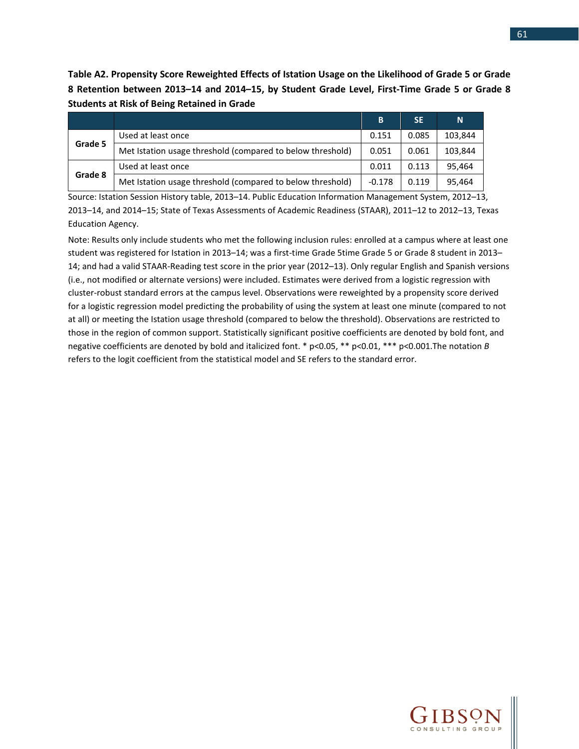**Table A2. Propensity Score Reweighted Effects of Istation Usage on the Likelihood of Grade 5 or Grade 8 Retention between 2013–14 and 2014–15, by Student Grade Level, First-Time Grade 5 or Grade 8 Students at Risk of Being Retained in Grade**

| | | B | SE | N |
|---|---|---|---|---|
| **Grade 5** | Used at least once | 0.151 | 0.085 | 103,844 |
| | Met Istation usage threshold (compared to below threshold) | 0.051 | 0.061 | 103,844 |
| **Grade 8** | Used at least once | 0.011 | 0.113 | 95,464 |
| | Met Istation usage threshold (compared to below threshold) | -0.178 | 0.119 | 95,464 |

Source: Istation Session History table, 2013–14. Public Education Information Management System, 2012–13, 2013–14, and 2014–15; State of Texas Assessments of Academic Readiness (STAAR), 2011–12 to 2012–13, Texas Education Agency.

Note: Results only include students who met the following inclusion rules: enrolled at a campus where at least one student was registered for Istation in 2013–14; was a first-time Grade 5time Grade 5 or Grade 8 student in 2013–14; and had a valid STAAR-Reading test score in the prior year (2012–13). Only regular English and Spanish versions (i.e., not modified or alternate versions) were included. Estimates were derived from a logistic regression with cluster-robust standard errors at the campus level. Observations were reweighted by a propensity score derived for a logistic regression model predicting the probability of using the system at least one minute (compared to not at all) or meeting the Istation usage threshold (compared to below the threshold). Observations are restricted to those in the region of common support. Statistically significant positive coefficients are denoted by bold font, and negative coefficients are denoted by bold and italicized font. * $p<0.05$, ** $p<0.01$, *** $p<0.001$.The notation *B* refers to the logit coefficient from the statistical model and SE refers to the standard error.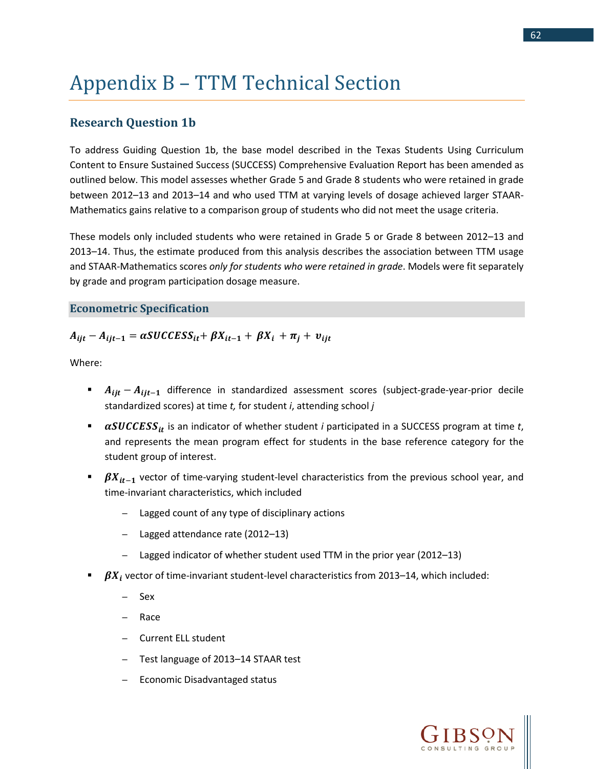# Appendix B – TTM Technical Section

## Research Question 1b

To address Guiding Question 1b, the base model described in the Texas Students Using Curriculum Content to Ensure Sustained Success (SUCCESS) Comprehensive Evaluation Report has been amended as outlined below. This model assesses whether Grade 5 and Grade 8 students who were retained in grade between 2012–13 and 2013–14 and who used TTM at varying levels of dosage achieved larger STAAR-Mathematics gains relative to a comparison group of students who did not meet the usage criteria.

These models only included students who were retained in Grade 5 or Grade 8 between 2012–13 and 2013–14. Thus, the estimate produced from this analysis describes the association between TTM usage and STAAR-Mathematics scores *only for students who were retained in grade*. Models were fit separately by grade and program participation dosage measure.

### Econometric Specification

$$\boldsymbol{A_{ijt} - A_{ijt-1} = \alpha SUCCESS_{it} + \beta X_{it-1} + \beta X_i + \pi_j + v_{ijt}}$$

Where:

- $\boldsymbol{A_{ijt} - A_{ijt-1}}$ difference in standardized assessment scores (subject-grade-year-prior decile standardized scores) at time *t,* for student *i*, attending school *j*
- $\boldsymbol{\alpha SUCCESS_{it}}$ is an indicator of whether student *i* participated in a SUCCESS program at time $t$, and represents the mean program effect for students in the base reference category for the student group of interest.
- $\boldsymbol{\beta X_{it-1}}$ vector of time-varying student-level characteristics from the previous school year, and time-invariant characteristics, which included
  - Lagged count of any type of disciplinary actions
  - Lagged attendance rate (2012–13)
  - Lagged indicator of whether student used TTM in the prior year (2012–13)
- $\boldsymbol{\beta X_i}$ vector of time-invariant student-level characteristics from 2013–14, which included:
  - Sex
  - Race
  - Current ELL student
  - Test language of 2013–14 STAAR test
  - Economic Disadvantaged status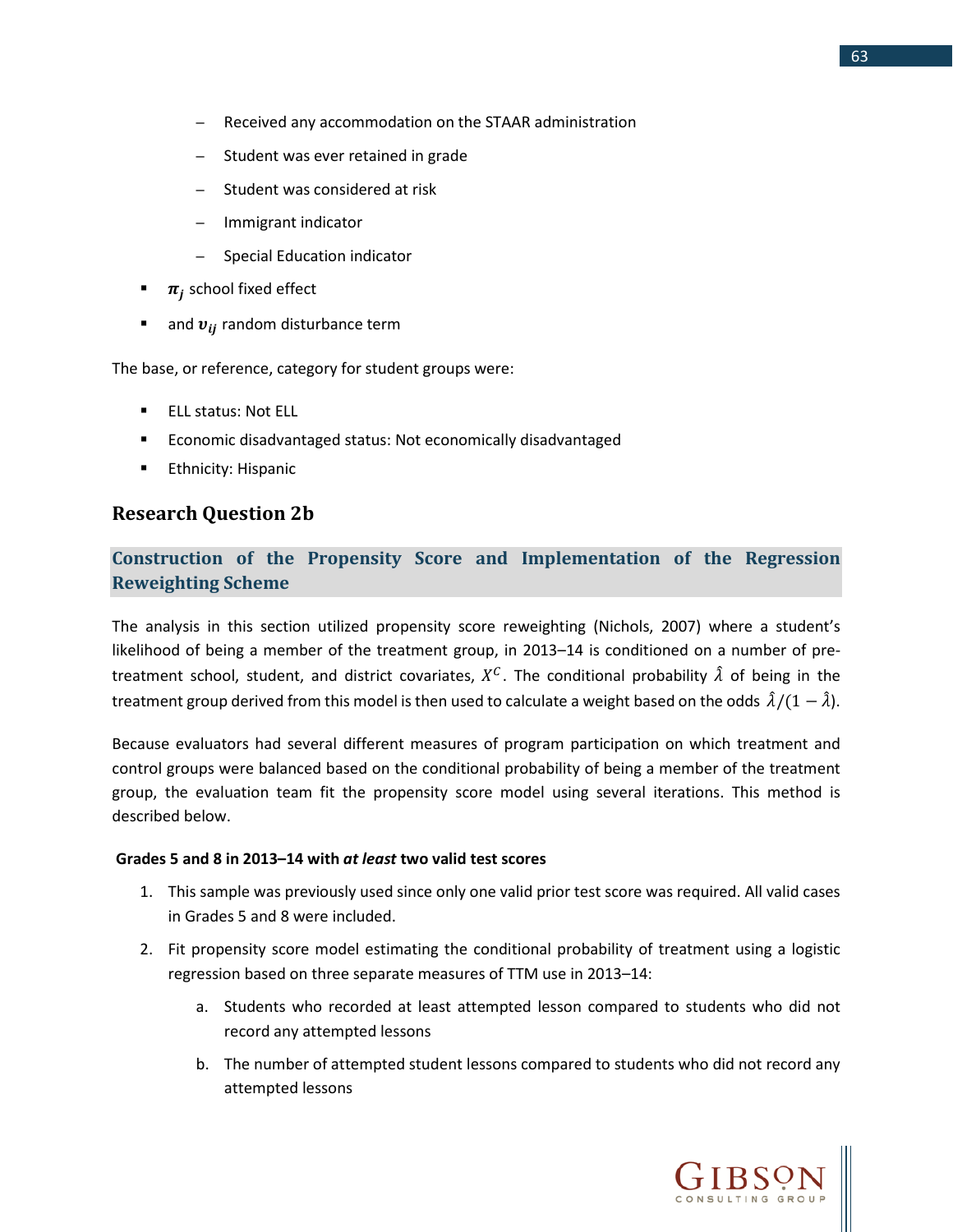- Received any accommodation on the STAAR administration
   - Student was ever retained in grade
   - Student was considered at risk
   - Immigrant indicator
   - Special Education indicator

- $\pi_j$ school fixed effect
- and $v_{ij}$ random disturbance term

The base, or reference, category for student groups were:

- ELL status: Not ELL
- Economic disadvantaged status: Not economically disadvantaged
- Ethnicity: Hispanic

## Research Question 2b

### Construction of the Propensity Score and Implementation of the Regression Reweighting Scheme

The analysis in this section utilized propensity score reweighting (Nichols, 2007) where a student's likelihood of being a member of the treatment group, in 2013–14 is conditioned on a number of pre-treatment school, student, and district covariates, $X^C$. The conditional probability $\hat{\lambda}$ of being in the treatment group derived from this model is then used to calculate a weight based on the odds $\hat{\lambda}/(1-\hat{\lambda})$.

Because evaluators had several different measures of program participation on which treatment and control groups were balanced based on the conditional probability of being a member of the treatment group, the evaluation team fit the propensity score model using several iterations. This method is described below.

**Grades 5 and 8 in 2013–14 with *at least* two valid test scores**

1. This sample was previously used since only one valid prior test score was required. All valid cases in Grades 5 and 8 were included.
2. Fit propensity score model estimating the conditional probability of treatment using a logistic regression based on three separate measures of TTM use in 2013–14:
   a. Students who recorded at least attempted lesson compared to students who did not record any attempted lessons
   b. The number of attempted student lessons compared to students who did not record any attempted lessons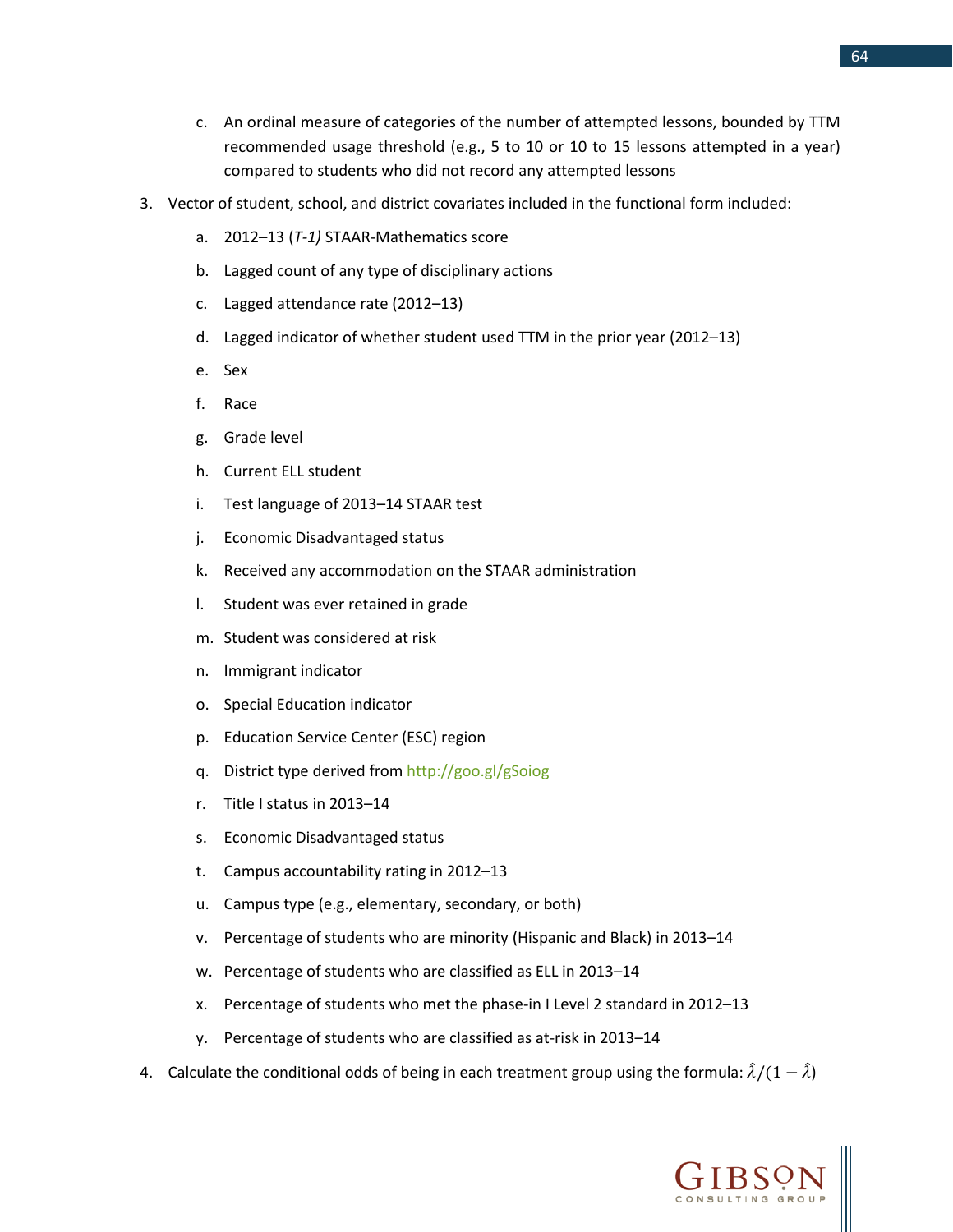c. An ordinal measure of categories of the number of attempted lessons, bounded by TTM recommended usage threshold (e.g., 5 to 10 or 10 to 15 lessons attempted in a year) compared to students who did not record any attempted lessons

3. Vector of student, school, and district covariates included in the functional form included:

   a. 2012–13 (*T-1)* STAAR-Mathematics score
   b. Lagged count of any type of disciplinary actions
   c. Lagged attendance rate (2012–13)
   d. Lagged indicator of whether student used TTM in the prior year (2012–13)
   e. Sex
   f. Race
   g. Grade level
   h. Current ELL student
   i. Test language of 2013–14 STAAR test
   j. Economic Disadvantaged status
   k. Received any accommodation on the STAAR administration
   l. Student was ever retained in grade
   m. Student was considered at risk
   n. Immigrant indicator
   o. Special Education indicator
   p. Education Service Center (ESC) region
   q. District type derived from http://goo.gl/gSoiog
   r. Title I status in 2013–14
   s. Economic Disadvantaged status
   t. Campus accountability rating in 2012–13
   u. Campus type (e.g., elementary, secondary, or both)
   v. Percentage of students who are minority (Hispanic and Black) in 2013–14
   w. Percentage of students who are classified as ELL in 2013–14
   x. Percentage of students who met the phase-in I Level 2 standard in 2012–13
   y. Percentage of students who are classified as at-risk in 2013–14

4. Calculate the conditional odds of being in each treatment group using the formula: $\hat{\lambda}/(1-\hat{\lambda})$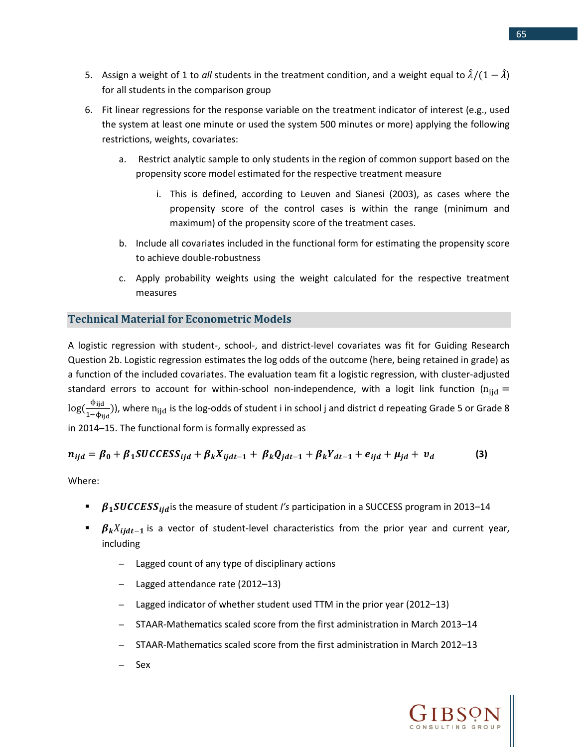5. Assign a weight of 1 to *all* students in the treatment condition, and a weight equal to $\hat{\lambda}/(1-\hat{\lambda})$ for all students in the comparison group
6. Fit linear regressions for the response variable on the treatment indicator of interest (e.g., used the system at least one minute or used the system 500 minutes or more) applying the following restrictions, weights, covariates:
   a. Restrict analytic sample to only students in the region of common support based on the propensity score model estimated for the respective treatment measure
      i. This is defined, according to Leuven and Sianesi (2003), as cases where the propensity score of the control cases is within the range (minimum and maximum) of the propensity score of the treatment cases.
   b. Include all covariates included in the functional form for estimating the propensity score to achieve double-robustness
   c. Apply probability weights using the weight calculated for the respective treatment measures

## Technical Material for Econometric Models

A logistic regression with student-, school-, and district-level covariates was fit for Guiding Research Question 2b. Logistic regression estimates the log odds of the outcome (here, being retained in grade) as a function of the included covariates. The evaluation team fit a logistic regression, with cluster-adjusted standard errors to account for within-school non-independence, with a logit link function ($n_{ijd} = \log(\frac{\phi_{ijd}}{1-\phi_{ijd}})$), where $n_{ijd}$ is the log-odds of student i in school j and district d repeating Grade 5 or Grade 8 in 2014–15. The functional form is formally expressed as

$$n_{ijd} = \beta_0 + \beta_1 SUCCESS_{ijd} + \beta_k X_{ijdt-1} + \beta_k Q_{jdt-1} + \beta_k Y_{dt-1} + e_{ijd} + \mu_{jd} + v_d \quad (3)$$

Where:

- $\beta_1 SUCCESS_{ijd}$ is the measure of student *I's* participation in a SUCCESS program in 2013–14
- $\beta_k X_{ijdt-1}$ is a vector of student-level characteristics from the prior year and current year, including
  - Lagged count of any type of disciplinary actions
  - Lagged attendance rate (2012–13)
  - Lagged indicator of whether student used TTM in the prior year (2012–13)
  - STAAR-Mathematics scaled score from the first administration in March 2013–14
  - STAAR-Mathematics scaled score from the first administration in March 2012–13
  - Sex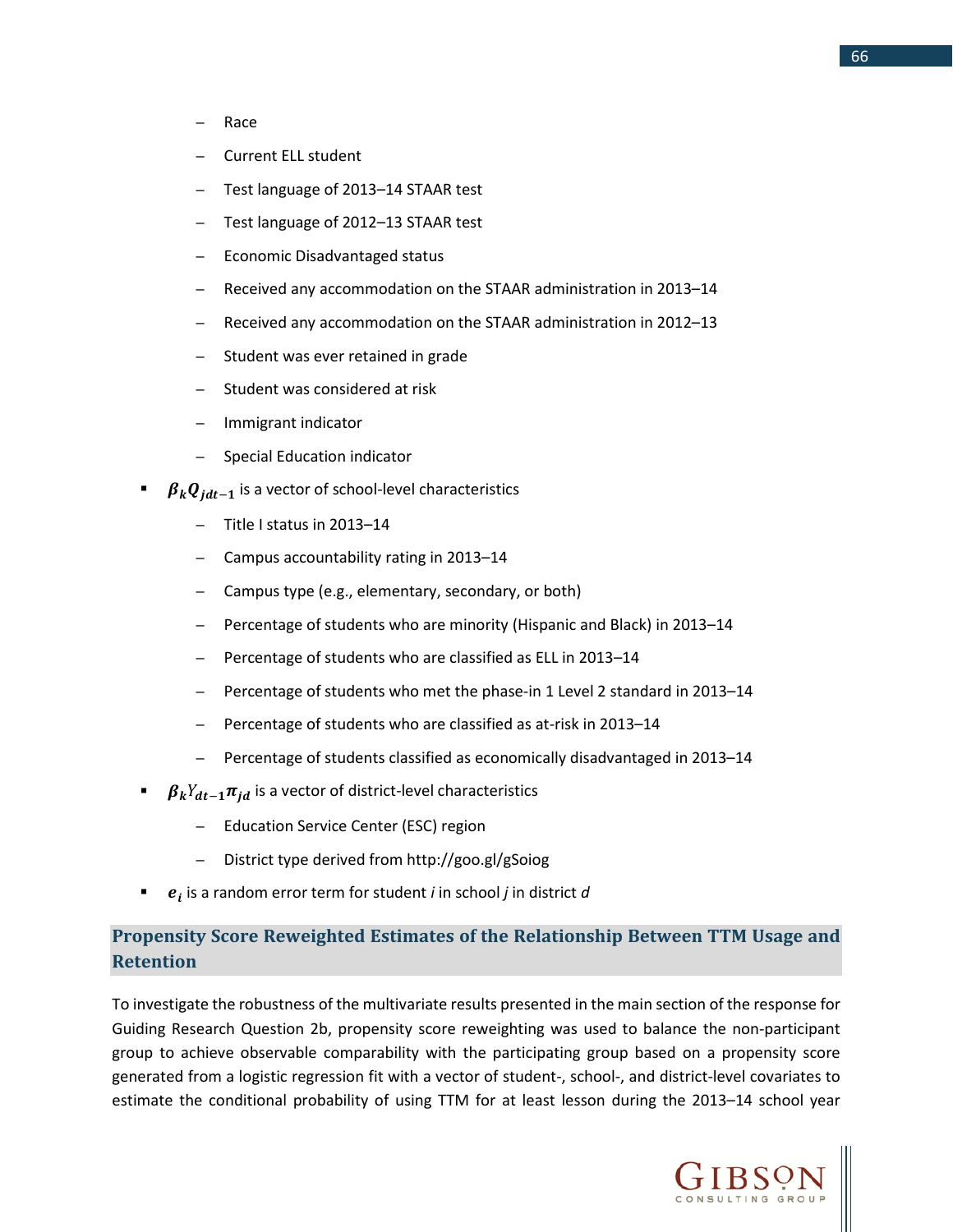- Race
  - Current ELL student
  - Test language of 2013–14 STAAR test
  - Test language of 2012–13 STAAR test
  - Economic Disadvantaged status
  - Received any accommodation on the STAAR administration in 2013–14
  - Received any accommodation on the STAAR administration in 2012–13
  - Student was ever retained in grade
  - Student was considered at risk
  - Immigrant indicator
  - Special Education indicator
- $\boldsymbol{\beta_k Q_{jdt-1}}$ is a vector of school-level characteristics
  - Title I status in 2013–14
  - Campus accountability rating in 2013–14
  - Campus type (e.g., elementary, secondary, or both)
  - Percentage of students who are minority (Hispanic and Black) in 2013–14
  - Percentage of students who are classified as ELL in 2013–14
  - Percentage of students who met the phase-in 1 Level 2 standard in 2013–14
  - Percentage of students who are classified as at-risk in 2013–14
  - Percentage of students classified as economically disadvantaged in 2013–14
- $\boldsymbol{\beta_k Y_{dt-1} \pi_{jd}}$ is a vector of district-level characteristics
  - Education Service Center (ESC) region
  - District type derived from http://goo.gl/gSoiog
- $\boldsymbol{e_i}$ is a random error term for student *i* in school *j* in district *d*

## Propensity Score Reweighted Estimates of the Relationship Between TTM Usage and Retention

To investigate the robustness of the multivariate results presented in the main section of the response for Guiding Research Question 2b, propensity score reweighting was used to balance the non-participant group to achieve observable comparability with the participating group based on a propensity score generated from a logistic regression fit with a vector of student-, school-, and district-level covariates to estimate the conditional probability of using TTM for at least lesson during the 2013–14 school year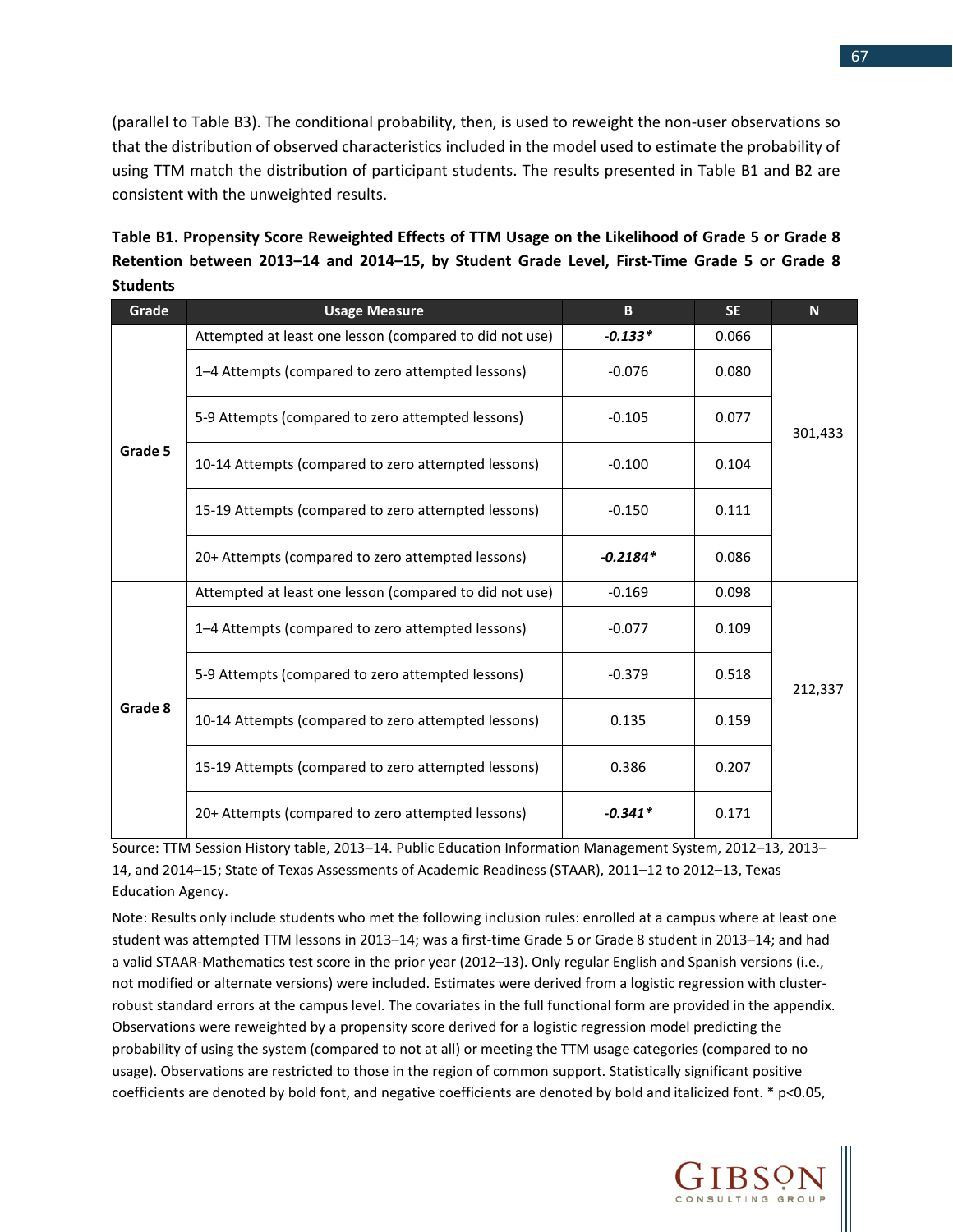(parallel to Table B3). The conditional probability, then, is used to reweight the non-user observations so that the distribution of observed characteristics included in the model used to estimate the probability of using TTM match the distribution of participant students. The results presented in Table B1 and B2 are consistent with the unweighted results.

**Table B1. Propensity Score Reweighted Effects of TTM Usage on the Likelihood of Grade 5 or Grade 8 Retention between 2013–14 and 2014–15, by Student Grade Level, First-Time Grade 5 or Grade 8 Students**

| Grade | Usage Measure | B | SE | N |
|---|---|---|---|---|
| Grade 5 | Attempted at least one lesson (compared to did not use) | ***-0.133**** | 0.066 | 301,433 |
| | 1–4 Attempts (compared to zero attempted lessons) | -0.076 | 0.080 | |
| | 5-9 Attempts (compared to zero attempted lessons) | -0.105 | 0.077 | |
| | 10-14 Attempts (compared to zero attempted lessons) | -0.100 | 0.104 | |
| | 15-19 Attempts (compared to zero attempted lessons) | -0.150 | 0.111 | |
| | 20+ Attempts (compared to zero attempted lessons) | ***-0.2184**** | 0.086 | |
| Grade 8 | Attempted at least one lesson (compared to did not use) | -0.169 | 0.098 | 212,337 |
| | 1–4 Attempts (compared to zero attempted lessons) | -0.077 | 0.109 | |
| | 5-9 Attempts (compared to zero attempted lessons) | -0.379 | 0.518 | |
| | 10-14 Attempts (compared to zero attempted lessons) | 0.135 | 0.159 | |
| | 15-19 Attempts (compared to zero attempted lessons) | 0.386 | 0.207 | |
| | 20+ Attempts (compared to zero attempted lessons) | ***-0.341**** | 0.171 | |

Source: TTM Session History table, 2013–14. Public Education Information Management System, 2012–13, 2013–14, and 2014–15; State of Texas Assessments of Academic Readiness (STAAR), 2011–12 to 2012–13, Texas Education Agency.

Note: Results only include students who met the following inclusion rules: enrolled at a campus where at least one student was attempted TTM lessons in 2013–14; was a first-time Grade 5 or Grade 8 student in 2013–14; and had a valid STAAR-Mathematics test score in the prior year (2012–13). Only regular English and Spanish versions (i.e., not modified or alternate versions) were included. Estimates were derived from a logistic regression with cluster-robust standard errors at the campus level. The covariates in the full functional form are provided in the appendix. Observations were reweighted by a propensity score derived for a logistic regression model predicting the probability of using the system (compared to not at all) or meeting the TTM usage categories (compared to no usage). Observations are restricted to those in the region of common support. Statistically significant positive coefficients are denoted by bold font, and negative coefficients are denoted by bold and italicized font. * $p<0.05$,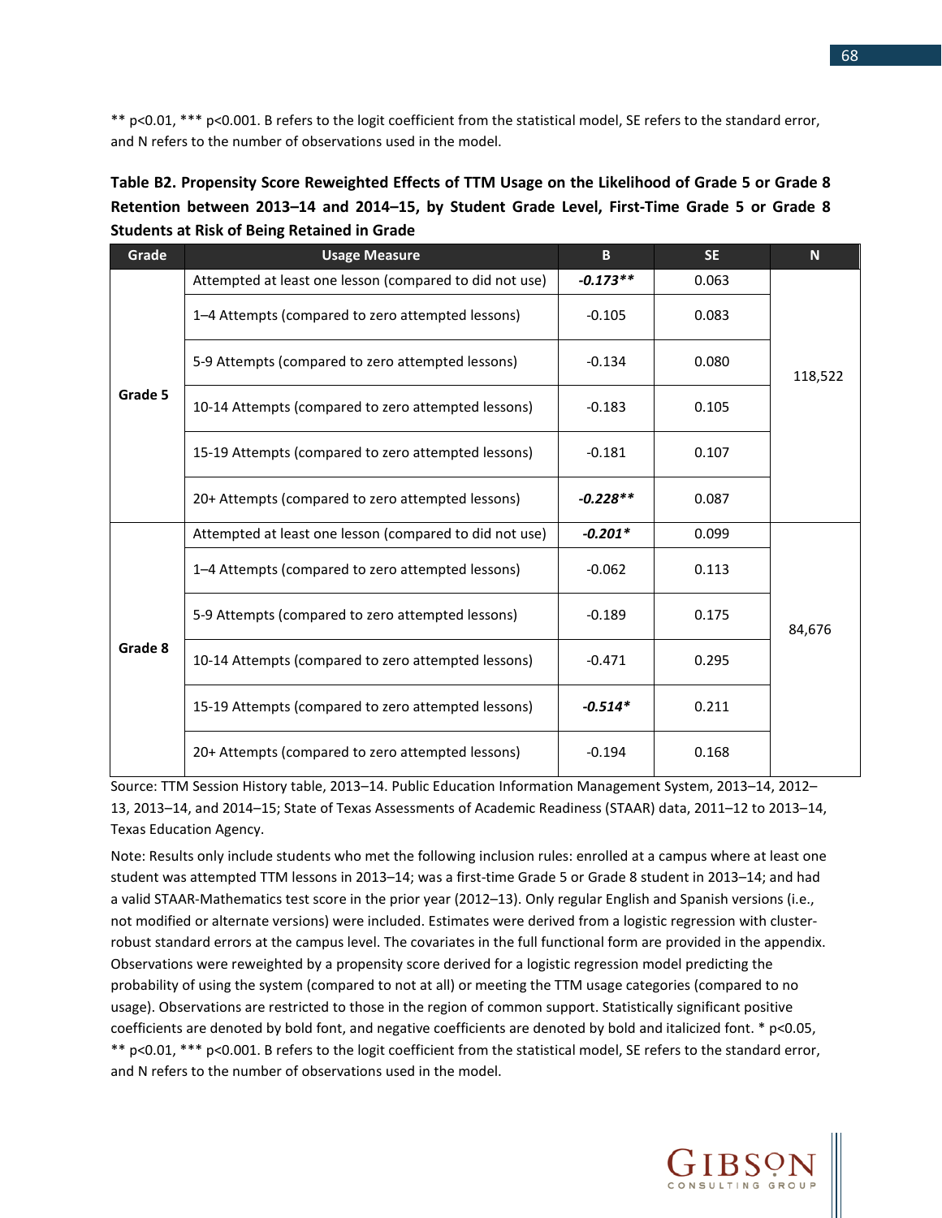** p<0.01, *** p<0.001. B refers to the logit coefficient from the statistical model, SE refers to the standard error, and N refers to the number of observations used in the model.

**Table B2. Propensity Score Reweighted Effects of TTM Usage on the Likelihood of Grade 5 or Grade 8 Retention between 2013–14 and 2014–15, by Student Grade Level, First-Time Grade 5 or Grade 8 Students at Risk of Being Retained in Grade**

| Grade | Usage Measure | B | SE | N |
|---|---|---|---|---|
| **Grade 5** | Attempted at least one lesson (compared to did not use) | ***-0.173*** | 0.063 | 118,522 |
| | 1–4 Attempts (compared to zero attempted lessons) | -0.105 | 0.083 | |
| | 5-9 Attempts (compared to zero attempted lessons) | -0.134 | 0.080 | |
| | 10-14 Attempts (compared to zero attempted lessons) | -0.183 | 0.105 | |
| | 15-19 Attempts (compared to zero attempted lessons) | -0.181 | 0.107 | |
| | 20+ Attempts (compared to zero attempted lessons) | ***-0.228*** | 0.087 | |
| **Grade 8** | Attempted at least one lesson (compared to did not use) | ***-0.201**** | 0.099 | 84,676 |
| | 1–4 Attempts (compared to zero attempted lessons) | -0.062 | 0.113 | |
| | 5-9 Attempts (compared to zero attempted lessons) | -0.189 | 0.175 | |
| | 10-14 Attempts (compared to zero attempted lessons) | -0.471 | 0.295 | |
| | 15-19 Attempts (compared to zero attempted lessons) | ***-0.514**** | 0.211 | |
| | 20+ Attempts (compared to zero attempted lessons) | -0.194 | 0.168 | |

Source: TTM Session History table, 2013–14. Public Education Information Management System, 2013–14, 2012–13, 2013–14, and 2014–15; State of Texas Assessments of Academic Readiness (STAAR) data, 2011–12 to 2013–14, Texas Education Agency.

Note: Results only include students who met the following inclusion rules: enrolled at a campus where at least one student was attempted TTM lessons in 2013–14; was a first-time Grade 5 or Grade 8 student in 2013–14; and had a valid STAAR-Mathematics test score in the prior year (2012–13). Only regular English and Spanish versions (i.e., not modified or alternate versions) were included. Estimates were derived from a logistic regression with cluster-robust standard errors at the campus level. The covariates in the full functional form are provided in the appendix. Observations were reweighted by a propensity score derived for a logistic regression model predicting the probability of using the system (compared to not at all) or meeting the TTM usage categories (compared to no usage). Observations are restricted to those in the region of common support. Statistically significant positive coefficients are denoted by bold font, and negative coefficients are denoted by bold and italicized font. * p<0.05, ** p<0.01, *** p<0.001. B refers to the logit coefficient from the statistical model, SE refers to the standard error, and N refers to the number of observations used in the model.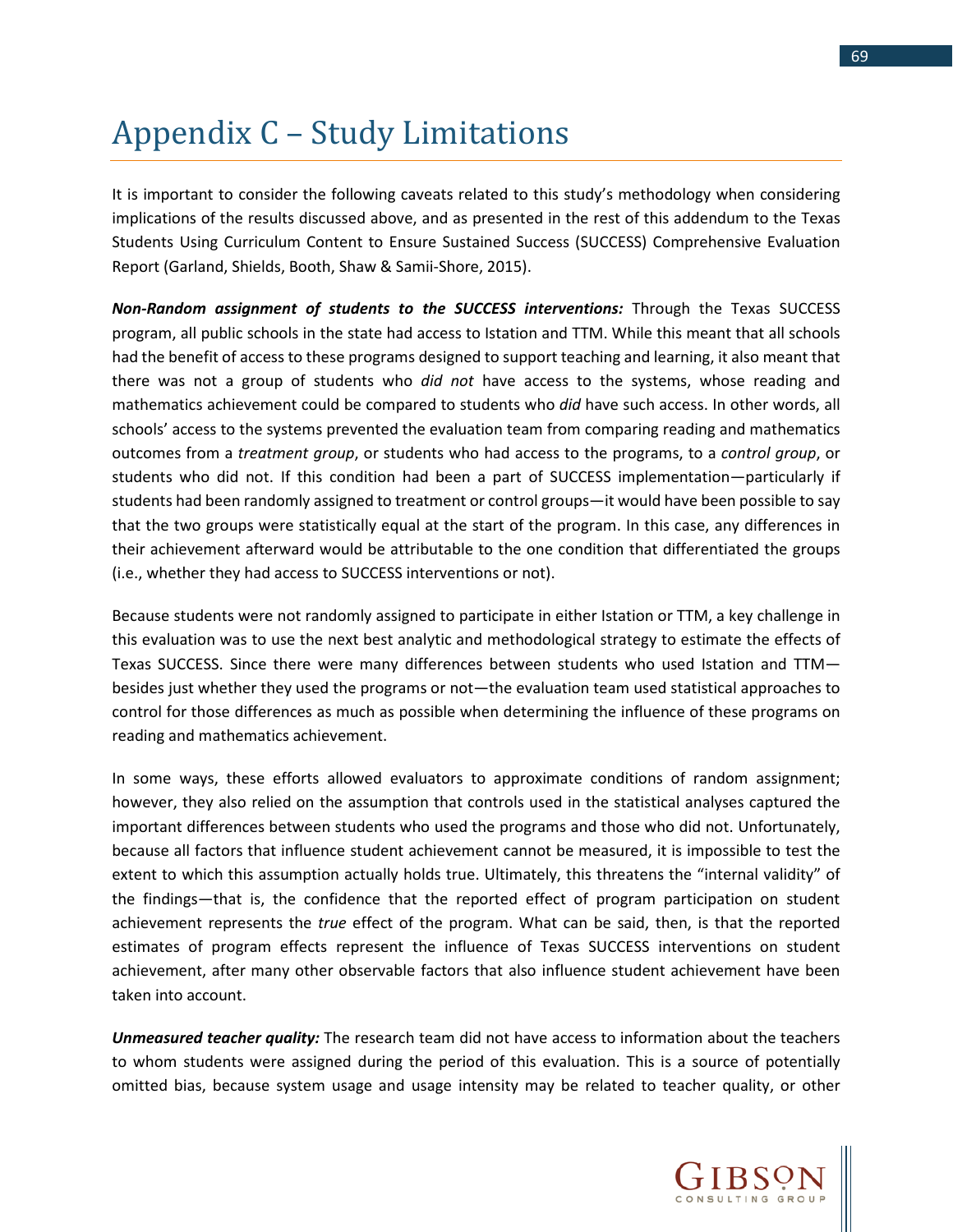# Appendix C – Study Limitations

It is important to consider the following caveats related to this study's methodology when considering implications of the results discussed above, and as presented in the rest of this addendum to the Texas Students Using Curriculum Content to Ensure Sustained Success (SUCCESS) Comprehensive Evaluation Report (Garland, Shields, Booth, Shaw & Samii-Shore, 2015).

***Non-Random assignment of students to the SUCCESS interventions:*** Through the Texas SUCCESS program, all public schools in the state had access to Istation and TTM. While this meant that all schools had the benefit of access to these programs designed to support teaching and learning, it also meant that there was not a group of students who *did not* have access to the systems, whose reading and mathematics achievement could be compared to students who *did* have such access. In other words, all schools' access to the systems prevented the evaluation team from comparing reading and mathematics outcomes from a *treatment group*, or students who had access to the programs, to a *control group*, or students who did not. If this condition had been a part of SUCCESS implementation—particularly if students had been randomly assigned to treatment or control groups—it would have been possible to say that the two groups were statistically equal at the start of the program. In this case, any differences in their achievement afterward would be attributable to the one condition that differentiated the groups (i.e., whether they had access to SUCCESS interventions or not).

Because students were not randomly assigned to participate in either Istation or TTM, a key challenge in this evaluation was to use the next best analytic and methodological strategy to estimate the effects of Texas SUCCESS. Since there were many differences between students who used Istation and TTM—besides just whether they used the programs or not—the evaluation team used statistical approaches to control for those differences as much as possible when determining the influence of these programs on reading and mathematics achievement.

In some ways, these efforts allowed evaluators to approximate conditions of random assignment; however, they also relied on the assumption that controls used in the statistical analyses captured the important differences between students who used the programs and those who did not. Unfortunately, because all factors that influence student achievement cannot be measured, it is impossible to test the extent to which this assumption actually holds true. Ultimately, this threatens the "internal validity" of the findings—that is, the confidence that the reported effect of program participation on student achievement represents the *true* effect of the program. What can be said, then, is that the reported estimates of program effects represent the influence of Texas SUCCESS interventions on student achievement, after many other observable factors that also influence student achievement have been taken into account.

***Unmeasured teacher quality:*** The research team did not have access to information about the teachers to whom students were assigned during the period of this evaluation. This is a source of potentially omitted bias, because system usage and usage intensity may be related to teacher quality, or other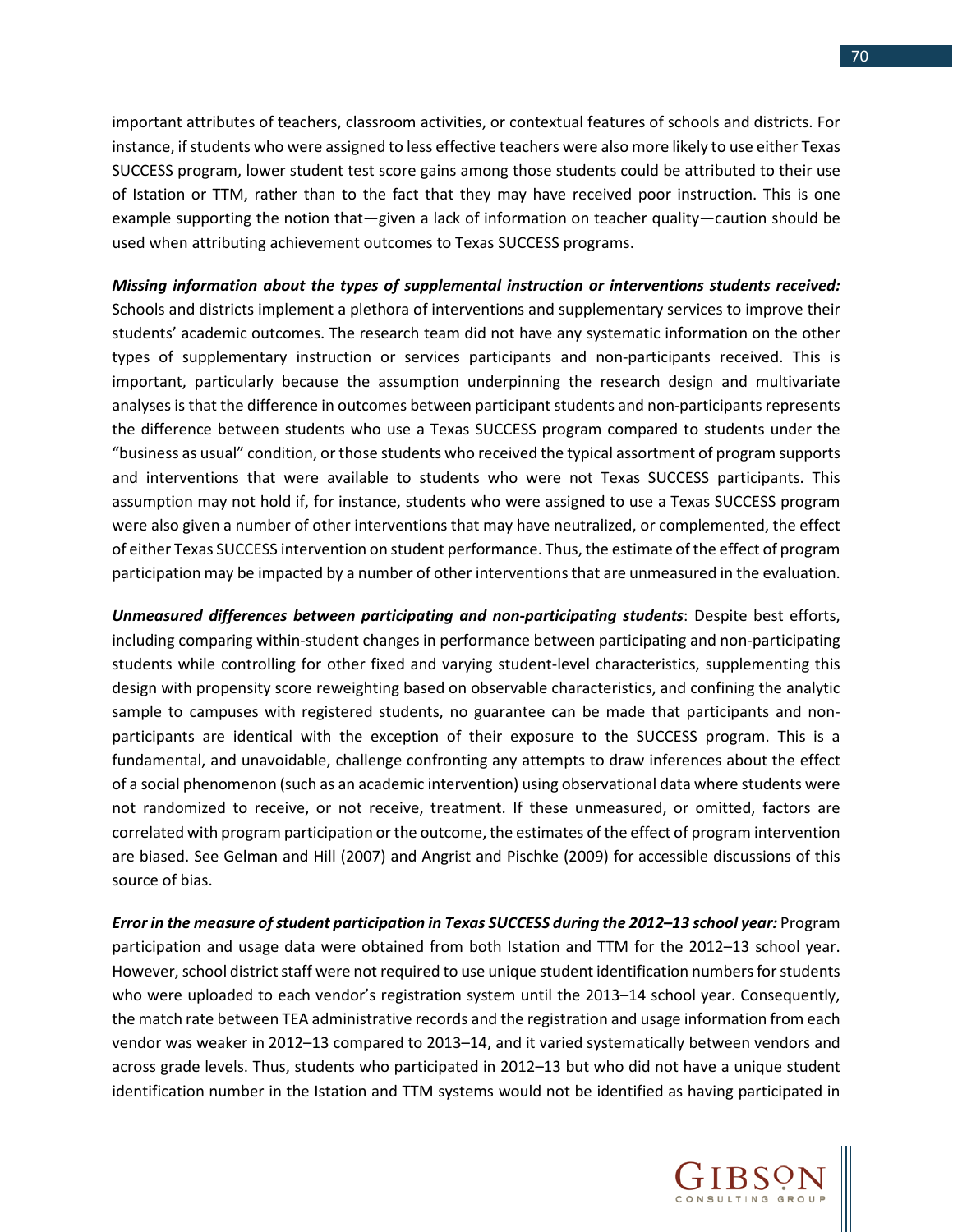important attributes of teachers, classroom activities, or contextual features of schools and districts. For instance, if students who were assigned to less effective teachers were also more likely to use either Texas SUCCESS program, lower student test score gains among those students could be attributed to their use of Istation or TTM, rather than to the fact that they may have received poor instruction. This is one example supporting the notion that—given a lack of information on teacher quality—caution should be used when attributing achievement outcomes to Texas SUCCESS programs.

***Missing information about the types of supplemental instruction or interventions students received:*** Schools and districts implement a plethora of interventions and supplementary services to improve their students' academic outcomes. The research team did not have any systematic information on the other types of supplementary instruction or services participants and non-participants received. This is important, particularly because the assumption underpinning the research design and multivariate analyses is that the difference in outcomes between participant students and non-participants represents the difference between students who use a Texas SUCCESS program compared to students under the "business as usual" condition, or those students who received the typical assortment of program supports and interventions that were available to students who were not Texas SUCCESS participants. This assumption may not hold if, for instance, students who were assigned to use a Texas SUCCESS program were also given a number of other interventions that may have neutralized, or complemented, the effect of either Texas SUCCESS intervention on student performance. Thus, the estimate of the effect of program participation may be impacted by a number of other interventions that are unmeasured in the evaluation.

***Unmeasured differences between participating and non-participating students***: Despite best efforts, including comparing within-student changes in performance between participating and non-participating students while controlling for other fixed and varying student-level characteristics, supplementing this design with propensity score reweighting based on observable characteristics, and confining the analytic sample to campuses with registered students, no guarantee can be made that participants and non-participants are identical with the exception of their exposure to the SUCCESS program. This is a fundamental, and unavoidable, challenge confronting any attempts to draw inferences about the effect of a social phenomenon (such as an academic intervention) using observational data where students were not randomized to receive, or not receive, treatment. If these unmeasured, or omitted, factors are correlated with program participation or the outcome, the estimates of the effect of program intervention are biased. See Gelman and Hill (2007) and Angrist and Pischke (2009) for accessible discussions of this source of bias.

***Error in the measure of student participation in Texas SUCCESS during the 2012–13 school year:*** Program participation and usage data were obtained from both Istation and TTM for the 2012–13 school year. However, school district staff were not required to use unique student identification numbers for students who were uploaded to each vendor's registration system until the 2013–14 school year. Consequently, the match rate between TEA administrative records and the registration and usage information from each vendor was weaker in 2012–13 compared to 2013–14, and it varied systematically between vendors and across grade levels. Thus, students who participated in 2012–13 but who did not have a unique student identification number in the Istation and TTM systems would not be identified as having participated in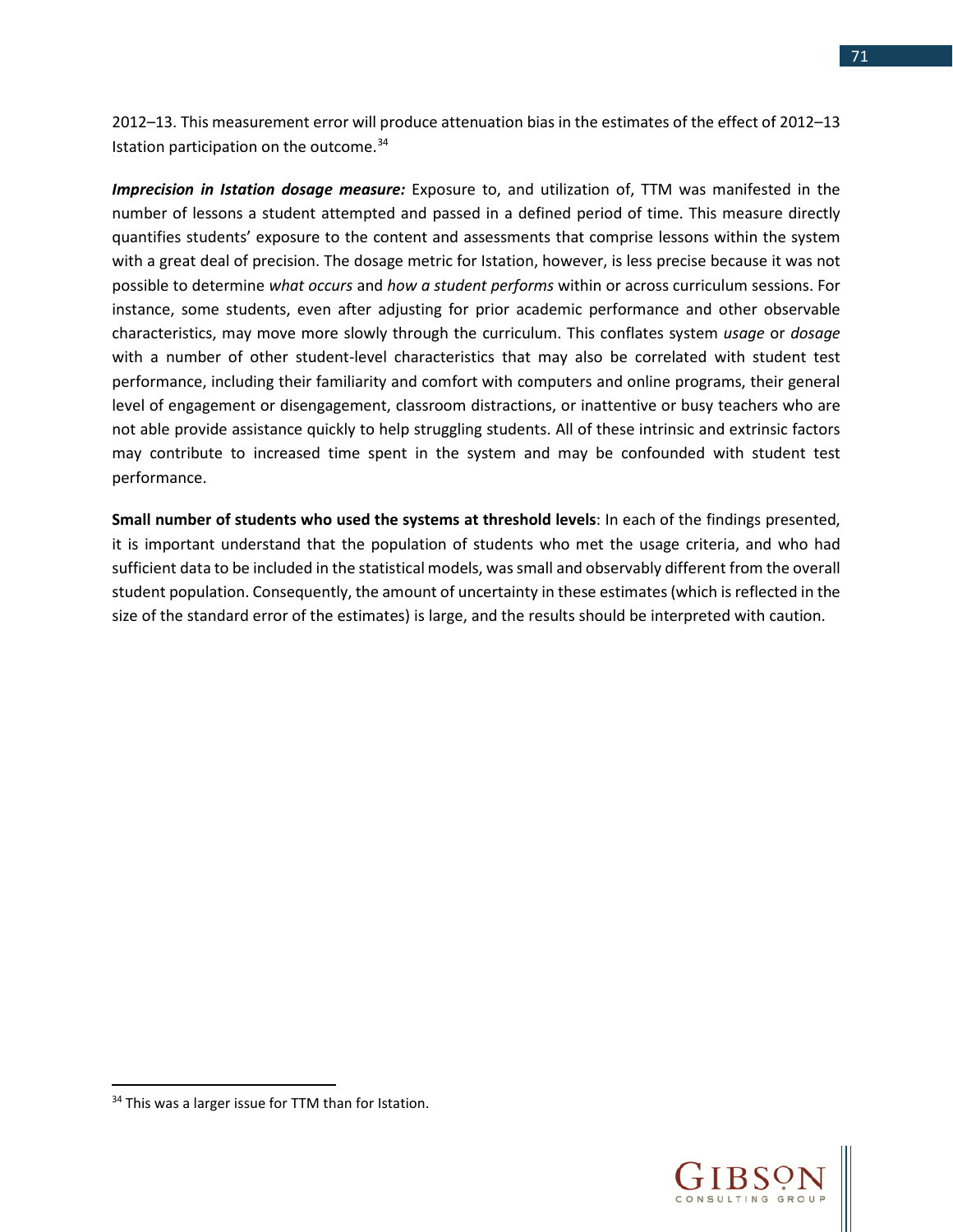2012–13. This measurement error will produce attenuation bias in the estimates of the effect of 2012–13 Istation participation on the outcome.[34]

***Imprecision in Istation dosage measure:*** Exposure to, and utilization of, TTM was manifested in the number of lessons a student attempted and passed in a defined period of time. This measure directly quantifies students' exposure to the content and assessments that comprise lessons within the system with a great deal of precision. The dosage metric for Istation, however, is less precise because it was not possible to determine *what occurs* and *how a student performs* within or across curriculum sessions. For instance, some students, even after adjusting for prior academic performance and other observable characteristics, may move more slowly through the curriculum. This conflates system *usage* or *dosage* with a number of other student-level characteristics that may also be correlated with student test performance, including their familiarity and comfort with computers and online programs, their general level of engagement or disengagement, classroom distractions, or inattentive or busy teachers who are not able provide assistance quickly to help struggling students. All of these intrinsic and extrinsic factors may contribute to increased time spent in the system and may be confounded with student test performance.

**Small number of students who used the systems at threshold levels**: In each of the findings presented, it is important understand that the population of students who met the usage criteria, and who had sufficient data to be included in the statistical models, was small and observably different from the overall student population. Consequently, the amount of uncertainty in these estimates (which is reflected in the size of the standard error of the estimates) is large, and the results should be interpreted with caution.

---

[34] This was a larger issue for TTM than for Istation.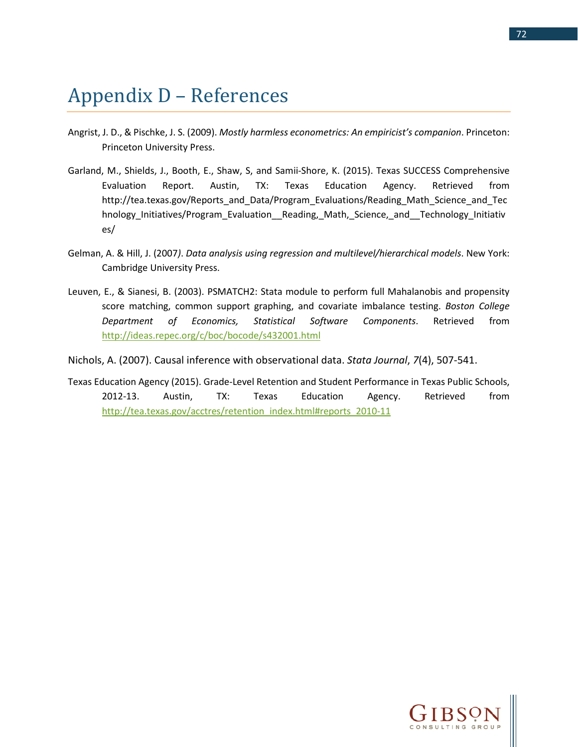# Appendix D – References

Angrist, J. D., & Pischke, J. S. (2009). *Mostly harmless econometrics: An empiricist's companion*. Princeton: Princeton University Press.

Garland, M., Shields, J., Booth, E., Shaw, S, and Samii-Shore, K. (2015). Texas SUCCESS Comprehensive Evaluation Report. Austin, TX: Texas Education Agency. Retrieved from http://tea.texas.gov/Reports_and_Data/Program_Evaluations/Reading_Math_Science_and_Technology_Initiatives/Program_Evaluation__Reading,_Math,_Science,_and__Technology_Initiatives/

Gelman, A. & Hill, J. (2007). *Data analysis using regression and multilevel/hierarchical models*. New York: Cambridge University Press.

Leuven, E., & Sianesi, B. (2003). PSMATCH2: Stata module to perform full Mahalanobis and propensity score matching, common support graphing, and covariate imbalance testing. *Boston College Department of Economics, Statistical Software Components*. Retrieved from http://ideas.repec.org/c/boc/bocode/s432001.html

Nichols, A. (2007). Causal inference with observational data. *Stata Journal*, *7*(4), 507-541.

Texas Education Agency (2015). Grade-Level Retention and Student Performance in Texas Public Schools, 2012-13. Austin, TX: Texas Education Agency. Retrieved from http://tea.texas.gov/acctres/retention_index.html#reports_2010-11